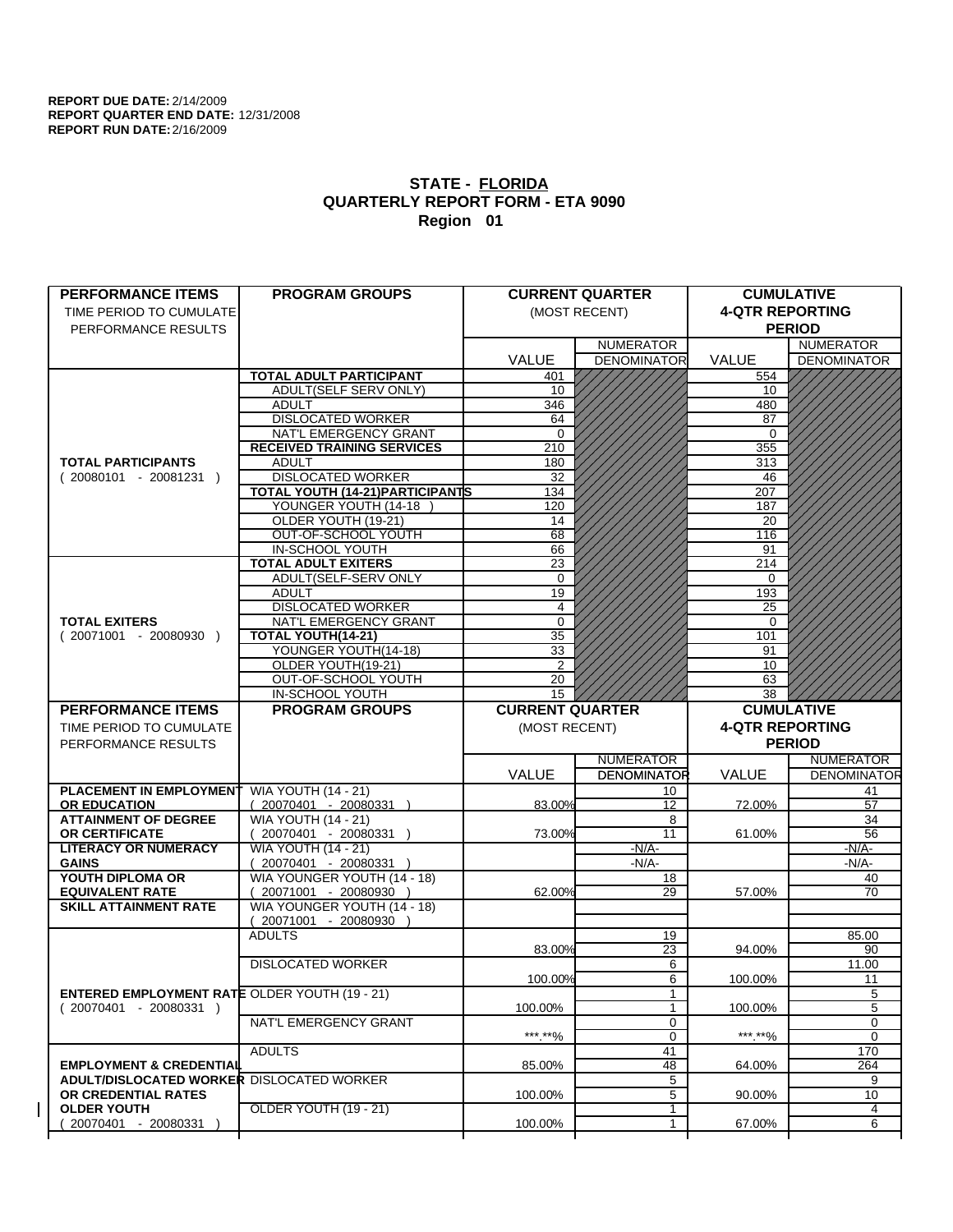**REPORT DUE DATE:** 2/14/2009
**REPORT QUARTER END DATE:** 12/31/2008
**REPORT RUN DATE:** 2/16/2009

# STATE - FLORIDA
## QUARTERLY REPORT FORM - ETA 9090
## Region 01

| PERFORMANCE ITEMS<br>TIME PERIOD TO CUMULATE PERFORMANCE RESULTS | PROGRAM GROUPS | CURRENT QUARTER (MOST RECENT) VALUE | CURRENT QUARTER NUMERATOR / DENOMINATOR | CUMULATIVE 4-QTR REPORTING PERIOD VALUE | CUMULATIVE NUMERATOR / DENOMINATOR |
|---|---|---|---|---|---|
| **TOTAL PARTICIPANTS** ( 20080101 - 20081231 ) | **TOTAL ADULT PARTICIPANT** | 401 | | 554 | |
| | ADULT(SELF SERV ONLY) | 10 | | 10 | |
| | ADULT | 346 | | 480 | |
| | DISLOCATED WORKER | 64 | | 87 | |
| | NAT'L EMERGENCY GRANT | 0 | | 0 | |
| | **RECEIVED TRAINING SERVICES** | 210 | | 355 | |
| | ADULT | 180 | | 313 | |
| | DISLOCATED WORKER | 32 | | 46 | |
| | **TOTAL YOUTH (14-21)PARTICIPANTS** | 134 | | 207 | |
| | YOUNGER YOUTH (14-18 ) | 120 | | 187 | |
| | OLDER YOUTH (19-21) | 14 | | 20 | |
| | OUT-OF-SCHOOL YOUTH | 68 | | 116 | |
| | IN-SCHOOL YOUTH | 66 | | 91 | |
| **TOTAL EXITERS** ( 20071001 - 20080930 ) | **TOTAL ADULT EXITERS** | 23 | | 214 | |
| | ADULT(SELF-SERV ONLY | 0 | | 0 | |
| | ADULT | 19 | | 193 | |
| | DISLOCATED WORKER | 4 | | 25 | |
| | NAT'L EMERGENCY GRANT | 0 | | 0 | |
| | **TOTAL YOUTH(14-21)** | 35 | | 101 | |
| | YOUNGER YOUTH(14-18) | 33 | | 91 | |
| | OLDER YOUTH(19-21) | 2 | | 10 | |
| | OUT-OF-SCHOOL YOUTH | 20 | | 63 | |
| | IN-SCHOOL YOUTH | 15 | | 38 | |

| PERFORMANCE ITEMS<br>TIME PERIOD TO CUMULATE PERFORMANCE RESULTS | PROGRAM GROUPS | CURRENT QUARTER (MOST RECENT) VALUE | CURRENT QUARTER NUMERATOR / DENOMINATOR | CUMULATIVE 4-QTR REPORTING PERIOD VALUE | CUMULATIVE NUMERATOR / DENOMINATOR |
|---|---|---|---|---|---|
| **PLACEMENT IN EMPLOYMENT OR EDUCATION** | WIA YOUTH (14 - 21) ( 20070401 - 20080331 ) | 83.00% | 10 / 12 | 72.00% | 41 / 57 |
| **ATTAINMENT OF DEGREE OR CERTIFICATE** | WIA YOUTH (14 - 21) ( 20070401 - 20080331 ) | 73.00% | 8 / 11 | 61.00% | 34 / 56 |
| **LITERACY OR NUMERACY GAINS** | WIA YOUTH (14 - 21) ( 20070401 - 20080331 ) | | -N/A- / -N/A- | | -N/A- / -N/A- |
| **YOUTH DIPLOMA OR EQUIVALENT RATE** | WIA YOUNGER YOUTH (14 - 18) ( 20071001 - 20080930 ) | 62.00% | 18 / 29 | 57.00% | 40 / 70 |
| **SKILL ATTAINMENT RATE** | WIA YOUNGER YOUTH (14 - 18) ( 20071001 - 20080930 ) | | | | |
| **ENTERED EMPLOYMENT RATE** ( 20070401 - 20080331 ) | ADULTS | 83.00% | 19 / 23 | 94.00% | 85.00 / 90 |
| | DISLOCATED WORKER | 100.00% | 6 / 6 | 100.00% | 11.00 / 11 |
| | OLDER YOUTH (19 - 21) | 100.00% | 1 / 1 | 100.00% | 5 / 5 |
| | NAT'L EMERGENCY GRANT | ***.**% | 0 / 0 | ***.**% | 0 / 0 |
| **EMPLOYMENT & CREDENTIAL ADULT/DISLOCATED WORKER OR CREDENTIAL RATES OLDER YOUTH** ( 20070401 - 20080331 ) | ADULTS | 85.00% | 41 / 48 | 64.00% | 170 / 264 |
| | DISLOCATED WORKER | 100.00% | 5 / 5 | 90.00% | 9 / 10 |
| | OLDER YOUTH (19 - 21) | 100.00% | 1 / 1 | 67.00% | 4 / 6 |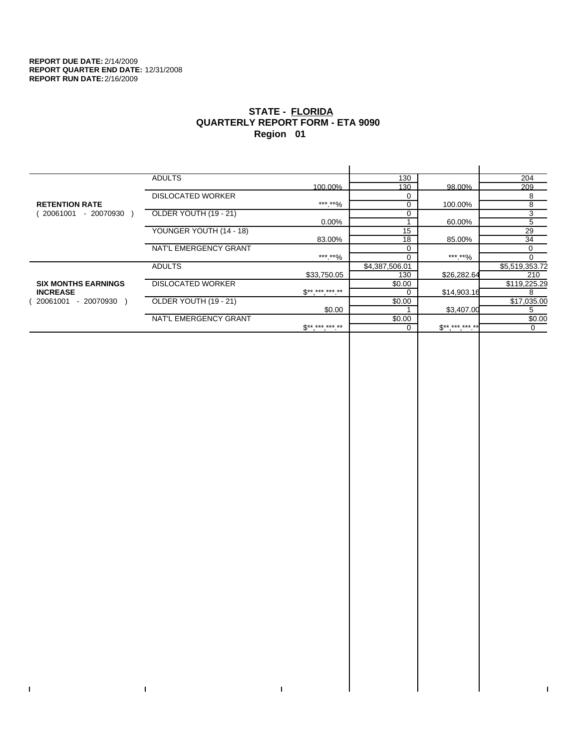**REPORT DUE DATE:** 2/14/2009
**REPORT QUARTER END DATE:** 12/31/2008
**REPORT RUN DATE:** 2/16/2009

# STATE - FLORIDA
## QUARTERLY REPORT FORM - ETA 9090
## Region 01

| | | | | | |
|---|---|---|---|---|---|
| **RETENTION RATE** ( 20061001 - 20070930 ) | ADULTS | 100.00% | 130 / 130 | 98.00% | 204 / 209 |
| | DISLOCATED WORKER | ***.**% | 0 / 0 | 100.00% | 8 / 8 |
| | OLDER YOUTH (19 - 21) | 0.00% | 0 / 1 | 60.00% | 3 / 5 |
| | YOUNGER YOUTH (14 - 18) | 83.00% | 15 / 18 | 85.00% | 29 / 34 |
| | NAT'L EMERGENCY GRANT | ***.**% | 0 / 0 | ***.**% | 0 / 0 |
| **SIX MONTHS EARNINGS INCREASE** ( 20061001 - 20070930 ) | ADULTS | $33,750.05 | $4,387,506.01 / 130 | $26,282.64 | $5,519,353.72 / 210 |
| | DISLOCATED WORKER | $**,***,***.** | $0.00 / 0 | $14,903.16 | $119,225.29 / 8 |
| | OLDER YOUTH (19 - 21) | $0.00 | $0.00 / 1 | $3,407.00 | $17,035.00 / 5 |
| | NAT'L EMERGENCY GRANT | $**,***,***.** | $0.00 / 0 | $**,***,***.** | $0.00 / 0 |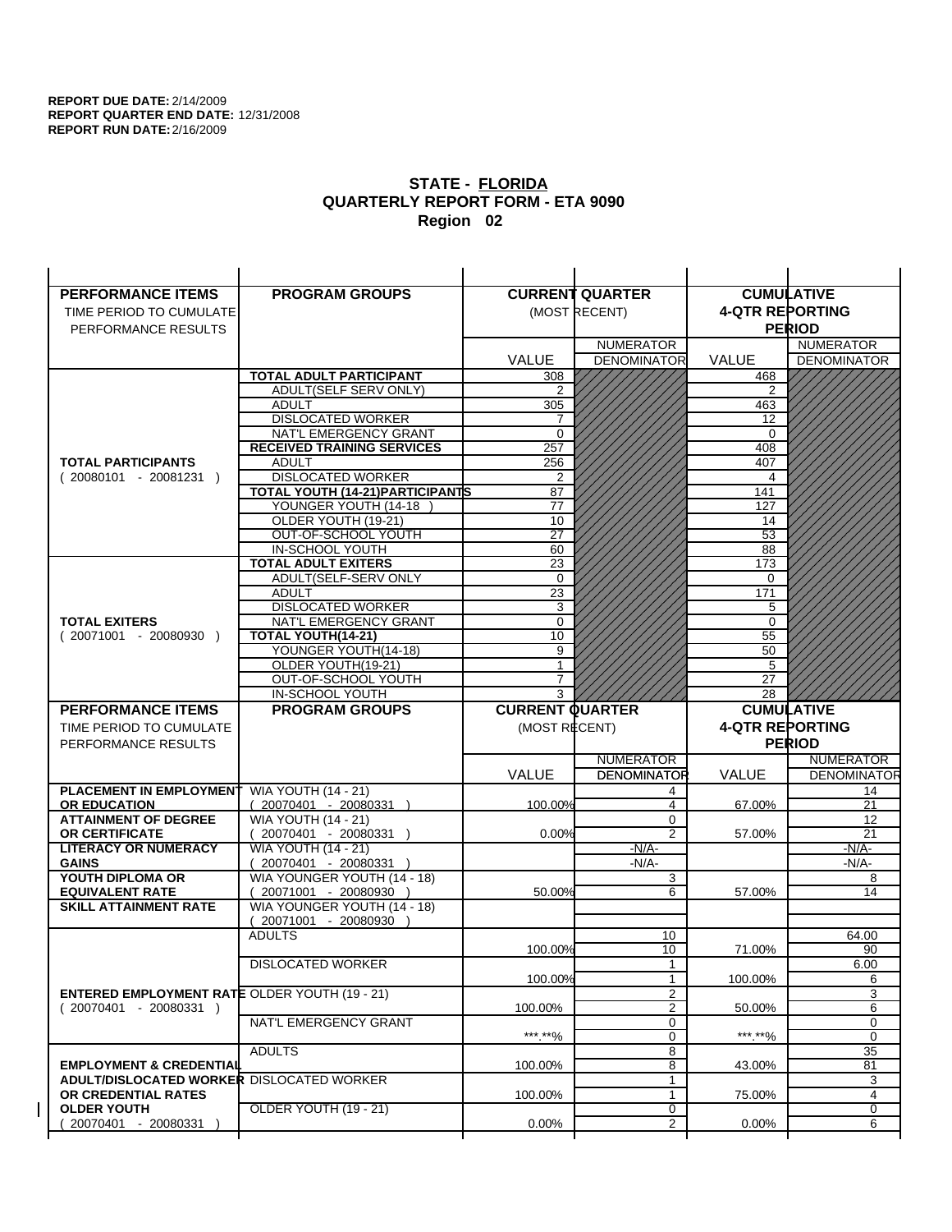**REPORT DUE DATE:** 2/14/2009
**REPORT QUARTER END DATE:** 12/31/2008
**REPORT RUN DATE:** 2/16/2009

## STATE - FLORIDA
## QUARTERLY REPORT FORM - ETA 9090
## Region 02

| PERFORMANCE ITEMS<br>TIME PERIOD TO CUMULATE<br>PERFORMANCE RESULTS | PROGRAM GROUPS | CURRENT QUARTER (MOST RECENT) | | CUMULATIVE 4-QTR REPORTING PERIOD | |
|---|---|---|---|---|---|
| | | VALUE | NUMERATOR<br>DENOMINATOR | VALUE | NUMERATOR<br>DENOMINATOR |
| **TOTAL PARTICIPANTS**<br>( 20080101 - 20081231 ) | **TOTAL ADULT PARTICIPANT** | 308 | | 468 | |
| | ADULT(SELF SERV ONLY) | 2 | | 2 | |
| | ADULT | 305 | | 463 | |
| | DISLOCATED WORKER | 7 | | 12 | |
| | NAT'L EMERGENCY GRANT | 0 | | 0 | |
| | **RECEIVED TRAINING SERVICES** | 257 | | 408 | |
| | ADULT | 256 | | 407 | |
| | DISLOCATED WORKER | 2 | | 4 | |
| | **TOTAL YOUTH (14-21)PARTICIPANTS** | 87 | | 141 | |
| | YOUNGER YOUTH (14-18 ) | 77 | | 127 | |
| | OLDER YOUTH (19-21) | 10 | | 14 | |
| | OUT-OF-SCHOOL YOUTH | 27 | | 53 | |
| | IN-SCHOOL YOUTH | 60 | | 88 | |
| **TOTAL EXITERS**<br>( 20071001 - 20080930 ) | **TOTAL ADULT EXITERS** | 23 | | 173 | |
| | ADULT(SELF-SERV ONLY | 0 | | 0 | |
| | ADULT | 23 | | 171 | |
| | DISLOCATED WORKER | 3 | | 5 | |
| | NAT'L EMERGENCY GRANT | 0 | | 0 | |
| | **TOTAL YOUTH(14-21)** | 10 | | 55 | |
| | YOUNGER YOUTH(14-18) | 9 | | 50 | |
| | OLDER YOUTH(19-21) | 1 | | 5 | |
| | OUT-OF-SCHOOL YOUTH | 7 | | 27 | |
| | IN-SCHOOL YOUTH | 3 | | 28 | |

| PERFORMANCE ITEMS<br>TIME PERIOD TO CUMULATE<br>PERFORMANCE RESULTS | PROGRAM GROUPS | CURRENT QUARTER (MOST RECENT) | | CUMULATIVE 4-QTR REPORTING PERIOD | |
|---|---|---|---|---|---|
| | | VALUE | NUMERATOR<br>DENOMINATOR | VALUE | NUMERATOR<br>DENOMINATOR |
| **PLACEMENT IN EMPLOYMENT OR EDUCATION** | WIA YOUTH (14 - 21)<br>( 20070401 - 20080331 ) | 100.00% | 4<br>4 | 67.00% | 14<br>21 |
| **ATTAINMENT OF DEGREE OR CERTIFICATE** | WIA YOUTH (14 - 21)<br>( 20070401 - 20080331 ) | 0.00% | 0<br>2 | 57.00% | 12<br>21 |
| **LITERACY OR NUMERACY GAINS** | WIA YOUTH (14 - 21)<br>( 20070401 - 20080331 ) | | -N/A-<br>-N/A- | | -N/A-<br>-N/A- |
| **YOUTH DIPLOMA OR EQUIVALENT RATE** | WIA YOUNGER YOUTH (14 - 18)<br>( 20071001 - 20080930 ) | 50.00% | 3<br>6 | 57.00% | 8<br>14 |
| **SKILL ATTAINMENT RATE** | WIA YOUNGER YOUTH (14 - 18)<br>( 20071001 - 20080930 ) | | | | |
| **ENTERED EMPLOYMENT RATE**<br>( 20070401 - 20080331 ) | ADULTS | 100.00% | 10<br>10 | 71.00% | 64.00<br>90 |
| | DISLOCATED WORKER | 100.00% | 1<br>1 | 100.00% | 6.00<br>6 |
| | OLDER YOUTH (19 - 21) | 100.00% | 2<br>2 | 50.00% | 3<br>6 |
| | NAT'L EMERGENCY GRANT | ***.**% | 0<br>0 | ***.**% | 0<br>0 |
| **EMPLOYMENT & CREDENTIAL ADULT/DISLOCATED WORKER OR CREDENTIAL RATES OLDER YOUTH**<br>( 20070401 - 20080331 ) | ADULTS | 100.00% | 8<br>8 | 43.00% | 35<br>81 |
| | DISLOCATED WORKER | 100.00% | 1<br>1 | 75.00% | 3<br>4 |
| | OLDER YOUTH (19 - 21) | 0.00% | 0<br>2 | 0.00% | 0<br>6 |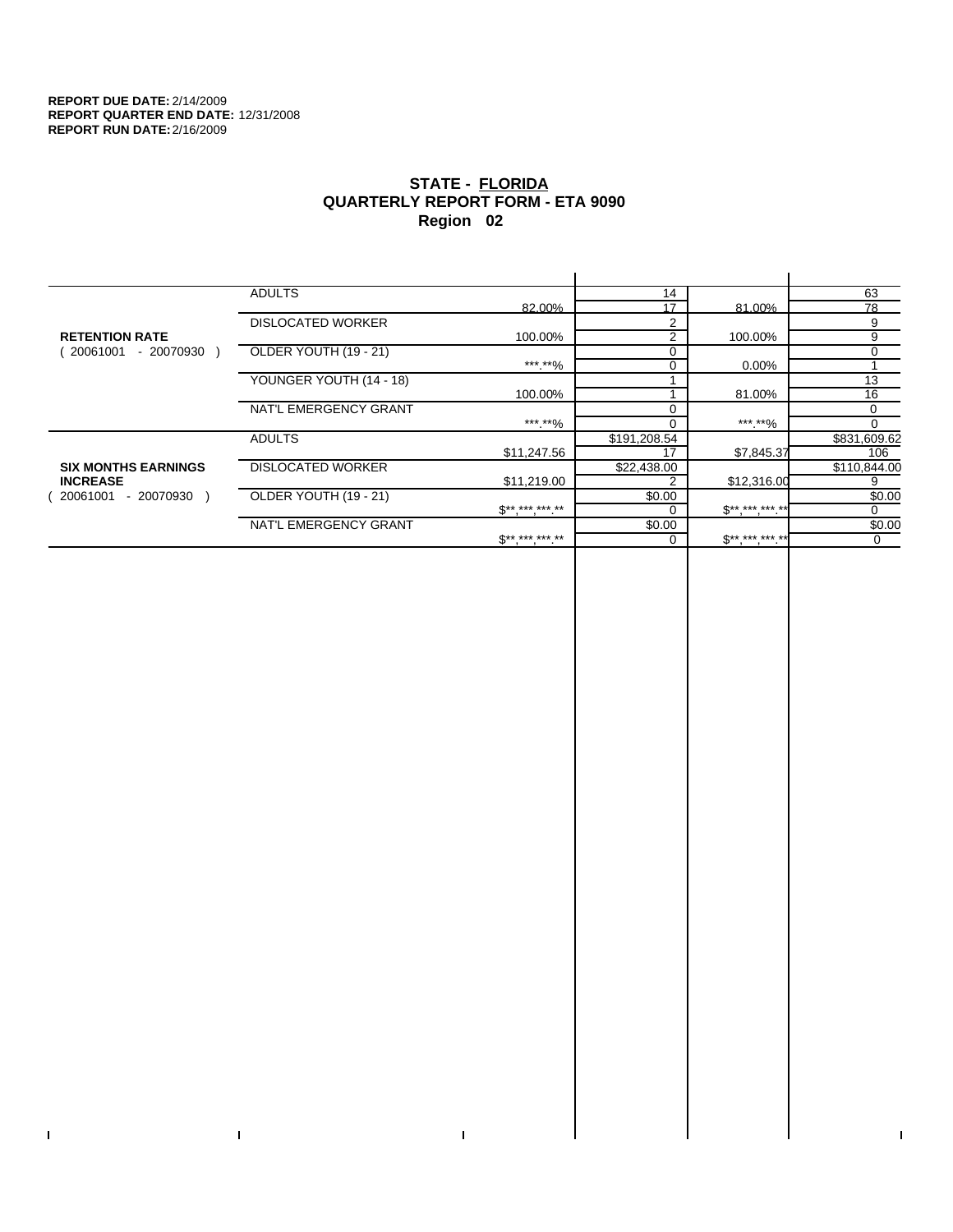**REPORT DUE DATE:** 2/14/2009
**REPORT QUARTER END DATE:** 12/31/2008
**REPORT RUN DATE:** 2/16/2009

# STATE - FLORIDA
## QUARTERLY REPORT FORM - ETA 9090
## Region 02

| | | | | | |
|---|---|---|---|---|---|
| **RETENTION RATE** ( 20061001 - 20070930 ) | ADULTS | 82.00% | 14 / 17 | 81.00% | 63 / 78 |
| | DISLOCATED WORKER | 100.00% | 2 / 2 | 100.00% | 9 / 9 |
| | OLDER YOUTH (19 - 21) | ***.**% | 0 / 0 | 0.00% | 0 / 1 |
| | YOUNGER YOUTH (14 - 18) | 100.00% | 1 / 1 | 81.00% | 13 / 16 |
| | NAT'L EMERGENCY GRANT | ***.**% | 0 / 0 | ***.**% | 0 / 0 |
| **SIX MONTHS EARNINGS INCREASE** ( 20061001 - 20070930 ) | ADULTS | $11,247.56 | $191,208.54 / 17 | $7,845.37 | $831,609.62 / 106 |
| | DISLOCATED WORKER | $11,219.00 | $22,438.00 / 2 | $12,316.00 | $110,844.00 / 9 |
| | OLDER YOUTH (19 - 21) | $**,***,***.** | $0.00 / 0 | $**,***,***.** | $0.00 / 0 |
| | NAT'L EMERGENCY GRANT | $**,***,***.** | $0.00 / 0 | $**,***,***.** | $0.00 / 0 |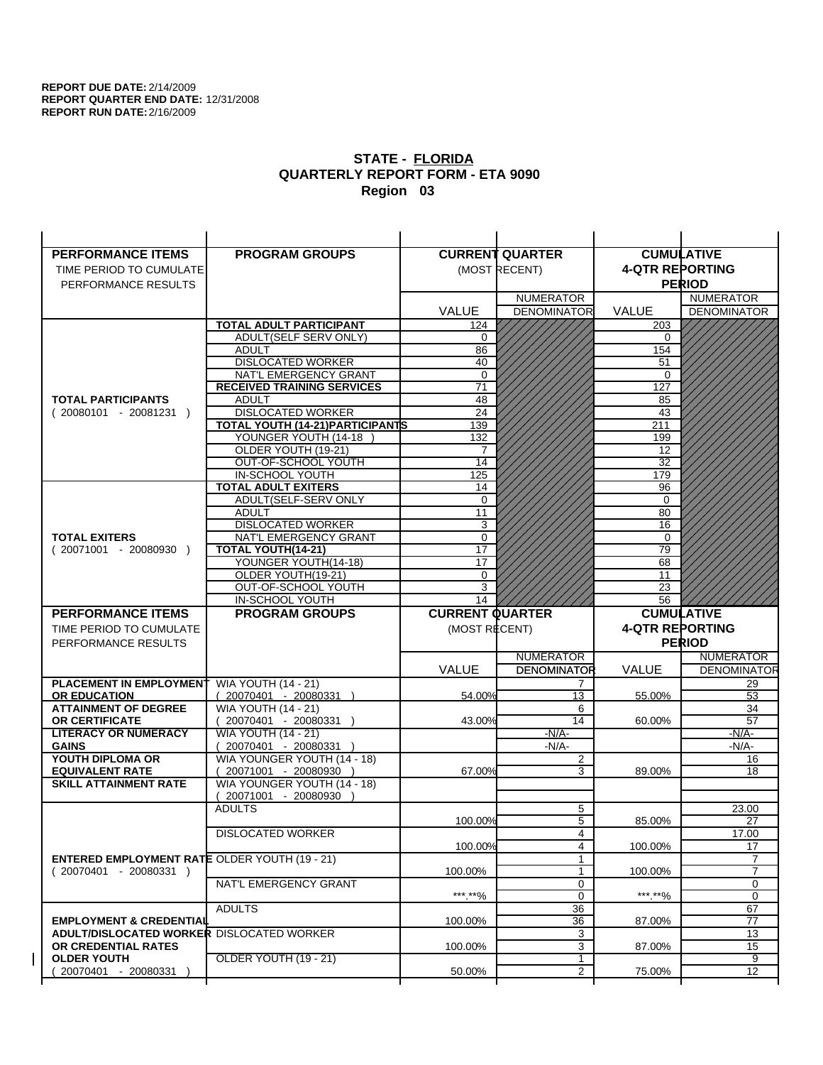**REPORT DUE DATE:** 2/14/2009
**REPORT QUARTER END DATE:** 12/31/2008
**REPORT RUN DATE:** 2/16/2009

# STATE - FLORIDA
## QUARTERLY REPORT FORM - ETA 9090
## Region 03

| PERFORMANCE ITEMS<br>TIME PERIOD TO CUMULATE PERFORMANCE RESULTS | PROGRAM GROUPS | CURRENT QUARTER (MOST RECENT) VALUE | CURRENT QUARTER NUMERATOR DENOMINATOR | CUMULATIVE 4-QTR REPORTING PERIOD VALUE | CUMULATIVE NUMERATOR DENOMINATOR |
|---|---|---|---|---|---|
| **TOTAL PARTICIPANTS** ( 20080101 - 20081231 ) | **TOTAL ADULT PARTICIPANT** | 124 | | 203 | |
| | ADULT(SELF SERV ONLY) | 0 | | 0 | |
| | ADULT | 86 | | 154 | |
| | DISLOCATED WORKER | 40 | | 51 | |
| | NAT'L EMERGENCY GRANT | 0 | | 0 | |
| | **RECEIVED TRAINING SERVICES** | 71 | | 127 | |
| | ADULT | 48 | | 85 | |
| | DISLOCATED WORKER | 24 | | 43 | |
| | **TOTAL YOUTH (14-21)PARTICIPANTS** | 139 | | 211 | |
| | YOUNGER YOUTH (14-18 ) | 132 | | 199 | |
| | OLDER YOUTH (19-21) | 7 | | 12 | |
| | OUT-OF-SCHOOL YOUTH | 14 | | 32 | |
| | IN-SCHOOL YOUTH | 125 | | 179 | |
| **TOTAL EXITERS** ( 20071001 - 20080930 ) | **TOTAL ADULT EXITERS** | 14 | | 96 | |
| | ADULT(SELF-SERV ONLY | 0 | | 0 | |
| | ADULT | 11 | | 80 | |
| | DISLOCATED WORKER | 3 | | 16 | |
| | NAT'L EMERGENCY GRANT | 0 | | 0 | |
| | **TOTAL YOUTH(14-21)** | 17 | | 79 | |
| | YOUNGER YOUTH(14-18) | 17 | | 68 | |
| | OLDER YOUTH(19-21) | 0 | | 11 | |
| | OUT-OF-SCHOOL YOUTH | 3 | | 23 | |
| | IN-SCHOOL YOUTH | 14 | | 56 | |

| PERFORMANCE ITEMS<br>TIME PERIOD TO CUMULATE PERFORMANCE RESULTS | PROGRAM GROUPS | CURRENT QUARTER (MOST RECENT) VALUE | CURRENT QUARTER NUMERATOR DENOMINATOR | CUMULATIVE 4-QTR REPORTING PERIOD VALUE | CUMULATIVE NUMERATOR DENOMINATOR |
|---|---|---|---|---|---|
| **PLACEMENT IN EMPLOYMENT OR EDUCATION** | WIA YOUTH (14 - 21) ( 20070401 - 20080331 ) | 54.00% | 7<br>13 | 55.00% | 29<br>53 |
| **ATTAINMENT OF DEGREE OR CERTIFICATE** | WIA YOUTH (14 - 21) ( 20070401 - 20080331 ) | 43.00% | 6<br>14 | 60.00% | 34<br>57 |
| **LITERACY OR NUMERACY GAINS** | WIA YOUTH (14 - 21) ( 20070401 - 20080331 ) | | -N/A-<br>-N/A- | | -N/A-<br>-N/A- |
| **YOUTH DIPLOMA OR EQUIVALENT RATE** | WIA YOUNGER YOUTH (14 - 18) ( 20071001 - 20080930 ) | 67.00% | 2<br>3 | 89.00% | 16<br>18 |
| **SKILL ATTAINMENT RATE** | WIA YOUNGER YOUTH (14 - 18) ( 20071001 - 20080930 ) | | | | |
| **ENTERED EMPLOYMENT RATE** ( 20070401 - 20080331 ) | ADULTS | 100.00% | 5<br>5 | 85.00% | 23.00<br>27 |
| | DISLOCATED WORKER | 100.00% | 4<br>4 | 100.00% | 17.00<br>17 |
| | OLDER YOUTH (19 - 21) | 100.00% | 1<br>1 | 100.00% | 7<br>7 |
| | NAT'L EMERGENCY GRANT | ***.**% | 0<br>0 | ***.**% | 0<br>0 |
| **EMPLOYMENT & CREDENTIAL ADULT/DISLOCATED WORKER OR CREDENTIAL RATES OLDER YOUTH** ( 20070401 - 20080331 ) | ADULTS | 100.00% | 36<br>36 | 87.00% | 67<br>77 |
| | DISLOCATED WORKER | 100.00% | 3<br>3 | 87.00% | 13<br>15 |
| | OLDER YOUTH (19 - 21) | 50.00% | 1<br>2 | 75.00% | 9<br>12 |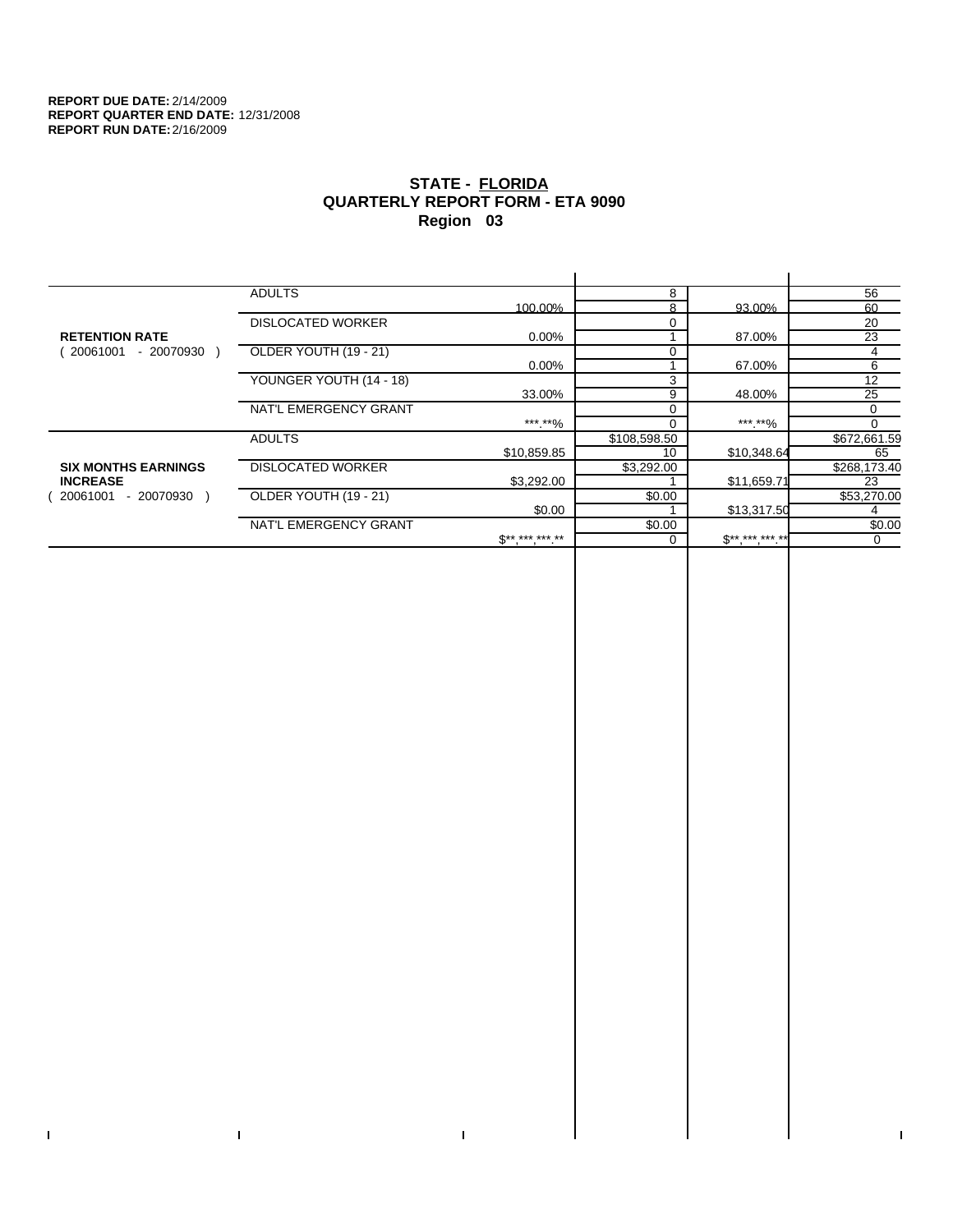**REPORT DUE DATE:** 2/14/2009
**REPORT QUARTER END DATE:** 12/31/2008
**REPORT RUN DATE:** 2/16/2009

# STATE - FLORIDA
## QUARTERLY REPORT FORM - ETA 9090
## Region 03

| | | | | | |
|---|---|---|---|---|---|
| **RETENTION RATE** ( 20061001 - 20070930 ) | ADULTS | | 8 | | 56 |
| | | 100.00% | 8 | 93.00% | 60 |
| | DISLOCATED WORKER | | 0 | | 20 |
| | | 0.00% | 1 | 87.00% | 23 |
| | OLDER YOUTH (19 - 21) | | 0 | | 4 |
| | | 0.00% | 1 | 67.00% | 6 |
| | YOUNGER YOUTH (14 - 18) | | 3 | | 12 |
| | | 33.00% | 9 | 48.00% | 25 |
| | NAT'L EMERGENCY GRANT | | 0 | | 0 |
| | | ***.**% | 0 | ***.**% | 0 |
| **SIX MONTHS EARNINGS INCREASE** ( 20061001 - 20070930 ) | ADULTS | | $108,598.50 | | $672,661.59 |
| | | $10,859.85 | 10 | $10,348.64 | 65 |
| | DISLOCATED WORKER | | $3,292.00 | | $268,173.40 |
| | | $3,292.00 | 1 | $11,659.71 | 23 |
| | OLDER YOUTH (19 - 21) | | $0.00 | | $53,270.00 |
| | | $0.00 | 1 | $13,317.50 | 4 |
| | NAT'L EMERGENCY GRANT | | $0.00 | | $0.00 |
| | | $**,***,***.** | 0 | $**,***,***.** | 0 |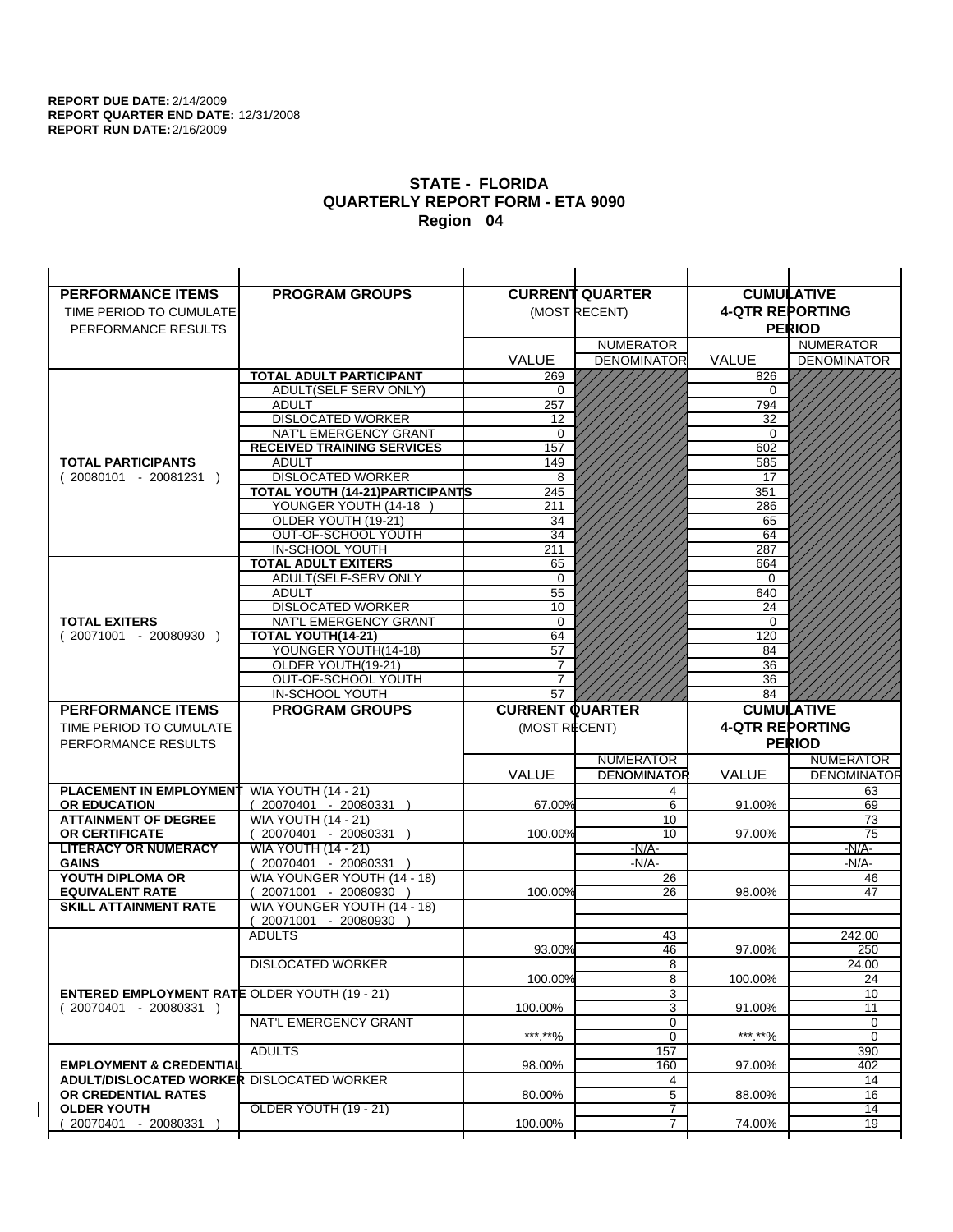**REPORT DUE DATE:** 2/14/2009
**REPORT QUARTER END DATE:** 12/31/2008
**REPORT RUN DATE:** 2/16/2009

## STATE - FLORIDA
## QUARTERLY REPORT FORM - ETA 9090
## Region 04

| PERFORMANCE ITEMS<br>TIME PERIOD TO CUMULATE PERFORMANCE RESULTS | PROGRAM GROUPS | CURRENT QUARTER (MOST RECENT) VALUE | NUMERATOR / DENOMINATOR | CUMULATIVE 4-QTR REPORTING PERIOD VALUE | NUMERATOR / DENOMINATOR |
|---|---|---|---|---|---|
| **TOTAL PARTICIPANTS** ( 20080101 - 20081231 ) | **TOTAL ADULT PARTICIPANT** | 269 | | 826 | |
| | ADULT(SELF SERV ONLY) | 0 | | 0 | |
| | ADULT | 257 | | 794 | |
| | DISLOCATED WORKER | 12 | | 32 | |
| | NAT'L EMERGENCY GRANT | 0 | | 0 | |
| | **RECEIVED TRAINING SERVICES** | 157 | | 602 | |
| | ADULT | 149 | | 585 | |
| | DISLOCATED WORKER | 8 | | 17 | |
| | **TOTAL YOUTH (14-21)PARTICIPANTS** | 245 | | 351 | |
| | YOUNGER YOUTH (14-18 ) | 211 | | 286 | |
| | OLDER YOUTH (19-21) | 34 | | 65 | |
| | OUT-OF-SCHOOL YOUTH | 34 | | 64 | |
| | IN-SCHOOL YOUTH | 211 | | 287 | |
| **TOTAL EXITERS** ( 20071001 - 20080930 ) | **TOTAL ADULT EXITERS** | 65 | | 664 | |
| | ADULT(SELF-SERV ONLY | 0 | | 0 | |
| | ADULT | 55 | | 640 | |
| | DISLOCATED WORKER | 10 | | 24 | |
| | NAT'L EMERGENCY GRANT | 0 | | 0 | |
| | **TOTAL YOUTH(14-21)** | 64 | | 120 | |
| | YOUNGER YOUTH(14-18) | 57 | | 84 | |
| | OLDER YOUTH(19-21) | 7 | | 36 | |
| | OUT-OF-SCHOOL YOUTH | 7 | | 36 | |
| | IN-SCHOOL YOUTH | 57 | | 84 | |

| PERFORMANCE ITEMS<br>TIME PERIOD TO CUMULATE PERFORMANCE RESULTS | PROGRAM GROUPS | CURRENT QUARTER (MOST RECENT) VALUE | NUMERATOR / DENOMINATOR | CUMULATIVE 4-QTR REPORTING PERIOD VALUE | NUMERATOR / DENOMINATOR |
|---|---|---|---|---|---|
| **PLACEMENT IN EMPLOYMENT OR EDUCATION** | WIA YOUTH (14 - 21) ( 20070401 - 20080331 ) | 67.00% | 4 / 6 | 91.00% | 63 / 69 |
| **ATTAINMENT OF DEGREE OR CERTIFICATE** | WIA YOUTH (14 - 21) ( 20070401 - 20080331 ) | 100.00% | 10 / 10 | 97.00% | 73 / 75 |
| **LITERACY OR NUMERACY GAINS** | WIA YOUTH (14 - 21) ( 20070401 - 20080331 ) | | -N/A- / -N/A- | | -N/A- / -N/A- |
| **YOUTH DIPLOMA OR EQUIVALENT RATE** | WIA YOUNGER YOUTH (14 - 18) ( 20071001 - 20080930 ) | 100.00% | 26 / 26 | 98.00% | 46 / 47 |
| **SKILL ATTAINMENT RATE** | WIA YOUNGER YOUTH (14 - 18) ( 20071001 - 20080930 ) | | | | |
| **ENTERED EMPLOYMENT RATE** ( 20070401 - 20080331 ) | ADULTS | 93.00% | 43 / 46 | 97.00% | 242.00 / 250 |
| | DISLOCATED WORKER | 100.00% | 8 / 8 | 100.00% | 24.00 / 24 |
| | OLDER YOUTH (19 - 21) | 100.00% | 3 / 3 | 91.00% | 10 / 11 |
| | NAT'L EMERGENCY GRANT | \*\*\*.\*\*% | 0 / 0 | \*\*\*.\*\*% | 0 / 0 |
| **EMPLOYMENT & CREDENTIAL ADULT/DISLOCATED WORKER OR CREDENTIAL RATES OLDER YOUTH** ( 20070401 - 20080331 ) | ADULTS | 98.00% | 157 / 160 | 97.00% | 390 / 402 |
| | DISLOCATED WORKER | 80.00% | 4 / 5 | 88.00% | 14 / 16 |
| | OLDER YOUTH (19 - 21) | 100.00% | 7 / 7 | 74.00% | 14 / 19 |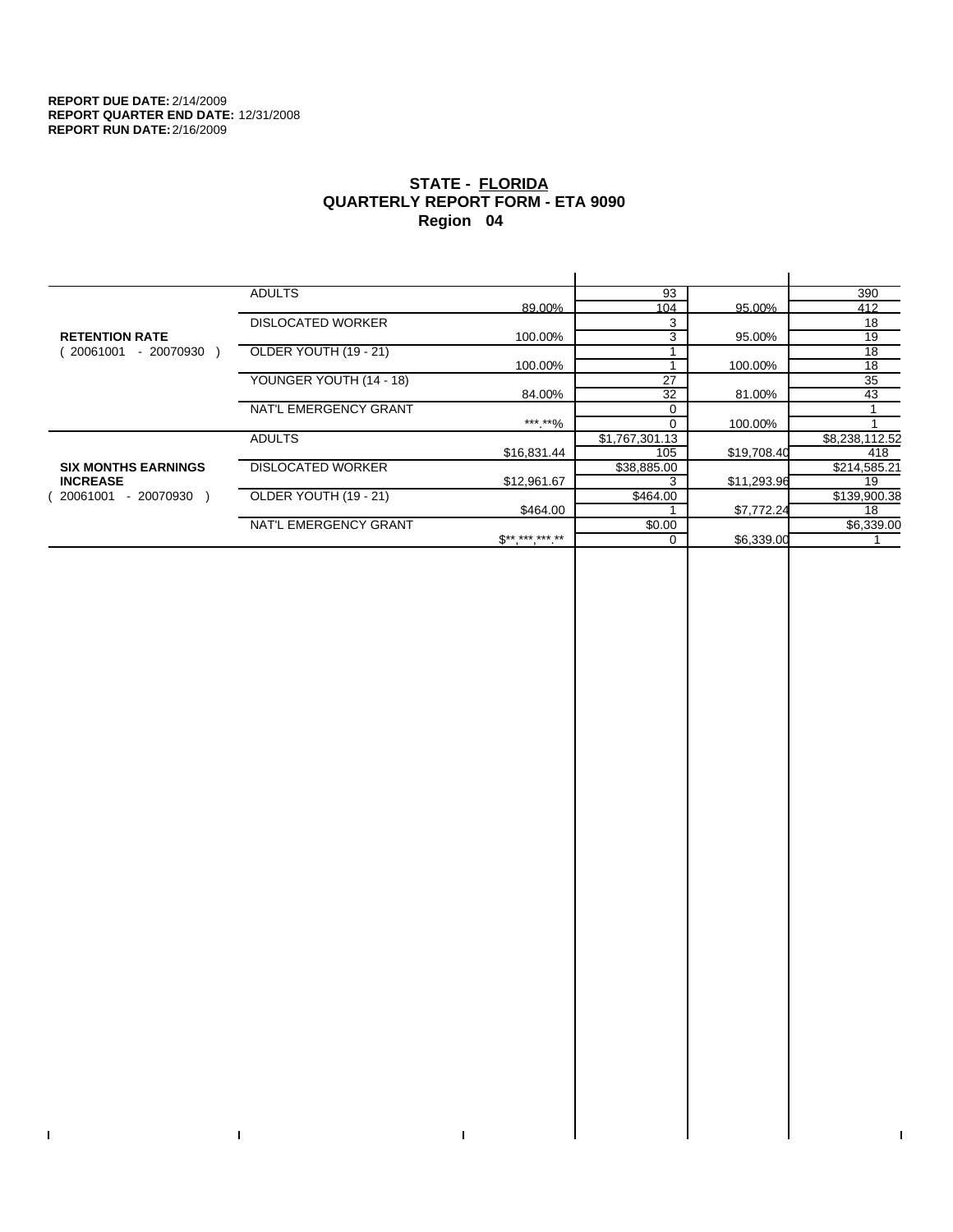**REPORT DUE DATE:** 2/14/2009
**REPORT QUARTER END DATE:** 12/31/2008
**REPORT RUN DATE:** 2/16/2009

# STATE - FLORIDA
## QUARTERLY REPORT FORM - ETA 9090
## Region 04

| | | | | | |
|---|---|---|---|---|---|
| **RETENTION RATE** ( 20061001 - 20070930 ) | ADULTS | 89.00% | 93 / 104 | 95.00% | 390 / 412 |
| | DISLOCATED WORKER | 100.00% | 3 / 3 | 95.00% | 18 / 19 |
| | OLDER YOUTH (19 - 21) | 100.00% | 1 / 1 | 100.00% | 18 / 18 |
| | YOUNGER YOUTH (14 - 18) | 84.00% | 27 / 32 | 81.00% | 35 / 43 |
| | NAT'L EMERGENCY GRANT | ***.**% | 0 / 0 | 100.00% | 1 / 1 |
| **SIX MONTHS EARNINGS INCREASE** ( 20061001 - 20070930 ) | ADULTS | $16,831.44 | $1,767,301.13 / 105 | $19,708.40 | $8,238,112.52 / 418 |
| | DISLOCATED WORKER | $12,961.67 | $38,885.00 / 3 | $11,293.96 | $214,585.21 / 19 |
| | OLDER YOUTH (19 - 21) | $464.00 | $464.00 / 1 | $7,772.24 | $139,900.38 / 18 |
| | NAT'L EMERGENCY GRANT | $**,***,***.** | $0.00 / 0 | $6,339.00 | $6,339.00 / 1 |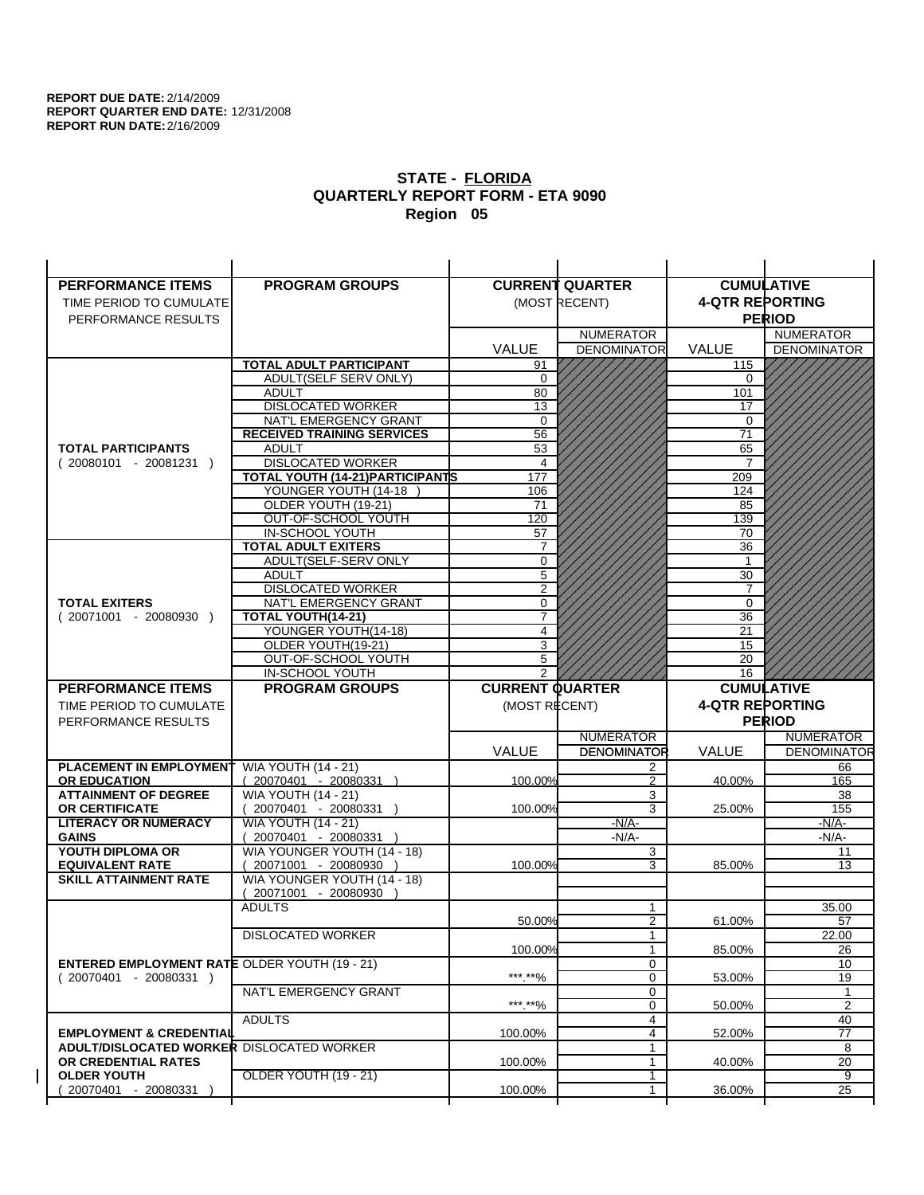**REPORT DUE DATE:** 2/14/2009
**REPORT QUARTER END DATE:** 12/31/2008
**REPORT RUN DATE:** 2/16/2009

## STATE - FLORIDA
## QUARTERLY REPORT FORM - ETA 9090
## Region 05

| PERFORMANCE ITEMS<br>TIME PERIOD TO CUMULATE PERFORMANCE RESULTS | PROGRAM GROUPS | CURRENT QUARTER (MOST RECENT) VALUE | CURRENT QUARTER NUMERATOR / DENOMINATOR | CUMULATIVE 4-QTR REPORTING PERIOD VALUE | CUMULATIVE 4-QTR REPORTING PERIOD NUMERATOR / DENOMINATOR |
|---|---|---|---|---|---|
| **TOTAL PARTICIPANTS** ( 20080101 - 20081231 ) | **TOTAL ADULT PARTICIPANT** | 91 | | 115 | |
| | ADULT(SELF SERV ONLY) | 0 | | 0 | |
| | ADULT | 80 | | 101 | |
| | DISLOCATED WORKER | 13 | | 17 | |
| | NAT'L EMERGENCY GRANT | 0 | | 0 | |
| | **RECEIVED TRAINING SERVICES** | 56 | | 71 | |
| | ADULT | 53 | | 65 | |
| | DISLOCATED WORKER | 4 | | 7 | |
| | **TOTAL YOUTH (14-21)PARTICIPANTS** | 177 | | 209 | |
| | YOUNGER YOUTH (14-18 ) | 106 | | 124 | |
| | OLDER YOUTH (19-21) | 71 | | 85 | |
| | OUT-OF-SCHOOL YOUTH | 120 | | 139 | |
| | IN-SCHOOL YOUTH | 57 | | 70 | |
| **TOTAL EXITERS** ( 20071001 - 20080930 ) | **TOTAL ADULT EXITERS** | 7 | | 36 | |
| | ADULT(SELF-SERV ONLY | 0 | | 1 | |
| | ADULT | 5 | | 30 | |
| | DISLOCATED WORKER | 2 | | 7 | |
| | NAT'L EMERGENCY GRANT | 0 | | 0 | |
| | **TOTAL YOUTH(14-21)** | 7 | | 36 | |
| | YOUNGER YOUTH(14-18) | 4 | | 21 | |
| | OLDER YOUTH(19-21) | 3 | | 15 | |
| | OUT-OF-SCHOOL YOUTH | 5 | | 20 | |
| | IN-SCHOOL YOUTH | 2 | | 16 | |
| **PERFORMANCE ITEMS**<br>TIME PERIOD TO CUMULATE PERFORMANCE RESULTS | **PROGRAM GROUPS** | **CURRENT QUARTER** (MOST RECENT) VALUE | NUMERATOR / DENOMINATOR | **CUMULATIVE 4-QTR REPORTING PERIOD** VALUE | NUMERATOR / DENOMINATOR |
| **PLACEMENT IN EMPLOYMENT OR EDUCATION** | WIA YOUTH (14 - 21) ( 20070401 - 20080331 ) | 100.00% | 2 / 2 | 40.00% | 66 / 165 |
| **ATTAINMENT OF DEGREE OR CERTIFICATE** | WIA YOUTH (14 - 21) ( 20070401 - 20080331 ) | 100.00% | 3 / 3 | 25.00% | 38 / 155 |
| **LITERACY OR NUMERACY GAINS** | WIA YOUTH (14 - 21) ( 20070401 - 20080331 ) | | -N/A- / -N/A- | | -N/A- / -N/A- |
| **YOUTH DIPLOMA OR EQUIVALENT RATE** | WIA YOUNGER YOUTH (14 - 18) ( 20071001 - 20080930 ) | 100.00% | 3 / 3 | 85.00% | 11 / 13 |
| **SKILL ATTAINMENT RATE** | WIA YOUNGER YOUTH (14 - 18) ( 20071001 - 20080930 ) | | | | |
| **ENTERED EMPLOYMENT RATE** ( 20070401 - 20080331 ) | ADULTS | 50.00% | 1 / 2 | 61.00% | 35.00 / 57 |
| | DISLOCATED WORKER | 100.00% | 1 / 1 | 85.00% | 22.00 / 26 |
| | OLDER YOUTH (19 - 21) | \*\*\*.\*\*% | 0 / 0 | 53.00% | 10 / 19 |
| | NAT'L EMERGENCY GRANT | \*\*\*.\*\*% | 0 / 0 | 50.00% | 1 / 2 |
| **EMPLOYMENT & CREDENTIAL ADULT/DISLOCATED WORKER OR CREDENTIAL RATES OLDER YOUTH** ( 20070401 - 20080331 ) | ADULTS | 100.00% | 4 / 4 | 52.00% | 40 / 77 |
| | DISLOCATED WORKER | 100.00% | 1 / 1 | 40.00% | 8 / 20 |
| | OLDER YOUTH (19 - 21) | 100.00% | 1 / 1 | 36.00% | 9 / 25 |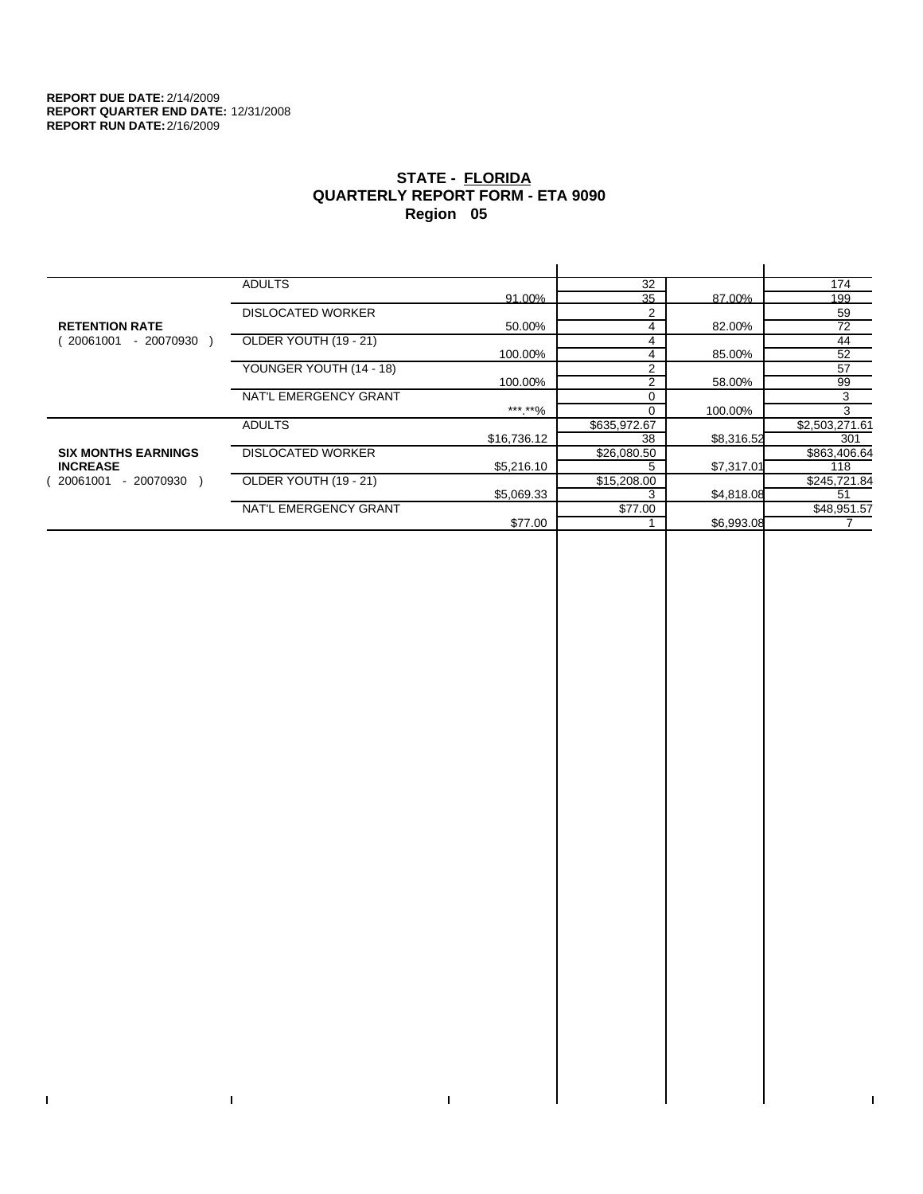**REPORT DUE DATE:** 2/14/2009
**REPORT QUARTER END DATE:** 12/31/2008
**REPORT RUN DATE:** 2/16/2009

## STATE - FLORIDA
## QUARTERLY REPORT FORM - ETA 9090
## Region 05

| | | | | | |
|---|---|---|---|---|---|
| **RETENTION RATE** ( 20061001 - 20070930 ) | ADULTS | | 32 | | 174 |
| | | 91.00% | 35 | 87.00% | 199 |
| | DISLOCATED WORKER | | 2 | | 59 |
| | | 50.00% | 4 | 82.00% | 72 |
| | OLDER YOUTH (19 - 21) | | 4 | | 44 |
| | | 100.00% | 4 | 85.00% | 52 |
| | YOUNGER YOUTH (14 - 18) | | 2 | | 57 |
| | | 100.00% | 2 | 58.00% | 99 |
| | NAT'L EMERGENCY GRANT | | 0 | | 3 |
| | | ***.**% | 0 | 100.00% | 3 |
| **SIX MONTHS EARNINGS INCREASE** ( 20061001 - 20070930 ) | ADULTS | | $635,972.67 | | $2,503,271.61 |
| | | $16,736.12 | 38 | $8,316.52 | 301 |
| | DISLOCATED WORKER | | $26,080.50 | | $863,406.64 |
| | | $5,216.10 | 5 | $7,317.01 | 118 |
| | OLDER YOUTH (19 - 21) | | $15,208.00 | | $245,721.84 |
| | | $5,069.33 | 3 | $4,818.08 | 51 |
| | NAT'L EMERGENCY GRANT | | $77.00 | | $48,951.57 |
| | | $77.00 | 1 | $6,993.08 | 7 |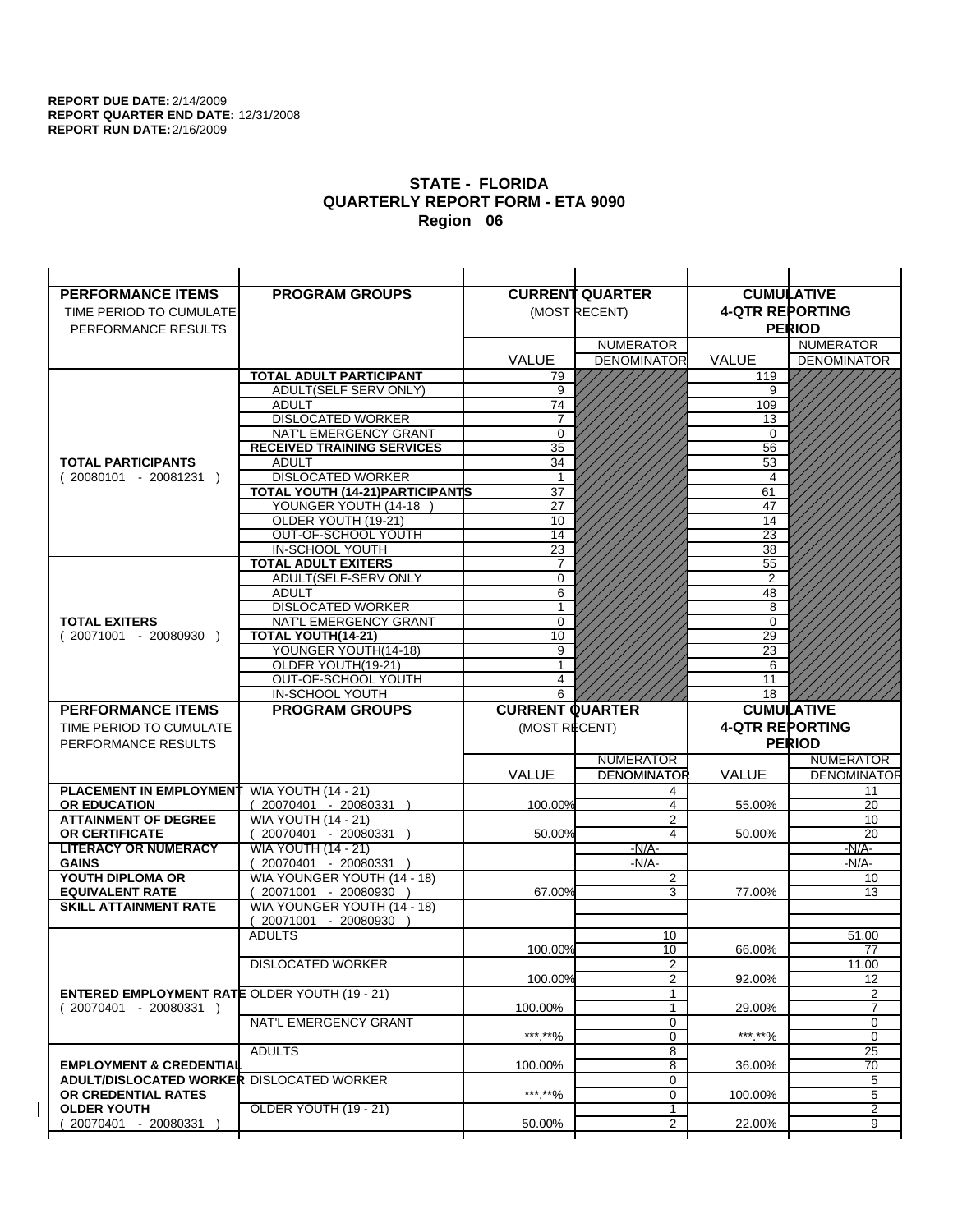**REPORT DUE DATE:** 2/14/2009
**REPORT QUARTER END DATE:** 12/31/2008
**REPORT RUN DATE:** 2/16/2009

## STATE - FLORIDA
## QUARTERLY REPORT FORM - ETA 9090
## Region 06

| PERFORMANCE ITEMS<br>TIME PERIOD TO CUMULATE PERFORMANCE RESULTS | PROGRAM GROUPS | CURRENT QUARTER (MOST RECENT) VALUE | CURRENT QUARTER NUMERATOR / DENOMINATOR | CUMULATIVE 4-QTR REPORTING PERIOD VALUE | CUMULATIVE NUMERATOR / DENOMINATOR |
|---|---|---|---|---|---|
| **TOTAL PARTICIPANTS** ( 20080101 - 20081231 ) | **TOTAL ADULT PARTICIPANT** | 79 | | 119 | |
| | ADULT(SELF SERV ONLY) | 9 | | 9 | |
| | ADULT | 74 | | 109 | |
| | DISLOCATED WORKER | 7 | | 13 | |
| | NAT'L EMERGENCY GRANT | 0 | | 0 | |
| | **RECEIVED TRAINING SERVICES** | 35 | | 56 | |
| | ADULT | 34 | | 53 | |
| | DISLOCATED WORKER | 1 | | 4 | |
| | **TOTAL YOUTH (14-21)PARTICIPANTS** | 37 | | 61 | |
| | YOUNGER YOUTH (14-18 ) | 27 | | 47 | |
| | OLDER YOUTH (19-21) | 10 | | 14 | |
| | OUT-OF-SCHOOL YOUTH | 14 | | 23 | |
| | IN-SCHOOL YOUTH | 23 | | 38 | |
| **TOTAL EXITERS** ( 20071001 - 20080930 ) | **TOTAL ADULT EXITERS** | 7 | | 55 | |
| | ADULT(SELF-SERV ONLY | 0 | | 2 | |
| | ADULT | 6 | | 48 | |
| | DISLOCATED WORKER | 1 | | 8 | |
| | NAT'L EMERGENCY GRANT | 0 | | 0 | |
| | **TOTAL YOUTH(14-21)** | 10 | | 29 | |
| | YOUNGER YOUTH(14-18) | 9 | | 23 | |
| | OLDER YOUTH(19-21) | 1 | | 6 | |
| | OUT-OF-SCHOOL YOUTH | 4 | | 11 | |
| | IN-SCHOOL YOUTH | 6 | | 18 | |

| PERFORMANCE ITEMS<br>TIME PERIOD TO CUMULATE PERFORMANCE RESULTS | PROGRAM GROUPS | CURRENT QUARTER (MOST RECENT) VALUE | CURRENT QUARTER NUMERATOR / DENOMINATOR | CUMULATIVE 4-QTR REPORTING PERIOD VALUE | CUMULATIVE NUMERATOR / DENOMINATOR |
|---|---|---|---|---|---|
| **PLACEMENT IN EMPLOYMENT OR EDUCATION** | WIA YOUTH (14 - 21) ( 20070401 - 20080331 ) | 100.00% | 4 / 4 | 55.00% | 11 / 20 |
| **ATTAINMENT OF DEGREE OR CERTIFICATE** | WIA YOUTH (14 - 21) ( 20070401 - 20080331 ) | 50.00% | 2 / 4 | 50.00% | 10 / 20 |
| **LITERACY OR NUMERACY GAINS** | WIA YOUTH (14 - 21) ( 20070401 - 20080331 ) | | -N/A- / -N/A- | | -N/A- / -N/A- |
| **YOUTH DIPLOMA OR EQUIVALENT RATE** | WIA YOUNGER YOUTH (14 - 18) ( 20071001 - 20080930 ) | 67.00% | 2 / 3 | 77.00% | 10 / 13 |
| **SKILL ATTAINMENT RATE** | WIA YOUNGER YOUTH (14 - 18) ( 20071001 - 20080930 ) | | | | |
| **ENTERED EMPLOYMENT RATE** ( 20070401 - 20080331 ) | ADULTS | 100.00% | 10 / 10 | 66.00% | 51.00 / 77 |
| | DISLOCATED WORKER | 100.00% | 2 / 2 | 92.00% | 11.00 / 12 |
| | OLDER YOUTH (19 - 21) | 100.00% | 1 / 1 | 29.00% | 2 / 7 |
| | NAT'L EMERGENCY GRANT | \*\*\*.\*\*% | 0 / 0 | \*\*\*.\*\*% | 0 / 0 |
| **EMPLOYMENT & CREDENTIAL ADULT/DISLOCATED WORKER OR CREDENTIAL RATES OLDER YOUTH** ( 20070401 - 20080331 ) | ADULTS | 100.00% | 8 / 8 | 36.00% | 25 / 70 |
| | DISLOCATED WORKER | \*\*\*.\*\*% | 0 / 0 | 100.00% | 5 / 5 |
| | OLDER YOUTH (19 - 21) | 50.00% | 1 / 2 | 22.00% | 2 / 9 |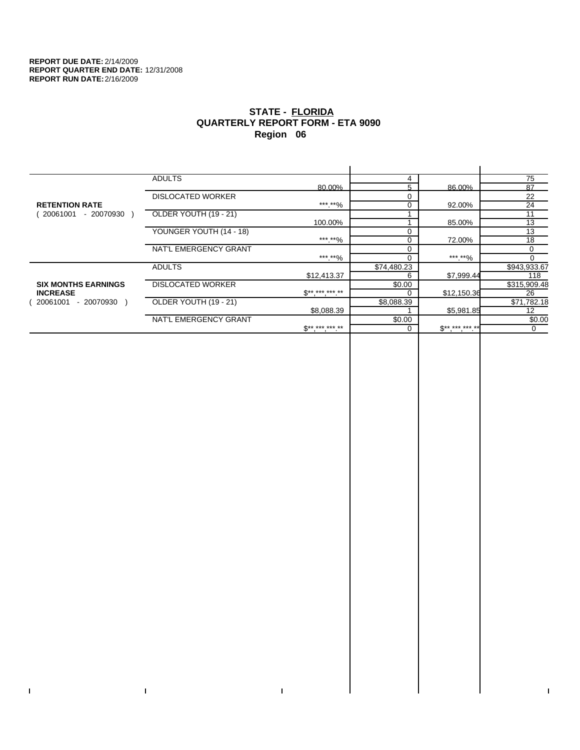**REPORT DUE DATE:** 2/14/2009
**REPORT QUARTER END DATE:** 12/31/2008
**REPORT RUN DATE:** 2/16/2009

# STATE - FLORIDA
## QUARTERLY REPORT FORM - ETA 9090
## Region 06

| | | | | | |
|---|---|---|---|---|---|
| **RETENTION RATE** ( 20061001 - 20070930 ) | ADULTS | | 4 | | 75 |
| | | 80.00% | 5 | 86.00% | 87 |
| | DISLOCATED WORKER | | 0 | | 22 |
| | | ***.**% | 0 | 92.00% | 24 |
| | OLDER YOUTH (19 - 21) | | 1 | | 11 |
| | | 100.00% | 1 | 85.00% | 13 |
| | YOUNGER YOUTH (14 - 18) | | 0 | | 13 |
| | | ***.**% | 0 | 72.00% | 18 |
| | NAT'L EMERGENCY GRANT | | 0 | | 0 |
| | | ***.**% | 0 | ***.**% | 0 |
| **SIX MONTHS EARNINGS INCREASE** ( 20061001 - 20070930 ) | ADULTS | | $74,480.23 | | $943,933.67 |
| | | $12,413.37 | 6 | $7,999.44 | 118 |
| | DISLOCATED WORKER | | $0.00 | | $315,909.48 |
| | | $**,***,***.** | 0 | $12,150.36 | 26 |
| | OLDER YOUTH (19 - 21) | | $8,088.39 | | $71,782.18 |
| | | $8,088.39 | 1 | $5,981.85 | 12 |
| | NAT'L EMERGENCY GRANT | | $0.00 | | $0.00 |
| | | $**,***,***.** | 0 | $**,***,***.** | 0 |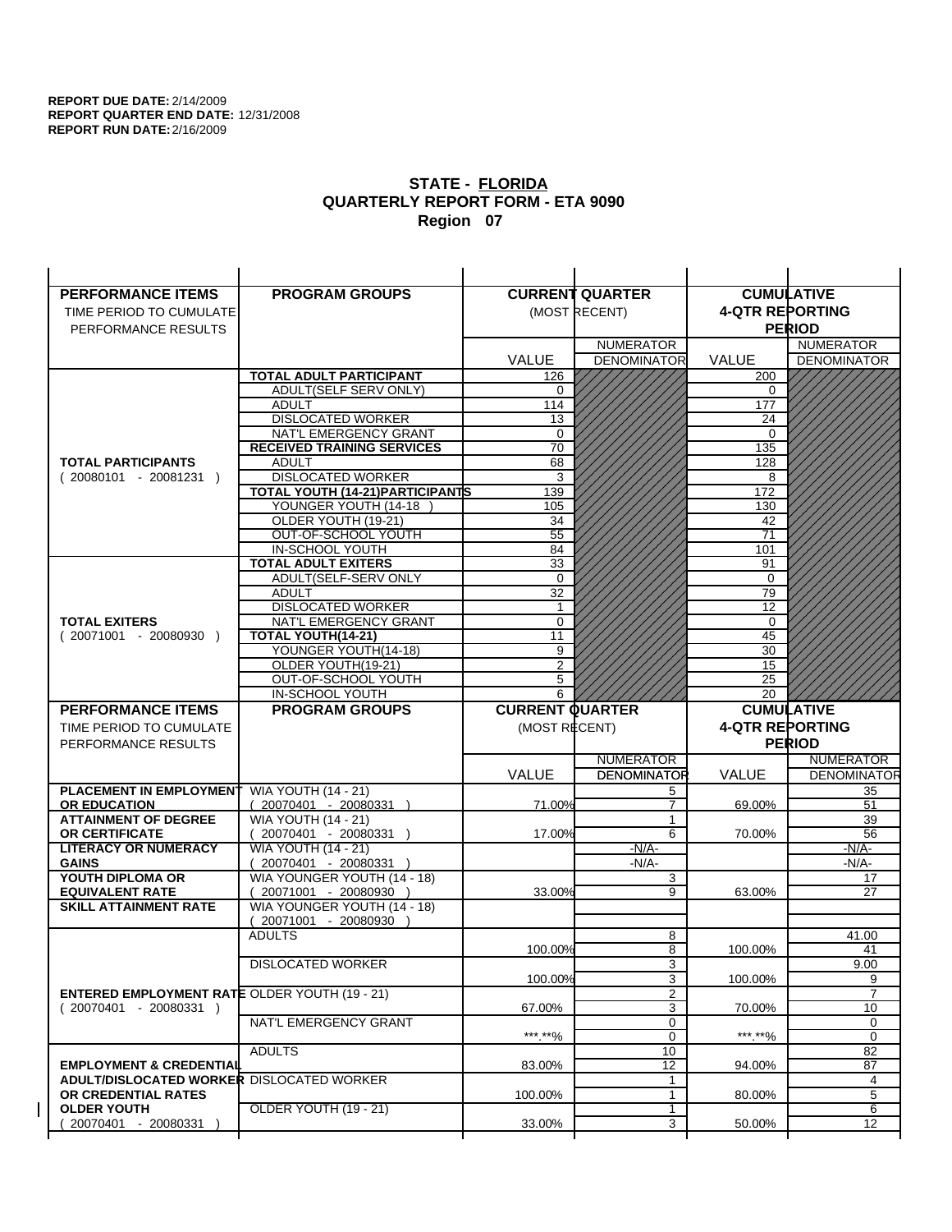**REPORT DUE DATE:** 2/14/2009
**REPORT QUARTER END DATE:** 12/31/2008
**REPORT RUN DATE:** 2/16/2009

# STATE - FLORIDA
## QUARTERLY REPORT FORM - ETA 9090
## Region 07

| PERFORMANCE ITEMS<br>TIME PERIOD TO CUMULATE PERFORMANCE RESULTS | PROGRAM GROUPS | CURRENT QUARTER (MOST RECENT) VALUE | CURRENT QUARTER NUMERATOR / DENOMINATOR | CUMULATIVE 4-QTR REPORTING PERIOD VALUE | CUMULATIVE NUMERATOR / DENOMINATOR |
|---|---|---|---|---|---|
| **TOTAL PARTICIPANTS** ( 20080101 - 20081231 ) | **TOTAL ADULT PARTICIPANT** | 126 | | 200 | |
| | ADULT(SELF SERV ONLY) | 0 | | 0 | |
| | ADULT | 114 | | 177 | |
| | DISLOCATED WORKER | 13 | | 24 | |
| | NAT'L EMERGENCY GRANT | 0 | | 0 | |
| | **RECEIVED TRAINING SERVICES** | 70 | | 135 | |
| | ADULT | 68 | | 128 | |
| | DISLOCATED WORKER | 3 | | 8 | |
| | **TOTAL YOUTH (14-21)PARTICIPANTS** | 139 | | 172 | |
| | YOUNGER YOUTH (14-18 ) | 105 | | 130 | |
| | OLDER YOUTH (19-21) | 34 | | 42 | |
| | OUT-OF-SCHOOL YOUTH | 55 | | 71 | |
| | IN-SCHOOL YOUTH | 84 | | 101 | |
| **TOTAL EXITERS** ( 20071001 - 20080930 ) | **TOTAL ADULT EXITERS** | 33 | | 91 | |
| | ADULT(SELF-SERV ONLY | 0 | | 0 | |
| | ADULT | 32 | | 79 | |
| | DISLOCATED WORKER | 1 | | 12 | |
| | NAT'L EMERGENCY GRANT | 0 | | 0 | |
| | **TOTAL YOUTH(14-21)** | 11 | | 45 | |
| | YOUNGER YOUTH(14-18) | 9 | | 30 | |
| | OLDER YOUTH(19-21) | 2 | | 15 | |
| | OUT-OF-SCHOOL YOUTH | 5 | | 25 | |
| | IN-SCHOOL YOUTH | 6 | | 20 | |

| PERFORMANCE ITEMS<br>TIME PERIOD TO CUMULATE PERFORMANCE RESULTS | PROGRAM GROUPS | CURRENT QUARTER (MOST RECENT) VALUE | CURRENT QUARTER NUMERATOR / DENOMINATOR | CUMULATIVE 4-QTR REPORTING PERIOD VALUE | CUMULATIVE NUMERATOR / DENOMINATOR |
|---|---|---|---|---|---|
| **PLACEMENT IN EMPLOYMENT OR EDUCATION** | WIA YOUTH (14 - 21) ( 20070401 - 20080331 ) | 71.00% | 5 / 7 | 69.00% | 35 / 51 |
| **ATTAINMENT OF DEGREE OR CERTIFICATE** | WIA YOUTH (14 - 21) ( 20070401 - 20080331 ) | 17.00% | 1 / 6 | 70.00% | 39 / 56 |
| **LITERACY OR NUMERACY GAINS** | WIA YOUTH (14 - 21) ( 20070401 - 20080331 ) | | -N/A- / -N/A- | | -N/A- / -N/A- |
| **YOUTH DIPLOMA OR EQUIVALENT RATE** | WIA YOUNGER YOUTH (14 - 18) ( 20071001 - 20080930 ) | 33.00% | 3 / 9 | 63.00% | 17 / 27 |
| **SKILL ATTAINMENT RATE** | WIA YOUNGER YOUTH (14 - 18) ( 20071001 - 20080930 ) | | | | |
| **ENTERED EMPLOYMENT RATE** ( 20070401 - 20080331 ) | ADULTS | 100.00% | 8 / 8 | 100.00% | 41.00 / 41 |
| | DISLOCATED WORKER | 100.00% | 3 / 3 | 100.00% | 9.00 / 9 |
| | OLDER YOUTH (19 - 21) | 67.00% | 2 / 3 | 70.00% | 7 / 10 |
| | NAT'L EMERGENCY GRANT | ***.**% | 0 / 0 | ***.**% | 0 / 0 |
| **EMPLOYMENT & CREDENTIAL ADULT/DISLOCATED WORKER OR CREDENTIAL RATES OLDER YOUTH** ( 20070401 - 20080331 ) | ADULTS | 83.00% | 10 / 12 | 94.00% | 82 / 87 |
| | DISLOCATED WORKER | 100.00% | 1 / 1 | 80.00% | 4 / 5 |
| | OLDER YOUTH (19 - 21) | 33.00% | 1 / 3 | 50.00% | 6 / 12 |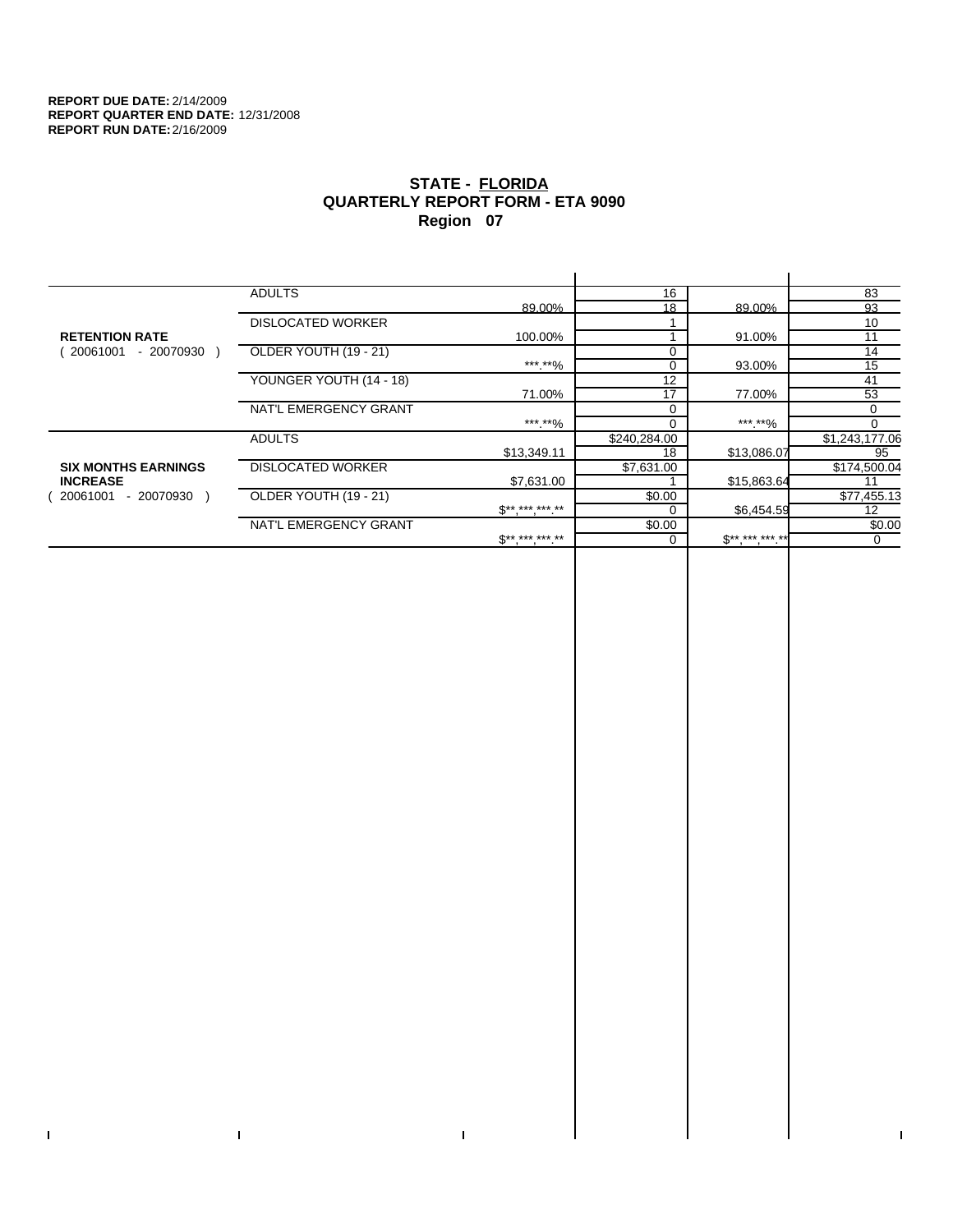**REPORT DUE DATE:** 2/14/2009
**REPORT QUARTER END DATE:** 12/31/2008
**REPORT RUN DATE:** 2/16/2009

## STATE - FLORIDA
## QUARTERLY REPORT FORM - ETA 9090
## Region 07

| | | | | | |
|---|---|---|---|---|---|
| **RETENTION RATE** ( 20061001 - 20070930 ) | ADULTS | 89.00% | 16 / 18 | 89.00% | 83 / 93 |
| | DISLOCATED WORKER | 100.00% | 1 / 1 | 91.00% | 10 / 11 |
| | OLDER YOUTH (19 - 21) | ***.**% | 0 / 0 | 93.00% | 14 / 15 |
| | YOUNGER YOUTH (14 - 18) | 71.00% | 12 / 17 | 77.00% | 41 / 53 |
| | NAT'L EMERGENCY GRANT | ***.**% | 0 / 0 | ***.**% | 0 / 0 |
| **SIX MONTHS EARNINGS INCREASE** ( 20061001 - 20070930 ) | ADULTS | $13,349.11 | $240,284.00 / 18 | $13,086.07 | $1,243,177.06 / 95 |
| | DISLOCATED WORKER | $7,631.00 | $7,631.00 / 1 | $15,863.64 | $174,500.04 / 11 |
| | OLDER YOUTH (19 - 21) | $**,***,***.** | $0.00 / 0 | $6,454.59 | $77,455.13 / 12 |
| | NAT'L EMERGENCY GRANT | $**,***,***.** | $0.00 / 0 | $**,***,***.** | $0.00 / 0 |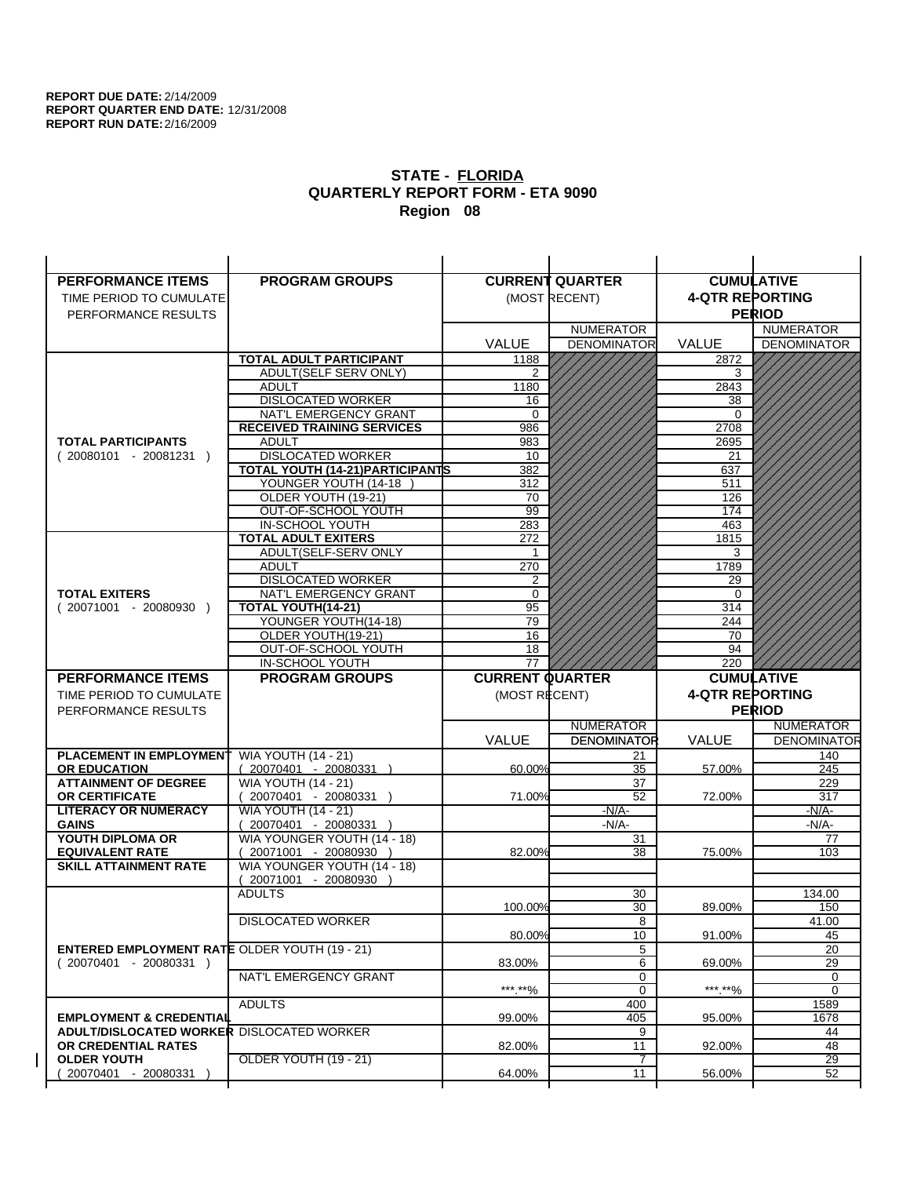**REPORT DUE DATE:** 2/14/2009
**REPORT QUARTER END DATE:** 12/31/2008
**REPORT RUN DATE:** 2/16/2009

## STATE - FLORIDA
## QUARTERLY REPORT FORM - ETA 9090
## Region 08

| PERFORMANCE ITEMS<br>TIME PERIOD TO CUMULATE PERFORMANCE RESULTS | PROGRAM GROUPS | CURRENT QUARTER (MOST RECENT) VALUE | CURRENT QUARTER NUMERATOR / DENOMINATOR | CUMULATIVE 4-QTR REPORTING PERIOD VALUE | CUMULATIVE NUMERATOR / DENOMINATOR |
|---|---|---|---|---|---|
| **TOTAL PARTICIPANTS** ( 20080101 - 20081231 ) | **TOTAL ADULT PARTICIPANT** | 1188 | | 2872 | |
| | ADULT(SELF SERV ONLY) | 2 | | 3 | |
| | ADULT | 1180 | | 2843 | |
| | DISLOCATED WORKER | 16 | | 38 | |
| | NAT'L EMERGENCY GRANT | 0 | | 0 | |
| | **RECEIVED TRAINING SERVICES** | 986 | | 2708 | |
| | ADULT | 983 | | 2695 | |
| | DISLOCATED WORKER | 10 | | 21 | |
| | **TOTAL YOUTH (14-21)PARTICIPANTS** | 382 | | 637 | |
| | YOUNGER YOUTH (14-18 ) | 312 | | 511 | |
| | OLDER YOUTH (19-21) | 70 | | 126 | |
| | OUT-OF-SCHOOL YOUTH | 99 | | 174 | |
| | IN-SCHOOL YOUTH | 283 | | 463 | |
| **TOTAL EXITERS** ( 20071001 - 20080930 ) | **TOTAL ADULT EXITERS** | 272 | | 1815 | |
| | ADULT(SELF-SERV ONLY | 1 | | 3 | |
| | ADULT | 270 | | 1789 | |
| | DISLOCATED WORKER | 2 | | 29 | |
| | NAT'L EMERGENCY GRANT | 0 | | 0 | |
| | **TOTAL YOUTH(14-21)** | 95 | | 314 | |
| | YOUNGER YOUTH(14-18) | 79 | | 244 | |
| | OLDER YOUTH(19-21) | 16 | | 70 | |
| | OUT-OF-SCHOOL YOUTH | 18 | | 94 | |
| | IN-SCHOOL YOUTH | 77 | | 220 | |

| PERFORMANCE ITEMS<br>TIME PERIOD TO CUMULATE PERFORMANCE RESULTS | PROGRAM GROUPS | CURRENT QUARTER (MOST RECENT) VALUE | CURRENT QUARTER NUMERATOR / DENOMINATOR | CUMULATIVE 4-QTR REPORTING PERIOD VALUE | CUMULATIVE NUMERATOR / DENOMINATOR |
|---|---|---|---|---|---|
| **PLACEMENT IN EMPLOYMENT OR EDUCATION** | WIA YOUTH (14 - 21) ( 20070401 - 20080331 ) | 60.00% | 21 / 35 | 57.00% | 140 / 245 |
| **ATTAINMENT OF DEGREE OR CERTIFICATE** | WIA YOUTH (14 - 21) ( 20070401 - 20080331 ) | 71.00% | 37 / 52 | 72.00% | 229 / 317 |
| **LITERACY OR NUMERACY GAINS** | WIA YOUTH (14 - 21) ( 20070401 - 20080331 ) | | -N/A- / -N/A- | | -N/A- / -N/A- |
| **YOUTH DIPLOMA OR EQUIVALENT RATE** | WIA YOUNGER YOUTH (14 - 18) ( 20071001 - 20080930 ) | 82.00% | 31 / 38 | 75.00% | 77 / 103 |
| **SKILL ATTAINMENT RATE** | WIA YOUNGER YOUTH (14 - 18) ( 20071001 - 20080930 ) | | | | |
| **ENTERED EMPLOYMENT RATE** ( 20070401 - 20080331 ) | ADULTS | 100.00% | 30 / 30 | 89.00% | 134.00 / 150 |
| | DISLOCATED WORKER | 80.00% | 8 / 10 | 91.00% | 41.00 / 45 |
| | OLDER YOUTH (19 - 21) | 83.00% | 5 / 6 | 69.00% | 20 / 29 |
| | NAT'L EMERGENCY GRANT | ***.**% | 0 / 0 | ***.**% | 0 / 0 |
| **EMPLOYMENT & CREDENTIAL ADULT/DISLOCATED WORKER OR CREDENTIAL RATES OLDER YOUTH** ( 20070401 - 20080331 ) | ADULTS | 99.00% | 400 / 405 | 95.00% | 1589 / 1678 |
| | DISLOCATED WORKER | 82.00% | 9 / 11 | 92.00% | 44 / 48 |
| | OLDER YOUTH (19 - 21) | 64.00% | 7 / 11 | 56.00% | 29 / 52 |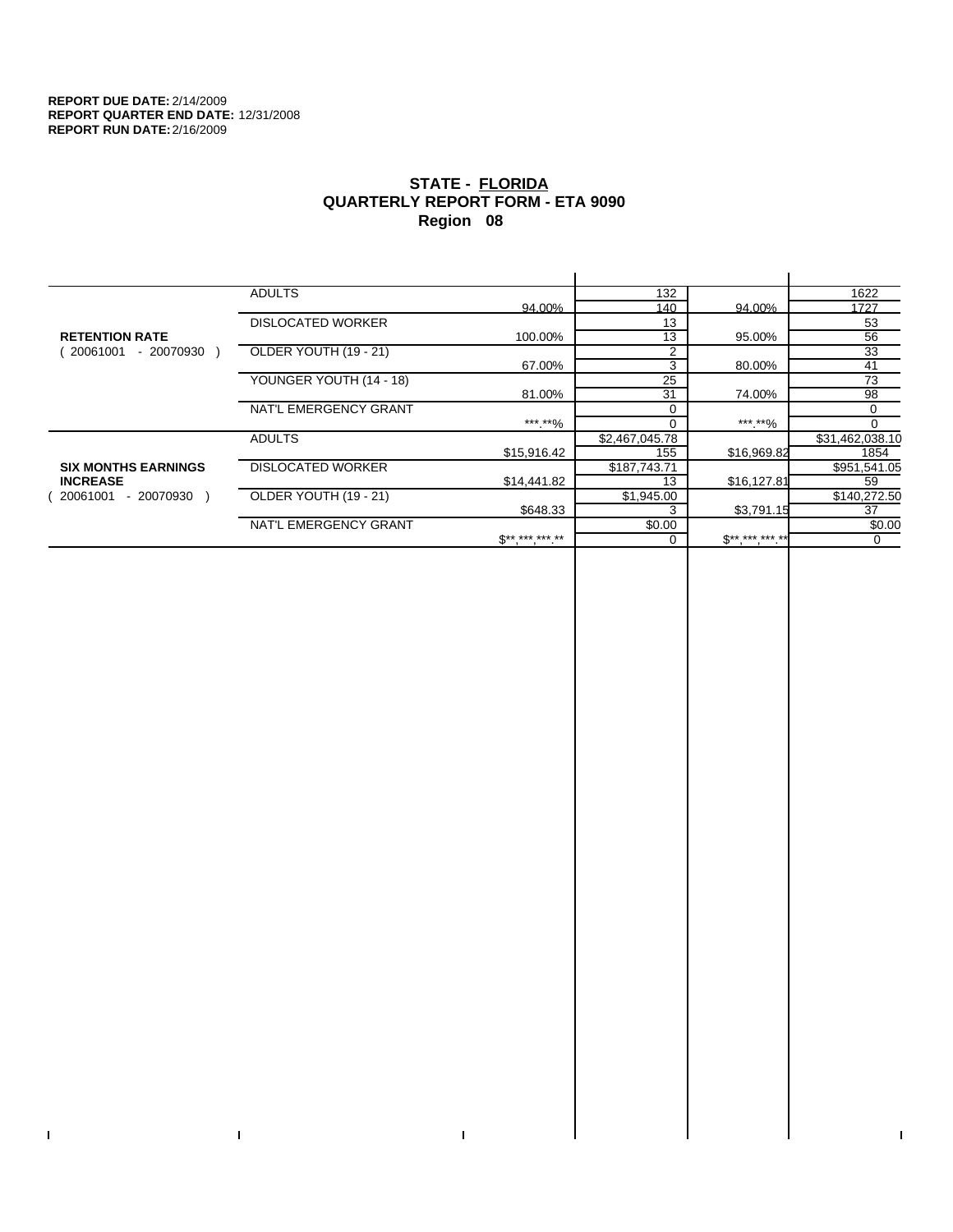**REPORT DUE DATE:** 2/14/2009
**REPORT QUARTER END DATE:** 12/31/2008
**REPORT RUN DATE:** 2/16/2009

# STATE - FLORIDA
## QUARTERLY REPORT FORM - ETA 9090
## Region 08

| | | | | | |
|---|---|---|---|---|---|
| **RETENTION RATE** ( 20061001 - 20070930 ) | ADULTS | | 132 | | 1622 |
| | | 94.00% | 140 | 94.00% | 1727 |
| | DISLOCATED WORKER | | 13 | | 53 |
| | | 100.00% | 13 | 95.00% | 56 |
| | OLDER YOUTH (19 - 21) | | 2 | | 33 |
| | | 67.00% | 3 | 80.00% | 41 |
| | YOUNGER YOUTH (14 - 18) | | 25 | | 73 |
| | | 81.00% | 31 | 74.00% | 98 |
| | NAT'L EMERGENCY GRANT | | 0 | | 0 |
| | | ***.**% | 0 | ***.**% | 0 |
| **SIX MONTHS EARNINGS INCREASE** ( 20061001 - 20070930 ) | ADULTS | | $2,467,045.78 | | $31,462,038.10 |
| | | $15,916.42 | 155 | $16,969.82 | 1854 |
| | DISLOCATED WORKER | | $187,743.71 | | $951,541.05 |
| | | $14,441.82 | 13 | $16,127.81 | 59 |
| | OLDER YOUTH (19 - 21) | | $1,945.00 | | $140,272.50 |
| | | $648.33 | 3 | $3,791.15 | 37 |
| | NAT'L EMERGENCY GRANT | | $0.00 | | $0.00 |
| | | $**,***,***.** | 0 | $**,***,***.** | 0 |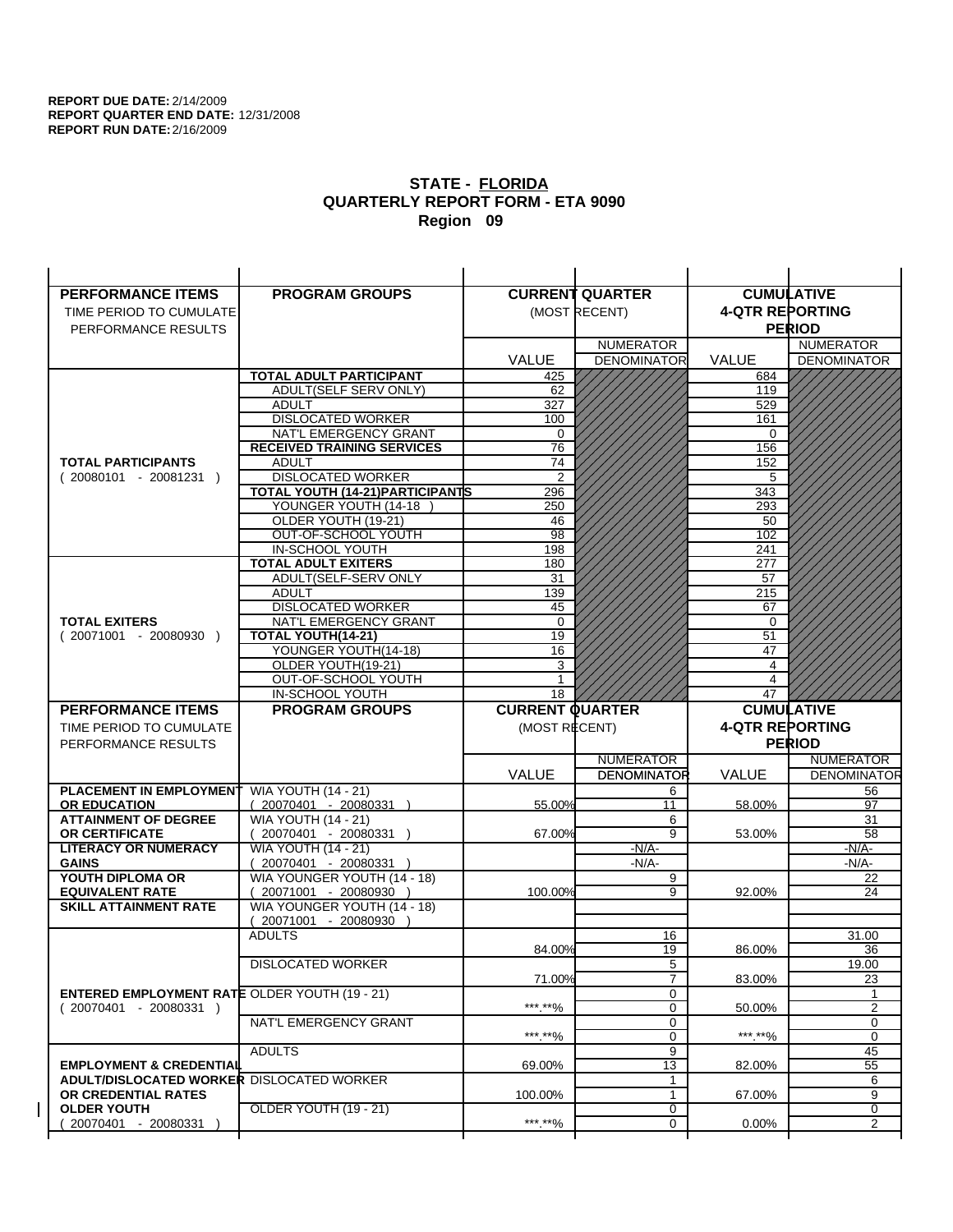**REPORT DUE DATE:** 2/14/2009
**REPORT QUARTER END DATE:** 12/31/2008
**REPORT RUN DATE:** 2/16/2009

# STATE - FLORIDA
## QUARTERLY REPORT FORM - ETA 9090
## Region 09

| PERFORMANCE ITEMS<br>TIME PERIOD TO CUMULATE PERFORMANCE RESULTS | PROGRAM GROUPS | CURRENT QUARTER (MOST RECENT) VALUE | NUMERATOR DENOMINATOR | CUMULATIVE 4-QTR REPORTING PERIOD VALUE | NUMERATOR DENOMINATOR |
|---|---|---|---|---|---|
| **TOTAL PARTICIPANTS** ( 20080101 - 20081231 ) | **TOTAL ADULT PARTICIPANT** | 425 | | 684 | |
| | ADULT(SELF SERV ONLY) | 62 | | 119 | |
| | ADULT | 327 | | 529 | |
| | DISLOCATED WORKER | 100 | | 161 | |
| | NAT'L EMERGENCY GRANT | 0 | | 0 | |
| | **RECEIVED TRAINING SERVICES** | 76 | | 156 | |
| | ADULT | 74 | | 152 | |
| | DISLOCATED WORKER | 2 | | 5 | |
| | **TOTAL YOUTH (14-21)PARTICIPANTS** | 296 | | 343 | |
| | YOUNGER YOUTH (14-18 ) | 250 | | 293 | |
| | OLDER YOUTH (19-21) | 46 | | 50 | |
| | OUT-OF-SCHOOL YOUTH | 98 | | 102 | |
| | IN-SCHOOL YOUTH | 198 | | 241 | |
| **TOTAL EXITERS** ( 20071001 - 20080930 ) | **TOTAL ADULT EXITERS** | 180 | | 277 | |
| | ADULT(SELF-SERV ONLY | 31 | | 57 | |
| | ADULT | 139 | | 215 | |
| | DISLOCATED WORKER | 45 | | 67 | |
| | NAT'L EMERGENCY GRANT | 0 | | 0 | |
| | **TOTAL YOUTH(14-21)** | 19 | | 51 | |
| | YOUNGER YOUTH(14-18) | 16 | | 47 | |
| | OLDER YOUTH(19-21) | 3 | | 4 | |
| | OUT-OF-SCHOOL YOUTH | 1 | | 4 | |
| | IN-SCHOOL YOUTH | 18 | | 47 | |
| **PERFORMANCE ITEMS**<br>TIME PERIOD TO CUMULATE PERFORMANCE RESULTS | **PROGRAM GROUPS** | **CURRENT QUARTER** (MOST RECENT) VALUE | NUMERATOR DENOMINATOR | **CUMULATIVE 4-QTR REPORTING PERIOD** VALUE | NUMERATOR DENOMINATOR |
| **PLACEMENT IN EMPLOYMENT OR EDUCATION** | WIA YOUTH (14 - 21) ( 20070401 - 20080331 ) | 55.00% | 6 / 11 | 58.00% | 56 / 97 |
| **ATTAINMENT OF DEGREE OR CERTIFICATE** | WIA YOUTH (14 - 21) ( 20070401 - 20080331 ) | 67.00% | 6 / 9 | 53.00% | 31 / 58 |
| **LITERACY OR NUMERACY GAINS** | WIA YOUTH (14 - 21) ( 20070401 - 20080331 ) | | -N/A- / -N/A- | | -N/A- / -N/A- |
| **YOUTH DIPLOMA OR EQUIVALENT RATE** | WIA YOUNGER YOUTH (14 - 18) ( 20071001 - 20080930 ) | 100.00% | 9 / 9 | 92.00% | 22 / 24 |
| **SKILL ATTAINMENT RATE** | WIA YOUNGER YOUTH (14 - 18) ( 20071001 - 20080930 ) | | | | |
| **ENTERED EMPLOYMENT RATE** ( 20070401 - 20080331 ) | ADULTS | 84.00% | 16 / 19 | 86.00% | 31.00 / 36 |
| | DISLOCATED WORKER | 71.00% | 5 / 7 | 83.00% | 19.00 / 23 |
| | OLDER YOUTH (19 - 21) | ***.**% | 0 / 0 | 50.00% | 1 / 2 |
| | NAT'L EMERGENCY GRANT | ***.**% | 0 / 0 | ***.**% | 0 / 0 |
| **EMPLOYMENT & CREDENTIAL ADULT/DISLOCATED WORKER OR CREDENTIAL RATES OLDER YOUTH** ( 20070401 - 20080331 ) | ADULTS | 69.00% | 9 / 13 | 82.00% | 45 / 55 |
| | DISLOCATED WORKER | 100.00% | 1 / 1 | 67.00% | 6 / 9 |
| | OLDER YOUTH (19 - 21) | ***.**% | 0 / 0 | 0.00% | 0 / 2 |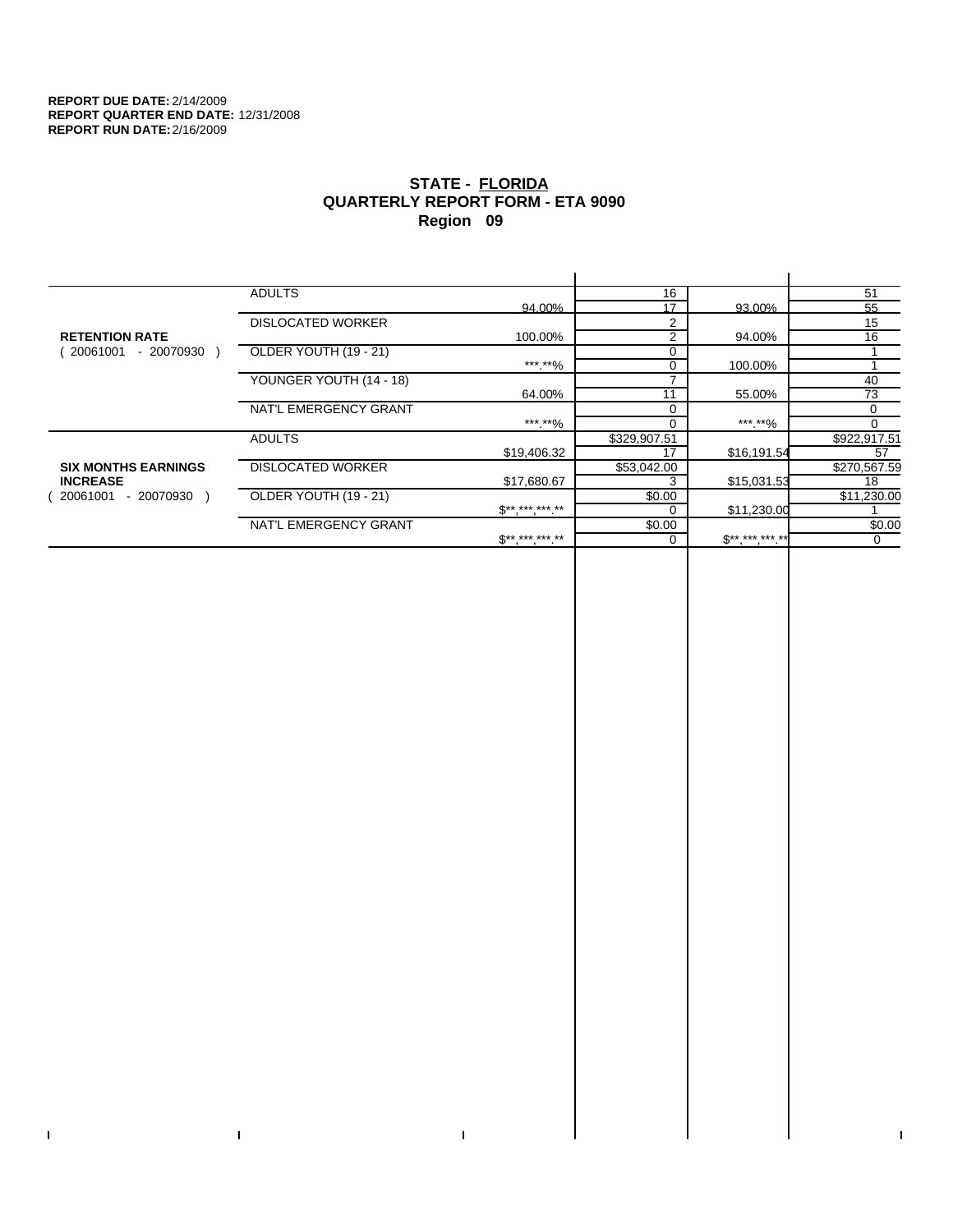**REPORT DUE DATE:** 2/14/2009
**REPORT QUARTER END DATE:** 12/31/2008
**REPORT RUN DATE:** 2/16/2009

# STATE - FLORIDA
## QUARTERLY REPORT FORM - ETA 9090
## Region 09

| | | | | | |
|---|---|---|---|---|---|
| **RETENTION RATE** ( 20061001 - 20070930 ) | ADULTS | 94.00% | 16 / 17 | 93.00% | 51 / 55 |
| | DISLOCATED WORKER | 100.00% | 2 / 2 | 94.00% | 15 / 16 |
| | OLDER YOUTH (19 - 21) | ***.**% | 0 / 0 | 100.00% | 1 / 1 |
| | YOUNGER YOUTH (14 - 18) | 64.00% | 7 / 11 | 55.00% | 40 / 73 |
| | NAT'L EMERGENCY GRANT | ***.**% | 0 / 0 | ***.**% | 0 / 0 |
| **SIX MONTHS EARNINGS INCREASE** ( 20061001 - 20070930 ) | ADULTS | $19,406.32 | $329,907.51 / 17 | $16,191.54 | $922,917.51 / 57 |
| | DISLOCATED WORKER | $17,680.67 | $53,042.00 / 3 | $15,031.53 | $270,567.59 / 18 |
| | OLDER YOUTH (19 - 21) | $**,***,***.** | $0.00 / 0 | $11,230.00 | $11,230.00 / 1 |
| | NAT'L EMERGENCY GRANT | $**,***,***.** | $0.00 / 0 | $**,***,***.** | $0.00 / 0 |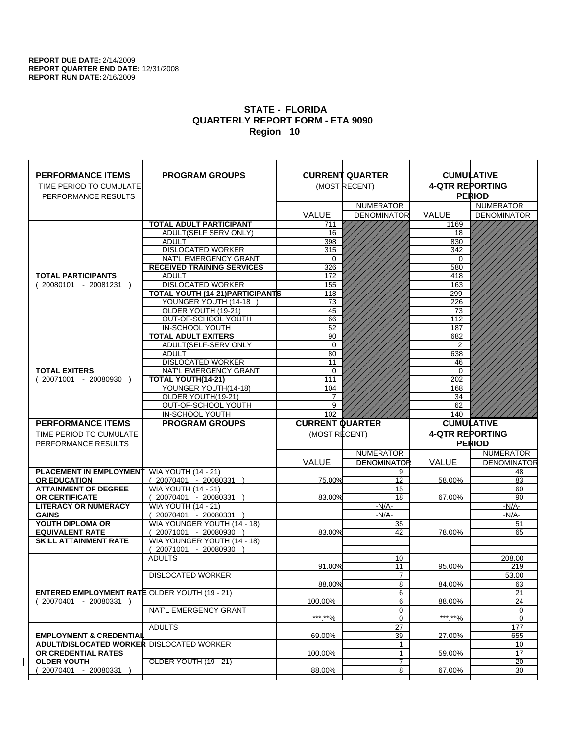**REPORT DUE DATE:** 2/14/2009
**REPORT QUARTER END DATE:** 12/31/2008
**REPORT RUN DATE:** 2/16/2009

## STATE - FLORIDA
## QUARTERLY REPORT FORM - ETA 9090
## Region 10

| PERFORMANCE ITEMS<br>TIME PERIOD TO CUMULATE PERFORMANCE RESULTS | PROGRAM GROUPS | CURRENT QUARTER (MOST RECENT) VALUE | NUMERATOR DENOMINATOR | CUMULATIVE 4-QTR REPORTING PERIOD VALUE | NUMERATOR DENOMINATOR |
|---|---|---|---|---|---|
| **TOTAL PARTICIPANTS** ( 20080101 - 20081231 ) | **TOTAL ADULT PARTICIPANT** | 711 | | 1169 | |
| | ADULT(SELF SERV ONLY) | 16 | | 18 | |
| | ADULT | 398 | | 830 | |
| | DISLOCATED WORKER | 315 | | 342 | |
| | NAT'L EMERGENCY GRANT | 0 | | 0 | |
| | **RECEIVED TRAINING SERVICES** | 326 | | 580 | |
| | ADULT | 172 | | 418 | |
| | DISLOCATED WORKER | 155 | | 163 | |
| | **TOTAL YOUTH (14-21)PARTICIPANTS** | 118 | | 299 | |
| | YOUNGER YOUTH (14-18 ) | 73 | | 226 | |
| | OLDER YOUTH (19-21) | 45 | | 73 | |
| | OUT-OF-SCHOOL YOUTH | 66 | | 112 | |
| | IN-SCHOOL YOUTH | 52 | | 187 | |
| **TOTAL EXITERS** ( 20071001 - 20080930 ) | **TOTAL ADULT EXITERS** | 90 | | 682 | |
| | ADULT(SELF-SERV ONLY | 0 | | 2 | |
| | ADULT | 80 | | 638 | |
| | DISLOCATED WORKER | 11 | | 46 | |
| | NAT'L EMERGENCY GRANT | 0 | | 0 | |
| | **TOTAL YOUTH(14-21)** | 111 | | 202 | |
| | YOUNGER YOUTH(14-18) | 104 | | 168 | |
| | OLDER YOUTH(19-21) | 7 | | 34 | |
| | OUT-OF-SCHOOL YOUTH | 9 | | 62 | |
| | IN-SCHOOL YOUTH | 102 | | 140 | |
| **PERFORMANCE ITEMS**<br>TIME PERIOD TO CUMULATE PERFORMANCE RESULTS | **PROGRAM GROUPS** | **CURRENT QUARTER** (MOST RECENT) VALUE | NUMERATOR DENOMINATOR | **CUMULATIVE 4-QTR REPORTING PERIOD** VALUE | NUMERATOR DENOMINATOR |
| **PLACEMENT IN EMPLOYMENT OR EDUCATION** | WIA YOUTH (14 - 21) ( 20070401 - 20080331 ) | 75.00% | 9<br>12 | 58.00% | 48<br>83 |
| **ATTAINMENT OF DEGREE OR CERTIFICATE** | WIA YOUTH (14 - 21) ( 20070401 - 20080331 ) | 83.00% | 15<br>18 | 67.00% | 60<br>90 |
| **LITERACY OR NUMERACY GAINS** | WIA YOUTH (14 - 21) ( 20070401 - 20080331 ) | | -N/A-<br>-N/A- | | -N/A-<br>-N/A- |
| **YOUTH DIPLOMA OR EQUIVALENT RATE** | WIA YOUNGER YOUTH (14 - 18) ( 20071001 - 20080930 ) | 83.00% | 35<br>42 | 78.00% | 51<br>65 |
| **SKILL ATTAINMENT RATE** | WIA YOUNGER YOUTH (14 - 18) ( 20071001 - 20080930 ) | | | | |
| **ENTERED EMPLOYMENT RATE** ( 20070401 - 20080331 ) | ADULTS | 91.00% | 10<br>11 | 95.00% | 208.00<br>219 |
| | DISLOCATED WORKER | 88.00% | 7<br>8 | 84.00% | 53.00<br>63 |
| | OLDER YOUTH (19 - 21) | 100.00% | 6<br>6 | 88.00% | 21<br>24 |
| | NAT'L EMERGENCY GRANT | \*\*\*.\*\*% | 0<br>0 | \*\*\*.\*\*% | 0<br>0 |
| **EMPLOYMENT & CREDENTIAL ADULT/DISLOCATED WORKER OR CREDENTIAL RATES OLDER YOUTH** ( 20070401 - 20080331 ) | ADULTS | 69.00% | 27<br>39 | 27.00% | 177<br>655 |
| | DISLOCATED WORKER | 100.00% | 1<br>1 | 59.00% | 10<br>17 |
| | OLDER YOUTH (19 - 21) | 88.00% | 7<br>8 | 67.00% | 20<br>30 |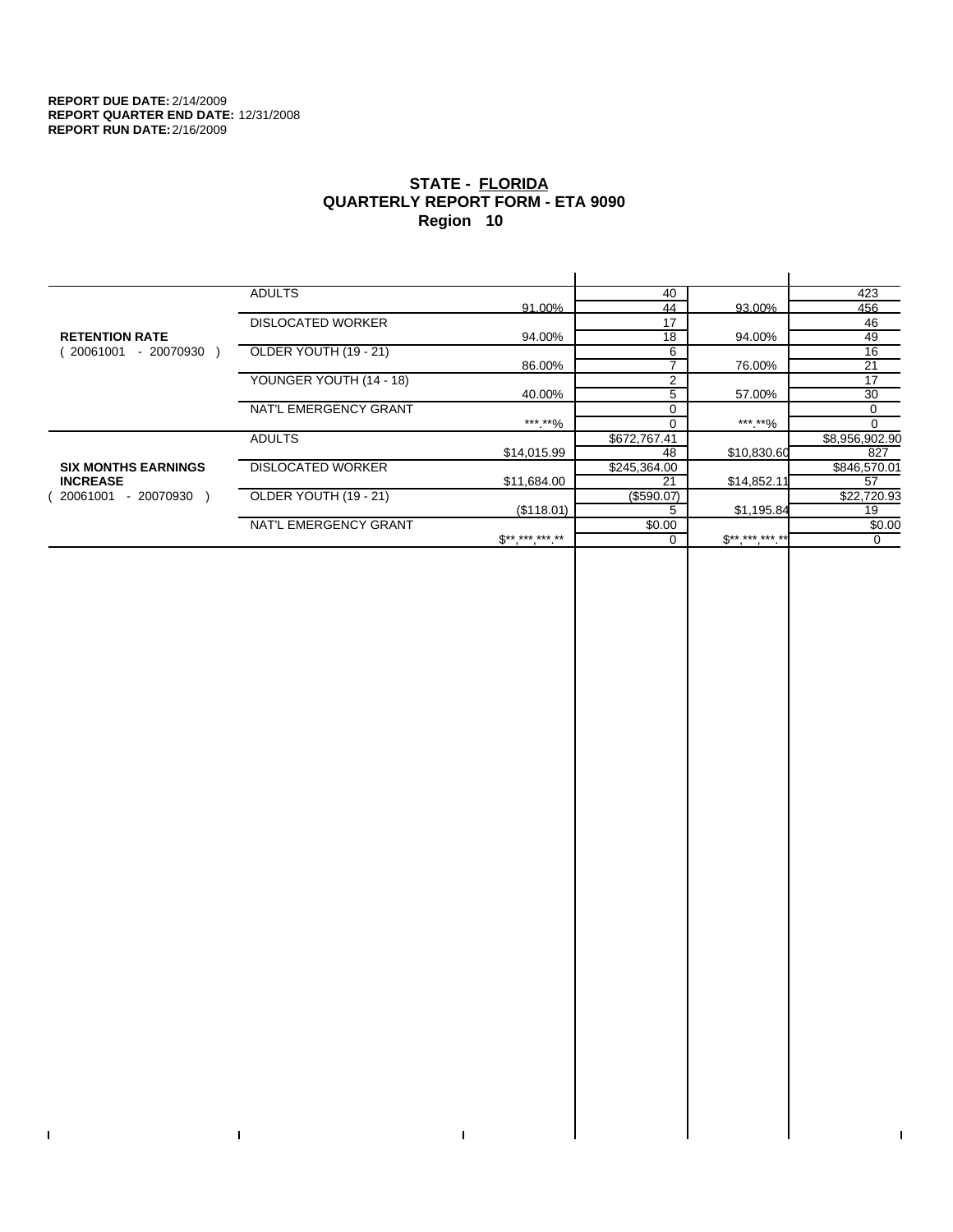**REPORT DUE DATE:** 2/14/2009
**REPORT QUARTER END DATE:** 12/31/2008
**REPORT RUN DATE:** 2/16/2009

## STATE - FLORIDA
## QUARTERLY REPORT FORM - ETA 9090
## Region 10

| | | | | | |
|---|---|---|---|---|---|
| **RETENTION RATE** ( 20061001 - 20070930 ) | ADULTS | | 40 | | 423 |
| | | 91.00% | 44 | 93.00% | 456 |
| | DISLOCATED WORKER | | 17 | | 46 |
| | | 94.00% | 18 | 94.00% | 49 |
| | OLDER YOUTH (19 - 21) | | 6 | | 16 |
| | | 86.00% | 7 | 76.00% | 21 |
| | YOUNGER YOUTH (14 - 18) | | 2 | | 17 |
| | | 40.00% | 5 | 57.00% | 30 |
| | NAT'L EMERGENCY GRANT | | 0 | | 0 |
| | | ***.**% | 0 | ***.**% | 0 |
| **SIX MONTHS EARNINGS INCREASE** ( 20061001 - 20070930 ) | ADULTS | | $672,767.41 | | $8,956,902.90 |
| | | $14,015.99 | 48 | $10,830.60 | 827 |
| | DISLOCATED WORKER | | $245,364.00 | | $846,570.01 |
| | | $11,684.00 | 21 | $14,852.11 | 57 |
| | OLDER YOUTH (19 - 21) | | ($590.07) | | $22,720.93 |
| | | ($118.01) | 5 | $1,195.84 | 19 |
| | NAT'L EMERGENCY GRANT | | $0.00 | | $0.00 |
| | | $**,***,***.** | 0 | $**,***,***.** | 0 |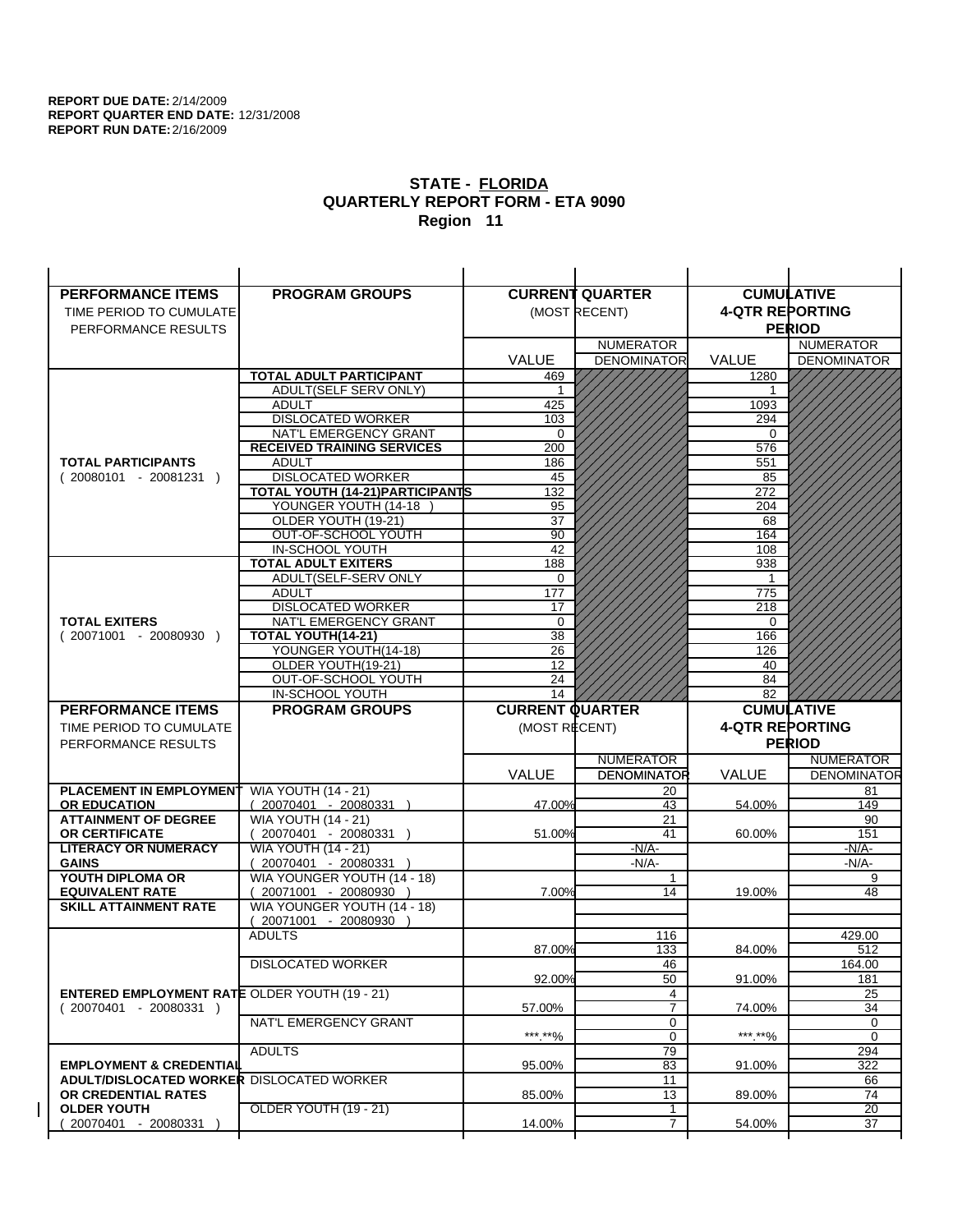**REPORT DUE DATE:** 2/14/2009
**REPORT QUARTER END DATE:** 12/31/2008
**REPORT RUN DATE:** 2/16/2009

# STATE - FLORIDA
## QUARTERLY REPORT FORM - ETA 9090
### Region 11

| PERFORMANCE ITEMS<br>TIME PERIOD TO CUMULATE PERFORMANCE RESULTS | PROGRAM GROUPS | CURRENT QUARTER (MOST RECENT) VALUE | NUMERATOR DENOMINATOR | CUMULATIVE 4-QTR REPORTING PERIOD VALUE | NUMERATOR DENOMINATOR |
|---|---|---|---|---|---|
| **TOTAL PARTICIPANTS** ( 20080101 - 20081231 ) | **TOTAL ADULT PARTICIPANT** | 469 | | 1280 | |
| | ADULT(SELF SERV ONLY) | 1 | | 1 | |
| | ADULT | 425 | | 1093 | |
| | DISLOCATED WORKER | 103 | | 294 | |
| | NAT'L EMERGENCY GRANT | 0 | | 0 | |
| | **RECEIVED TRAINING SERVICES** | 200 | | 576 | |
| | ADULT | 186 | | 551 | |
| | DISLOCATED WORKER | 45 | | 85 | |
| | **TOTAL YOUTH (14-21)PARTICIPANTS** | 132 | | 272 | |
| | YOUNGER YOUTH (14-18 ) | 95 | | 204 | |
| | OLDER YOUTH (19-21) | 37 | | 68 | |
| | OUT-OF-SCHOOL YOUTH | 90 | | 164 | |
| | IN-SCHOOL YOUTH | 42 | | 108 | |
| **TOTAL EXITERS** ( 20071001 - 20080930 ) | **TOTAL ADULT EXITERS** | 188 | | 938 | |
| | ADULT(SELF-SERV ONLY | 0 | | 1 | |
| | ADULT | 177 | | 775 | |
| | DISLOCATED WORKER | 17 | | 218 | |
| | NAT'L EMERGENCY GRANT | 0 | | 0 | |
| | **TOTAL YOUTH(14-21)** | 38 | | 166 | |
| | YOUNGER YOUTH(14-18) | 26 | | 126 | |
| | OLDER YOUTH(19-21) | 12 | | 40 | |
| | OUT-OF-SCHOOL YOUTH | 24 | | 84 | |
| | IN-SCHOOL YOUTH | 14 | | 82 | |

| PERFORMANCE ITEMS<br>TIME PERIOD TO CUMULATE PERFORMANCE RESULTS | PROGRAM GROUPS | CURRENT QUARTER (MOST RECENT) VALUE | NUMERATOR / DENOMINATOR | CUMULATIVE 4-QTR REPORTING PERIOD VALUE | NUMERATOR / DENOMINATOR |
|---|---|---|---|---|---|
| **PLACEMENT IN EMPLOYMENT OR EDUCATION** | WIA YOUTH (14 - 21) ( 20070401 - 20080331 ) | 47.00% | 20 / 43 | 54.00% | 81 / 149 |
| **ATTAINMENT OF DEGREE OR CERTIFICATE** | WIA YOUTH (14 - 21) ( 20070401 - 20080331 ) | 51.00% | 21 / 41 | 60.00% | 90 / 151 |
| **LITERACY OR NUMERACY GAINS** | WIA YOUTH (14 - 21) ( 20070401 - 20080331 ) | | -N/A- / -N/A- | | -N/A- / -N/A- |
| **YOUTH DIPLOMA OR EQUIVALENT RATE** | WIA YOUNGER YOUTH (14 - 18) ( 20071001 - 20080930 ) | 7.00% | 1 / 14 | 19.00% | 9 / 48 |
| **SKILL ATTAINMENT RATE** | WIA YOUNGER YOUTH (14 - 18) ( 20071001 - 20080930 ) | | | | |
| **ENTERED EMPLOYMENT RATE** ( 20070401 - 20080331 ) | ADULTS | 87.00% | 116 / 133 | 84.00% | 429.00 / 512 |
| | DISLOCATED WORKER | 92.00% | 46 / 50 | 91.00% | 164.00 / 181 |
| | OLDER YOUTH (19 - 21) | 57.00% | 4 / 7 | 74.00% | 25 / 34 |
| | NAT'L EMERGENCY GRANT | ***.**% | 0 / 0 | ***.**% | 0 / 0 |
| **EMPLOYMENT & CREDENTIAL ADULT/DISLOCATED WORKER OR CREDENTIAL RATES OLDER YOUTH** ( 20070401 - 20080331 ) | ADULTS | 95.00% | 79 / 83 | 91.00% | 294 / 322 |
| | DISLOCATED WORKER | 85.00% | 11 / 13 | 89.00% | 66 / 74 |
| | OLDER YOUTH (19 - 21) | 14.00% | 1 / 7 | 54.00% | 20 / 37 |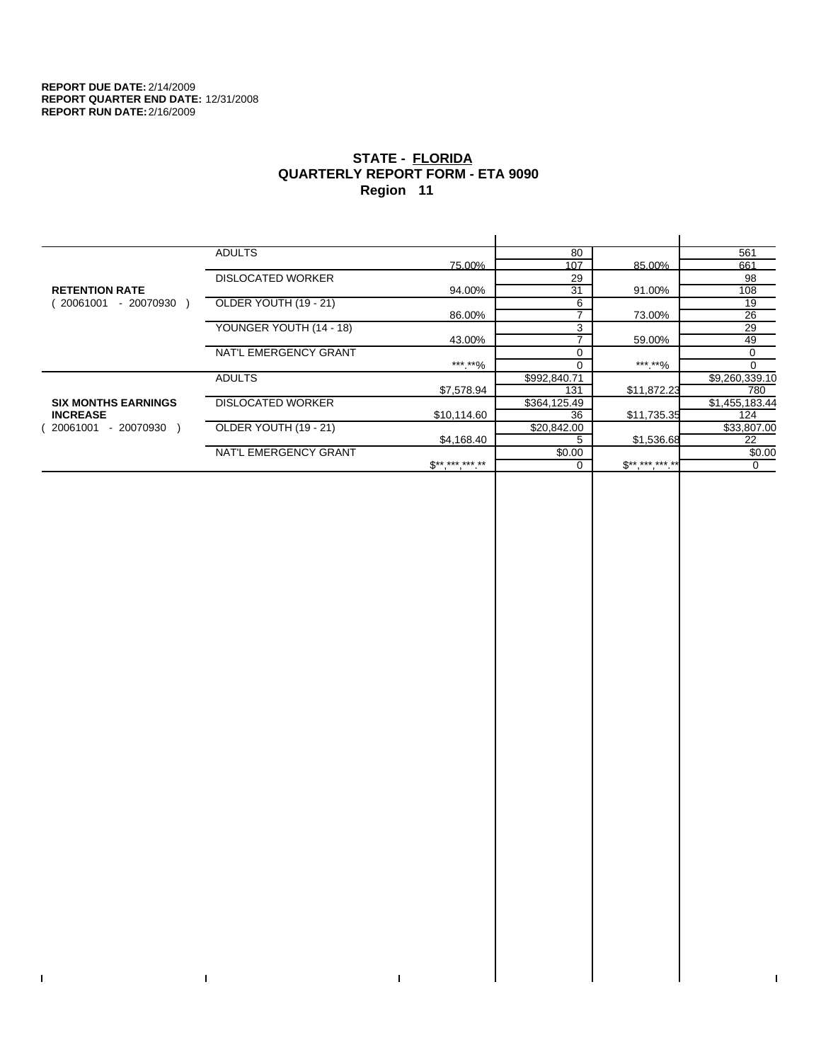**REPORT DUE DATE:** 2/14/2009
**REPORT QUARTER END DATE:** 12/31/2008
**REPORT RUN DATE:** 2/16/2009

# STATE - FLORIDA
## QUARTERLY REPORT FORM - ETA 9090
## Region 11

| | | | | | |
|---|---|---|---|---|---|
| **RETENTION RATE** ( 20061001 - 20070930 ) | ADULTS | 75.00% | 80 / 107 | 85.00% | 561 / 661 |
| | DISLOCATED WORKER | 94.00% | 29 / 31 | 91.00% | 98 / 108 |
| | OLDER YOUTH (19 - 21) | 86.00% | 6 / 7 | 73.00% | 19 / 26 |
| | YOUNGER YOUTH (14 - 18) | 43.00% | 3 / 7 | 59.00% | 29 / 49 |
| | NAT'L EMERGENCY GRANT | ***.**% | 0 / 0 | ***.**% | 0 / 0 |
| **SIX MONTHS EARNINGS INCREASE** ( 20061001 - 20070930 ) | ADULTS | $7,578.94 | $992,840.71 / 131 | $11,872.23 | $9,260,339.10 / 780 |
| | DISLOCATED WORKER | $10,114.60 | $364,125.49 / 36 | $11,735.35 | $1,455,183.44 / 124 |
| | OLDER YOUTH (19 - 21) | $4,168.40 | $20,842.00 / 5 | $1,536.68 | $33,807.00 / 22 |
| | NAT'L EMERGENCY GRANT | $**,***,***.** | $0.00 / 0 | $**,***,***.** | $0.00 / 0 |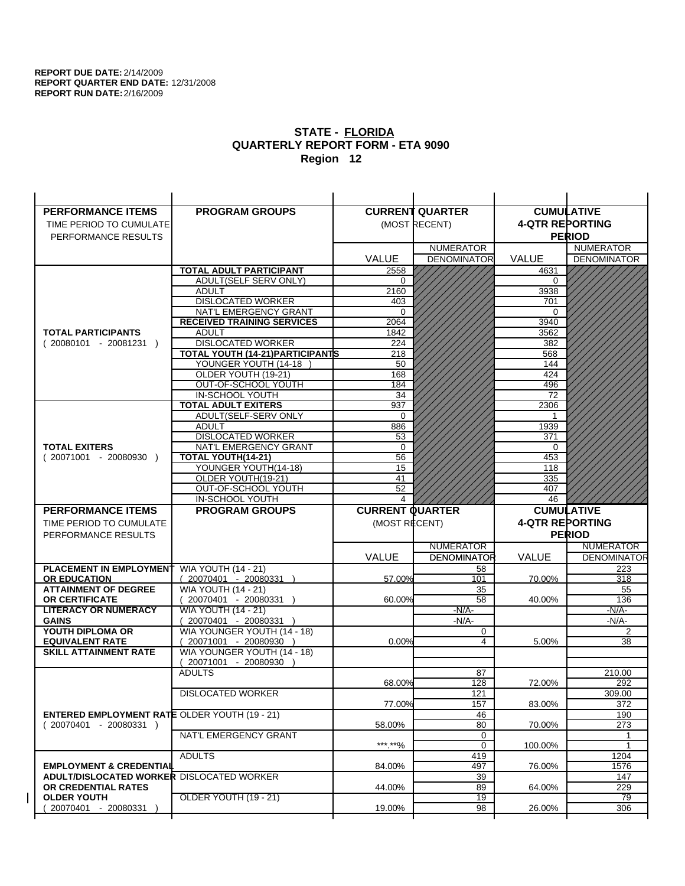**REPORT DUE DATE:** 2/14/2009
**REPORT QUARTER END DATE:** 12/31/2008
**REPORT RUN DATE:** 2/16/2009

## STATE - FLORIDA
## QUARTERLY REPORT FORM - ETA 9090
## Region 12

| PERFORMANCE ITEMS<br>TIME PERIOD TO CUMULATE<br>PERFORMANCE RESULTS | PROGRAM GROUPS | CURRENT QUARTER (MOST RECENT) VALUE | NUMERATOR<br>DENOMINATOR | CUMULATIVE 4-QTR REPORTING PERIOD VALUE | NUMERATOR<br>DENOMINATOR |
|---|---|---|---|---|---|
| **TOTAL PARTICIPANTS** ( 20080101 - 20081231 ) | **TOTAL ADULT PARTICIPANT** | 2558 | | 4631 | |
| | ADULT(SELF SERV ONLY) | 0 | | 0 | |
| | ADULT | 2160 | | 3938 | |
| | DISLOCATED WORKER | 403 | | 701 | |
| | NAT'L EMERGENCY GRANT | 0 | | 0 | |
| | **RECEIVED TRAINING SERVICES** | 2064 | | 3940 | |
| | ADULT | 1842 | | 3562 | |
| | DISLOCATED WORKER | 224 | | 382 | |
| | **TOTAL YOUTH (14-21)PARTICIPANTS** | 218 | | 568 | |
| | YOUNGER YOUTH (14-18 ) | 50 | | 144 | |
| | OLDER YOUTH (19-21) | 168 | | 424 | |
| | OUT-OF-SCHOOL YOUTH | 184 | | 496 | |
| | IN-SCHOOL YOUTH | 34 | | 72 | |
| **TOTAL EXITERS** ( 20071001 - 20080930 ) | **TOTAL ADULT EXITERS** | 937 | | 2306 | |
| | ADULT(SELF-SERV ONLY | 0 | | 1 | |
| | ADULT | 886 | | 1939 | |
| | DISLOCATED WORKER | 53 | | 371 | |
| | NAT'L EMERGENCY GRANT | 0 | | 0 | |
| | **TOTAL YOUTH(14-21)** | 56 | | 453 | |
| | YOUNGER YOUTH(14-18) | 15 | | 118 | |
| | OLDER YOUTH(19-21) | 41 | | 335 | |
| | OUT-OF-SCHOOL YOUTH | 52 | | 407 | |
| | IN-SCHOOL YOUTH | 4 | | 46 | |

| PERFORMANCE ITEMS<br>TIME PERIOD TO CUMULATE<br>PERFORMANCE RESULTS | PROGRAM GROUPS | CURRENT QUARTER (MOST RECENT) VALUE | NUMERATOR<br>DENOMINATOR | CUMULATIVE 4-QTR REPORTING PERIOD VALUE | NUMERATOR<br>DENOMINATOR |
|---|---|---|---|---|---|
| **PLACEMENT IN EMPLOYMENT OR EDUCATION** | WIA YOUTH (14 - 21) ( 20070401 - 20080331 ) | 57.00% | 58<br>101 | 70.00% | 223<br>318 |
| **ATTAINMENT OF DEGREE OR CERTIFICATE** | WIA YOUTH (14 - 21) ( 20070401 - 20080331 ) | 60.00% | 35<br>58 | 40.00% | 55<br>136 |
| **LITERACY OR NUMERACY GAINS** | WIA YOUTH (14 - 21) ( 20070401 - 20080331 ) | | -N/A-<br>-N/A- | | -N/A-<br>-N/A- |
| **YOUTH DIPLOMA OR EQUIVALENT RATE** | WIA YOUNGER YOUTH (14 - 18) ( 20071001 - 20080930 ) | 0.00% | 0<br>4 | 5.00% | 2<br>38 |
| **SKILL ATTAINMENT RATE** | WIA YOUNGER YOUTH (14 - 18) ( 20071001 - 20080930 ) | | | | |
| **ENTERED EMPLOYMENT RATE** ( 20070401 - 20080331 ) | ADULTS | 68.00% | 87<br>128 | 72.00% | 210.00<br>292 |
| | DISLOCATED WORKER | 77.00% | 121<br>157 | 83.00% | 309.00<br>372 |
| | OLDER YOUTH (19 - 21) | 58.00% | 46<br>80 | 70.00% | 190<br>273 |
| | NAT'L EMERGENCY GRANT | ***.**% | 0<br>0 | 100.00% | 1<br>1 |
| **EMPLOYMENT & CREDENTIAL ADULT/DISLOCATED WORKER OR CREDENTIAL RATES OLDER YOUTH** ( 20070401 - 20080331 ) | ADULTS | 84.00% | 419<br>497 | 76.00% | 1204<br>1576 |
| | DISLOCATED WORKER | 44.00% | 39<br>89 | 64.00% | 147<br>229 |
| | OLDER YOUTH (19 - 21) | 19.00% | 19<br>98 | 26.00% | 79<br>306 |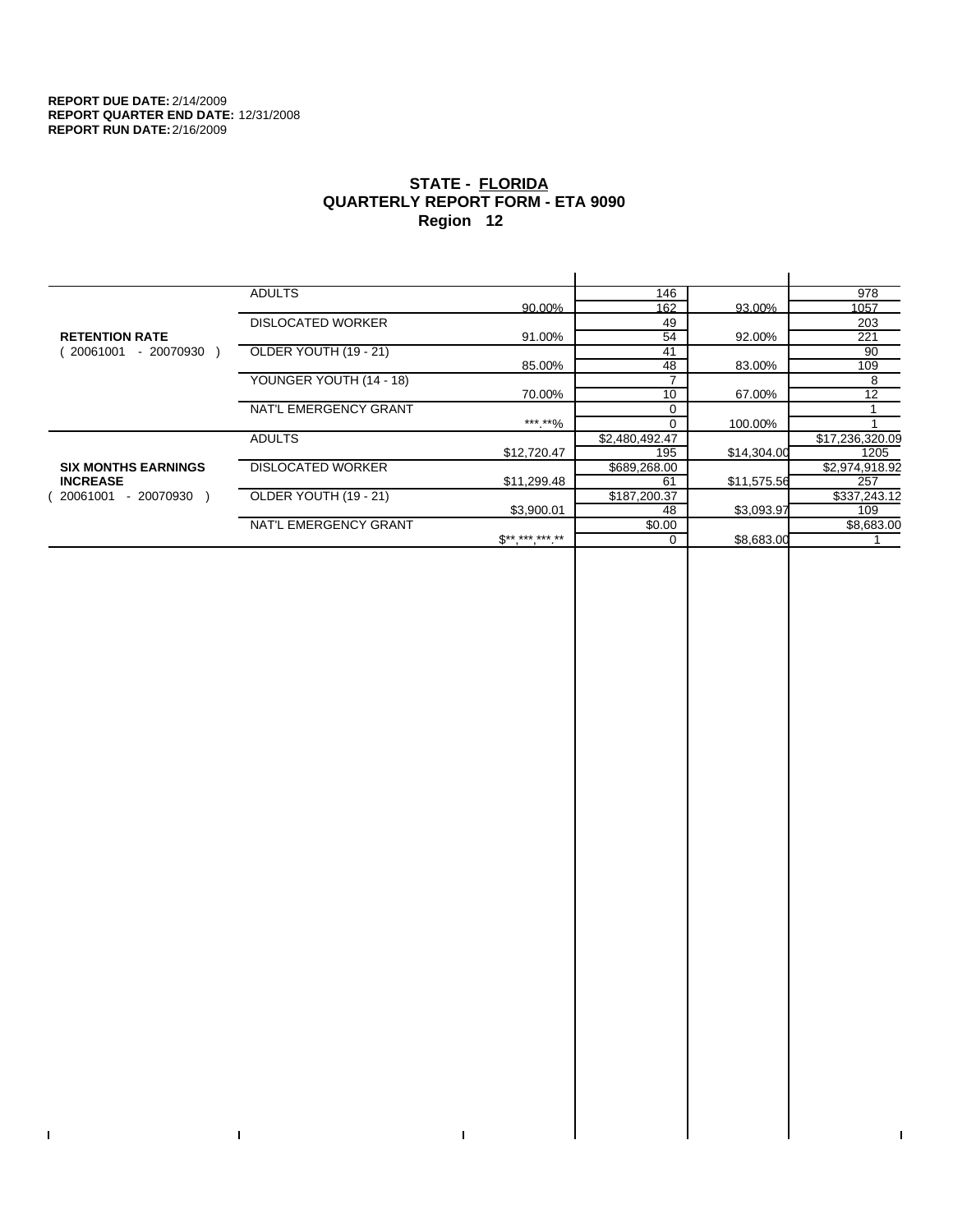**REPORT DUE DATE:** 2/14/2009
**REPORT QUARTER END DATE:** 12/31/2008
**REPORT RUN DATE:** 2/16/2009

## STATE - FLORIDA
## QUARTERLY REPORT FORM - ETA 9090
## Region 12

| | | | | | |
|---|---|---|---|---|---|
| **RETENTION RATE** ( 20061001 - 20070930 ) | ADULTS | | 146 | | 978 |
| | | 90.00% | 162 | 93.00% | 1057 |
| | DISLOCATED WORKER | | 49 | | 203 |
| | | 91.00% | 54 | 92.00% | 221 |
| | OLDER YOUTH (19 - 21) | | 41 | | 90 |
| | | 85.00% | 48 | 83.00% | 109 |
| | YOUNGER YOUTH (14 - 18) | | 7 | | 8 |
| | | 70.00% | 10 | 67.00% | 12 |
| | NAT'L EMERGENCY GRANT | | 0 | | 1 |
| | | ***.**% | 0 | 100.00% | 1 |
| **SIX MONTHS EARNINGS INCREASE** ( 20061001 - 20070930 ) | ADULTS | | $2,480,492.47 | | $17,236,320.09 |
| | | $12,720.47 | 195 | $14,304.00 | 1205 |
| | DISLOCATED WORKER | | $689,268.00 | | $2,974,918.92 |
| | | $11,299.48 | 61 | $11,575.56 | 257 |
| | OLDER YOUTH (19 - 21) | | $187,200.37 | | $337,243.12 |
| | | $3,900.01 | 48 | $3,093.97 | 109 |
| | NAT'L EMERGENCY GRANT | | $0.00 | | $8,683.00 |
| | | $**,***,***.** | 0 | $8,683.00 | 1 |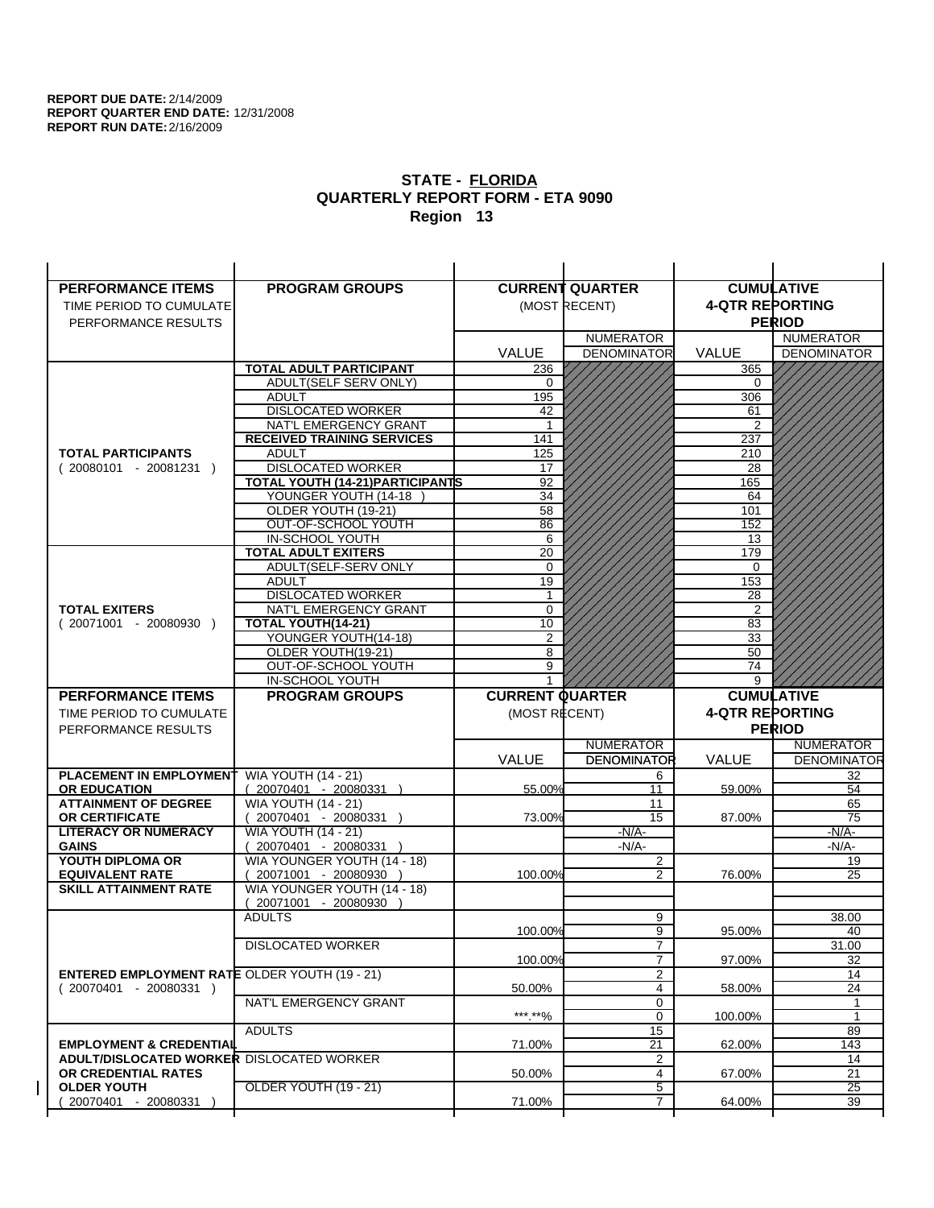**REPORT DUE DATE:** 2/14/2009
**REPORT QUARTER END DATE:** 12/31/2008
**REPORT RUN DATE:** 2/16/2009

## STATE - FLORIDA
## QUARTERLY REPORT FORM - ETA 9090
## Region 13

| PERFORMANCE ITEMS<br>TIME PERIOD TO CUMULATE PERFORMANCE RESULTS | PROGRAM GROUPS | CURRENT QUARTER (MOST RECENT) VALUE | NUMERATOR / DENOMINATOR | CUMULATIVE 4-QTR REPORTING PERIOD VALUE | NUMERATOR / DENOMINATOR |
|---|---|---|---|---|---|
| **TOTAL PARTICIPANTS** ( 20080101 - 20081231 ) | **TOTAL ADULT PARTICIPANT** | 236 | | 365 | |
| | ADULT(SELF SERV ONLY) | 0 | | 0 | |
| | ADULT | 195 | | 306 | |
| | DISLOCATED WORKER | 42 | | 61 | |
| | NAT'L EMERGENCY GRANT | 1 | | 2 | |
| | **RECEIVED TRAINING SERVICES** | 141 | | 237 | |
| | ADULT | 125 | | 210 | |
| | DISLOCATED WORKER | 17 | | 28 | |
| | **TOTAL YOUTH (14-21)PARTICIPANTS** | 92 | | 165 | |
| | YOUNGER YOUTH (14-18 ) | 34 | | 64 | |
| | OLDER YOUTH (19-21) | 58 | | 101 | |
| | OUT-OF-SCHOOL YOUTH | 86 | | 152 | |
| | IN-SCHOOL YOUTH | 6 | | 13 | |
| **TOTAL EXITERS** ( 20071001 - 20080930 ) | **TOTAL ADULT EXITERS** | 20 | | 179 | |
| | ADULT(SELF-SERV ONLY | 0 | | 0 | |
| | ADULT | 19 | | 153 | |
| | DISLOCATED WORKER | 1 | | 28 | |
| | NAT'L EMERGENCY GRANT | 0 | | 2 | |
| | **TOTAL YOUTH(14-21)** | 10 | | 83 | |
| | YOUNGER YOUTH(14-18) | 2 | | 33 | |
| | OLDER YOUTH(19-21) | 8 | | 50 | |
| | OUT-OF-SCHOOL YOUTH | 9 | | 74 | |
| | IN-SCHOOL YOUTH | 1 | | 9 | |

| PERFORMANCE ITEMS<br>TIME PERIOD TO CUMULATE PERFORMANCE RESULTS | PROGRAM GROUPS | CURRENT QUARTER (MOST RECENT) VALUE | NUMERATOR / DENOMINATOR | CUMULATIVE 4-QTR REPORTING PERIOD VALUE | NUMERATOR / DENOMINATOR |
|---|---|---|---|---|---|
| **PLACEMENT IN EMPLOYMENT OR EDUCATION** | WIA YOUTH (14 - 21) ( 20070401 - 20080331 ) | 55.00% | 6 / 11 | 59.00% | 32 / 54 |
| **ATTAINMENT OF DEGREE OR CERTIFICATE** | WIA YOUTH (14 - 21) ( 20070401 - 20080331 ) | 73.00% | 11 / 15 | 87.00% | 65 / 75 |
| **LITERACY OR NUMERACY GAINS** | WIA YOUTH (14 - 21) ( 20070401 - 20080331 ) | | -N/A- / -N/A- | | -N/A- / -N/A- |
| **YOUTH DIPLOMA OR EQUIVALENT RATE** | WIA YOUNGER YOUTH (14 - 18) ( 20071001 - 20080930 ) | 100.00% | 2 / 2 | 76.00% | 19 / 25 |
| **SKILL ATTAINMENT RATE** | WIA YOUNGER YOUTH (14 - 18) ( 20071001 - 20080930 ) | | | | |
| **ENTERED EMPLOYMENT RATE** ( 20070401 - 20080331 ) | ADULTS | 100.00% | 9 / 9 | 95.00% | 38.00 / 40 |
| | DISLOCATED WORKER | 100.00% | 7 / 7 | 97.00% | 31.00 / 32 |
| | OLDER YOUTH (19 - 21) | 50.00% | 2 / 4 | 58.00% | 14 / 24 |
| | NAT'L EMERGENCY GRANT | \*\*\*.\*\*% | 0 / 0 | 100.00% | 1 / 1 |
| **EMPLOYMENT & CREDENTIAL ADULT/DISLOCATED WORKER OR CREDENTIAL RATES OLDER YOUTH** ( 20070401 - 20080331 ) | ADULTS | 71.00% | 15 / 21 | 62.00% | 89 / 143 |
| | DISLOCATED WORKER | 50.00% | 2 / 4 | 67.00% | 14 / 21 |
| | OLDER YOUTH (19 - 21) | 71.00% | 5 / 7 | 64.00% | 25 / 39 |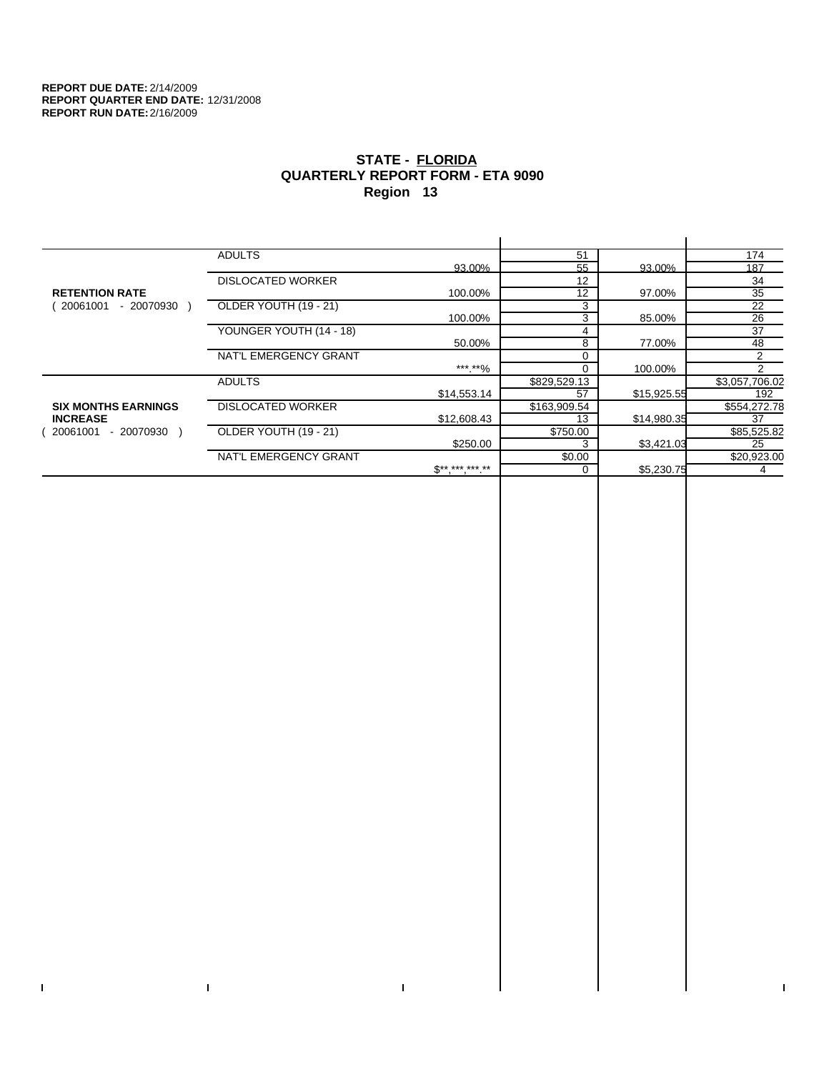**REPORT DUE DATE:** 2/14/2009
**REPORT QUARTER END DATE:** 12/31/2008
**REPORT RUN DATE:** 2/16/2009

## STATE - FLORIDA
## QUARTERLY REPORT FORM - ETA 9090
## Region 13

| | | | | | |
|---|---|---|---|---|---|
| **RETENTION RATE** ( 20061001 - 20070930 ) | ADULTS | | 51 | | 174 |
| | | 93.00% | 55 | 93.00% | 187 |
| | DISLOCATED WORKER | | 12 | | 34 |
| | | 100.00% | 12 | 97.00% | 35 |
| | OLDER YOUTH (19 - 21) | | 3 | | 22 |
| | | 100.00% | 3 | 85.00% | 26 |
| | YOUNGER YOUTH (14 - 18) | | 4 | | 37 |
| | | 50.00% | 8 | 77.00% | 48 |
| | NAT'L EMERGENCY GRANT | | 0 | | 2 |
| | | ***.**% | 0 | 100.00% | 2 |
| **SIX MONTHS EARNINGS INCREASE** ( 20061001 - 20070930 ) | ADULTS | | $829,529.13 | | $3,057,706.02 |
| | | $14,553.14 | 57 | $15,925.55 | 192 |
| | DISLOCATED WORKER | | $163,909.54 | | $554,272.78 |
| | | $12,608.43 | 13 | $14,980.35 | 37 |
| | OLDER YOUTH (19 - 21) | | $750.00 | | $85,525.82 |
| | | $250.00 | 3 | $3,421.03 | 25 |
| | NAT'L EMERGENCY GRANT | | $0.00 | | $20,923.00 |
| | | $**,***,***.** | 0 | $5,230.75 | 4 |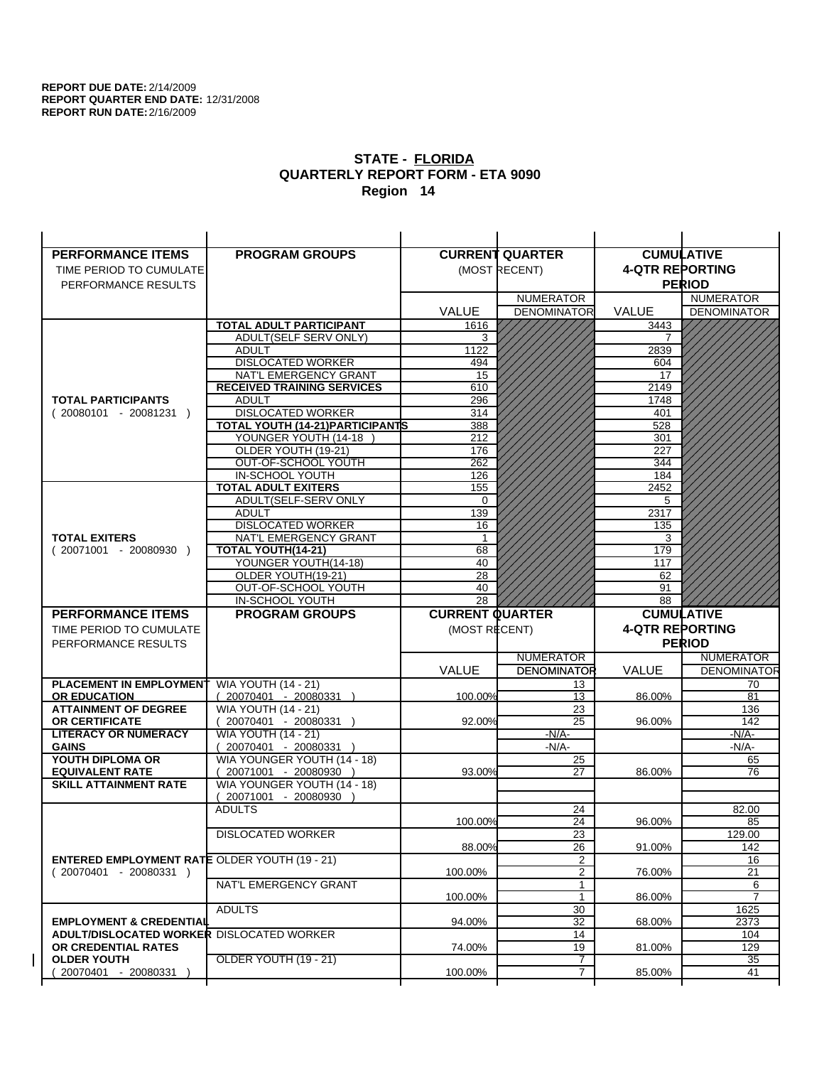**REPORT DUE DATE:** 2/14/2009
**REPORT QUARTER END DATE:** 12/31/2008
**REPORT RUN DATE:** 2/16/2009

## STATE - FLORIDA
## QUARTERLY REPORT FORM - ETA 9090
## Region 14

| PERFORMANCE ITEMS<br>TIME PERIOD TO CUMULATE PERFORMANCE RESULTS | PROGRAM GROUPS | CURRENT QUARTER (MOST RECENT) VALUE | NUMERATOR<br>DENOMINATOR | CUMULATIVE 4-QTR REPORTING PERIOD VALUE | NUMERATOR<br>DENOMINATOR |
|---|---|---|---|---|---|
| **TOTAL PARTICIPANTS** ( 20080101 - 20081231 ) | **TOTAL ADULT PARTICIPANT** | 1616 | | 3443 | |
| | ADULT(SELF SERV ONLY) | 3 | | 7 | |
| | ADULT | 1122 | | 2839 | |
| | DISLOCATED WORKER | 494 | | 604 | |
| | NAT'L EMERGENCY GRANT | 15 | | 17 | |
| | **RECEIVED TRAINING SERVICES** | 610 | | 2149 | |
| | ADULT | 296 | | 1748 | |
| | DISLOCATED WORKER | 314 | | 401 | |
| | **TOTAL YOUTH (14-21)PARTICIPANTS** | 388 | | 528 | |
| | YOUNGER YOUTH (14-18 ) | 212 | | 301 | |
| | OLDER YOUTH (19-21) | 176 | | 227 | |
| | OUT-OF-SCHOOL YOUTH | 262 | | 344 | |
| | IN-SCHOOL YOUTH | 126 | | 184 | |
| **TOTAL EXITERS** ( 20071001 - 20080930 ) | **TOTAL ADULT EXITERS** | 155 | | 2452 | |
| | ADULT(SELF-SERV ONLY | 0 | | 5 | |
| | ADULT | 139 | | 2317 | |
| | DISLOCATED WORKER | 16 | | 135 | |
| | NAT'L EMERGENCY GRANT | 1 | | 3 | |
| | **TOTAL YOUTH(14-21)** | 68 | | 179 | |
| | YOUNGER YOUTH(14-18) | 40 | | 117 | |
| | OLDER YOUTH(19-21) | 28 | | 62 | |
| | OUT-OF-SCHOOL YOUTH | 40 | | 91 | |
| | IN-SCHOOL YOUTH | 28 | | 88 | |

| PERFORMANCE ITEMS<br>TIME PERIOD TO CUMULATE PERFORMANCE RESULTS | PROGRAM GROUPS | CURRENT QUARTER (MOST RECENT) VALUE | NUMERATOR<br>DENOMINATOR | CUMULATIVE 4-QTR REPORTING PERIOD VALUE | NUMERATOR<br>DENOMINATOR |
|---|---|---|---|---|---|
| **PLACEMENT IN EMPLOYMENT OR EDUCATION** | WIA YOUTH (14 - 21)<br>( 20070401 - 20080331 ) | 100.00% | 13<br>13 | 86.00% | 70<br>81 |
| **ATTAINMENT OF DEGREE OR CERTIFICATE** | WIA YOUTH (14 - 21)<br>( 20070401 - 20080331 ) | 92.00% | 23<br>25 | 96.00% | 136<br>142 |
| **LITERACY OR NUMERACY GAINS** | WIA YOUTH (14 - 21)<br>( 20070401 - 20080331 ) | | -N/A-<br>-N/A- | | -N/A-<br>-N/A- |
| **YOUTH DIPLOMA OR EQUIVALENT RATE** | WIA YOUNGER YOUTH (14 - 18)<br>( 20071001 - 20080930 ) | 93.00% | 25<br>27 | 86.00% | 65<br>76 |
| **SKILL ATTAINMENT RATE** | WIA YOUNGER YOUTH (14 - 18)<br>( 20071001 - 20080930 ) | | | | |
| **ENTERED EMPLOYMENT RATE** ( 20070401 - 20080331 ) | ADULTS | 100.00% | 24<br>24 | 96.00% | 82.00<br>85 |
| | DISLOCATED WORKER | 88.00% | 23<br>26 | 91.00% | 129.00<br>142 |
| | OLDER YOUTH (19 - 21) | 100.00% | 2<br>2 | 76.00% | 16<br>21 |
| | NAT'L EMERGENCY GRANT | 100.00% | 1<br>1 | 86.00% | 6<br>7 |
| **EMPLOYMENT & CREDENTIAL ADULT/DISLOCATED WORKER OR CREDENTIAL RATES OLDER YOUTH** ( 20070401 - 20080331 ) | ADULTS | 94.00% | 30<br>32 | 68.00% | 1625<br>2373 |
| | DISLOCATED WORKER | 74.00% | 14<br>19 | 81.00% | 104<br>129 |
| | OLDER YOUTH (19 - 21) | 100.00% | 7<br>7 | 85.00% | 35<br>41 |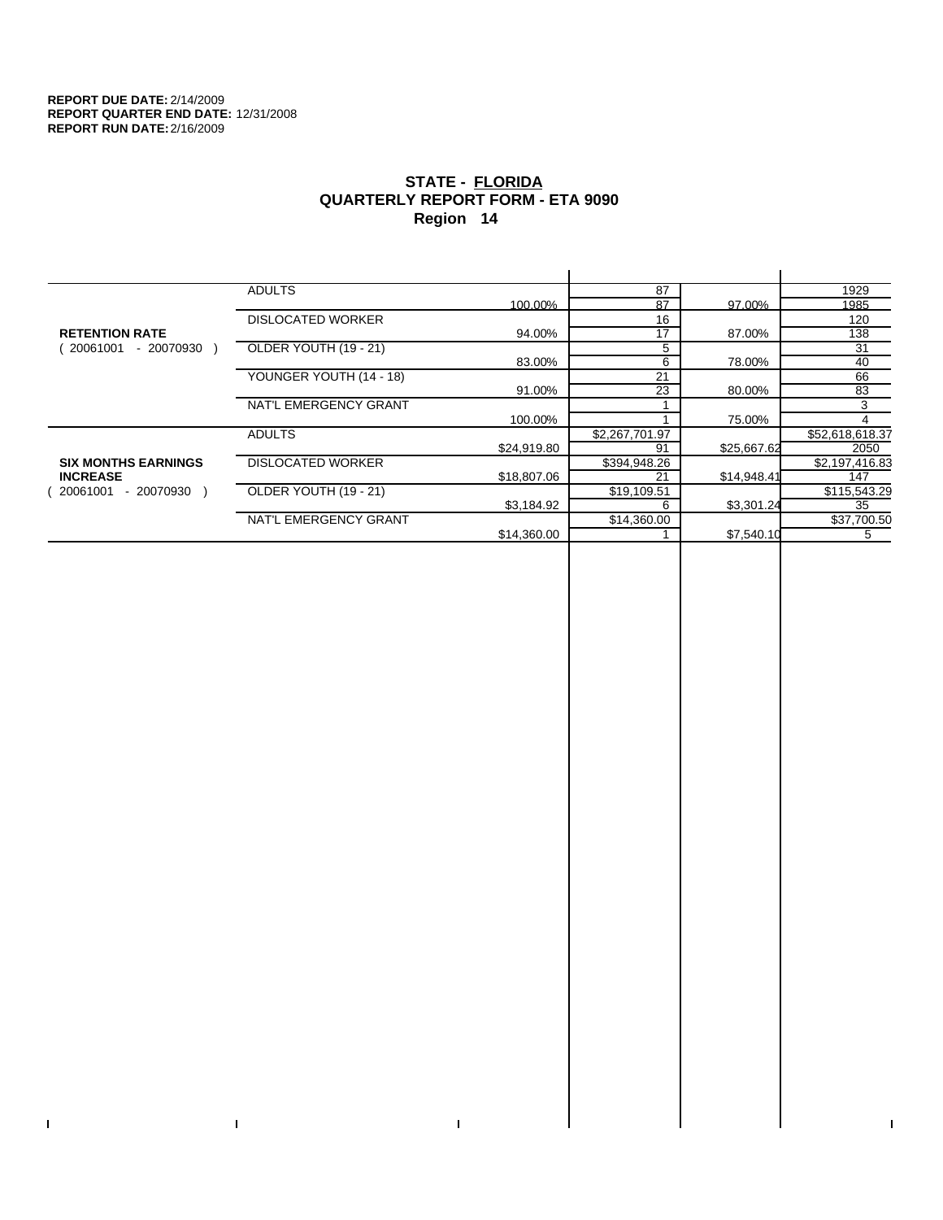**REPORT DUE DATE:** 2/14/2009
**REPORT QUARTER END DATE:** 12/31/2008
**REPORT RUN DATE:** 2/16/2009

# STATE - FLORIDA
## QUARTERLY REPORT FORM - ETA 9090
## Region 14

| | | | | | |
|---|---|---|---|---|---|
| **RETENTION RATE** ( 20061001 - 20070930 ) | ADULTS | 100.00% | 87 / 87 | 97.00% | 1929 / 1985 |
| | DISLOCATED WORKER | 94.00% | 16 / 17 | 87.00% | 120 / 138 |
| | OLDER YOUTH (19 - 21) | 83.00% | 5 / 6 | 78.00% | 31 / 40 |
| | YOUNGER YOUTH (14 - 18) | 91.00% | 21 / 23 | 80.00% | 66 / 83 |
| | NAT'L EMERGENCY GRANT | 100.00% | 1 / 1 | 75.00% | 3 / 4 |
| **SIX MONTHS EARNINGS INCREASE** ( 20061001 - 20070930 ) | ADULTS | $24,919.80 | $2,267,701.97 / 91 | $25,667.62 | $52,618,618.37 / 2050 |
| | DISLOCATED WORKER | $18,807.06 | $394,948.26 / 21 | $14,948.41 | $2,197,416.83 / 147 |
| | OLDER YOUTH (19 - 21) | $3,184.92 | $19,109.51 / 6 | $3,301.24 | $115,543.29 / 35 |
| | NAT'L EMERGENCY GRANT | $14,360.00 | $14,360.00 / 1 | $7,540.10 | $37,700.50 / 5 |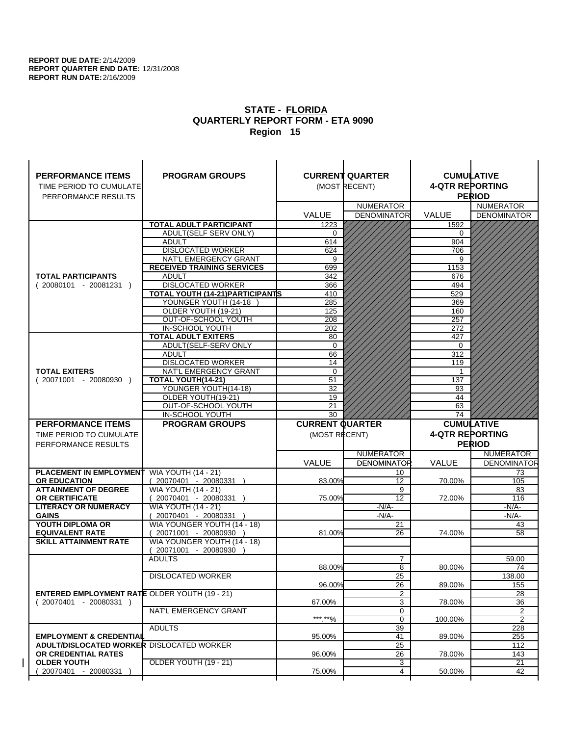**REPORT DUE DATE:** 2/14/2009
**REPORT QUARTER END DATE:** 12/31/2008
**REPORT RUN DATE:** 2/16/2009

## STATE - FLORIDA
## QUARTERLY REPORT FORM - ETA 9090
## Region 15

| PERFORMANCE ITEMS<br>TIME PERIOD TO CUMULATE PERFORMANCE RESULTS | PROGRAM GROUPS | CURRENT QUARTER (MOST RECENT) VALUE | NUMERATOR DENOMINATOR | CUMULATIVE 4-QTR REPORTING PERIOD VALUE | NUMERATOR DENOMINATOR |
|---|---|---|---|---|---|
| **TOTAL PARTICIPANTS** ( 20080101 - 20081231 ) | **TOTAL ADULT PARTICIPANT** | 1223 | | 1592 | |
| | ADULT(SELF SERV ONLY) | 0 | | 0 | |
| | ADULT | 614 | | 904 | |
| | DISLOCATED WORKER | 624 | | 706 | |
| | NAT'L EMERGENCY GRANT | 9 | | 9 | |
| | **RECEIVED TRAINING SERVICES** | 699 | | 1153 | |
| | ADULT | 342 | | 676 | |
| | DISLOCATED WORKER | 366 | | 494 | |
| | **TOTAL YOUTH (14-21)PARTICIPANTS** | 410 | | 529 | |
| | YOUNGER YOUTH (14-18 ) | 285 | | 369 | |
| | OLDER YOUTH (19-21) | 125 | | 160 | |
| | OUT-OF-SCHOOL YOUTH | 208 | | 257 | |
| | IN-SCHOOL YOUTH | 202 | | 272 | |
| **TOTAL EXITERS** ( 20071001 - 20080930 ) | **TOTAL ADULT EXITERS** | 80 | | 427 | |
| | ADULT(SELF-SERV ONLY | 0 | | 0 | |
| | ADULT | 66 | | 312 | |
| | DISLOCATED WORKER | 14 | | 119 | |
| | NAT'L EMERGENCY GRANT | 0 | | 1 | |
| | **TOTAL YOUTH(14-21)** | 51 | | 137 | |
| | YOUNGER YOUTH(14-18) | 32 | | 93 | |
| | OLDER YOUTH(19-21) | 19 | | 44 | |
| | OUT-OF-SCHOOL YOUTH | 21 | | 63 | |
| | IN-SCHOOL YOUTH | 30 | | 74 | |

| PERFORMANCE ITEMS<br>TIME PERIOD TO CUMULATE PERFORMANCE RESULTS | PROGRAM GROUPS | CURRENT QUARTER (MOST RECENT) VALUE | NUMERATOR DENOMINATOR | CUMULATIVE 4-QTR REPORTING PERIOD VALUE | NUMERATOR DENOMINATOR |
|---|---|---|---|---|---|
| **PLACEMENT IN EMPLOYMENT OR EDUCATION** | WIA YOUTH (14 - 21) ( 20070401 - 20080331 ) | 83.00% | 10<br>12 | 70.00% | 73<br>105 |
| **ATTAINMENT OF DEGREE OR CERTIFICATE** | WIA YOUTH (14 - 21) ( 20070401 - 20080331 ) | 75.00% | 9<br>12 | 72.00% | 83<br>116 |
| **LITERACY OR NUMERACY GAINS** | WIA YOUTH (14 - 21) ( 20070401 - 20080331 ) | | -N/A-<br>-N/A- | | -N/A-<br>-N/A- |
| **YOUTH DIPLOMA OR EQUIVALENT RATE** | WIA YOUNGER YOUTH (14 - 18) ( 20071001 - 20080930 ) | 81.00% | 21<br>26 | 74.00% | 43<br>58 |
| **SKILL ATTAINMENT RATE** | WIA YOUNGER YOUTH (14 - 18) ( 20071001 - 20080930 ) | | | | |
| **ENTERED EMPLOYMENT RATE** ( 20070401 - 20080331 ) | ADULTS | 88.00% | 7<br>8 | 80.00% | 59.00<br>74 |
| | DISLOCATED WORKER | 96.00% | 25<br>26 | 89.00% | 138.00<br>155 |
| | OLDER YOUTH (19 - 21) | 67.00% | 2<br>3 | 78.00% | 28<br>36 |
| | NAT'L EMERGENCY GRANT | ***.**% | 0<br>0 | 100.00% | 2<br>2 |
| **EMPLOYMENT & CREDENTIAL ADULT/DISLOCATED WORKER OR CREDENTIAL RATES OLDER YOUTH** ( 20070401 - 20080331 ) | ADULTS | 95.00% | 39<br>41 | 89.00% | 228<br>255 |
| | DISLOCATED WORKER | 96.00% | 25<br>26 | 78.00% | 112<br>143 |
| | OLDER YOUTH (19 - 21) | 75.00% | 3<br>4 | 50.00% | 21<br>42 |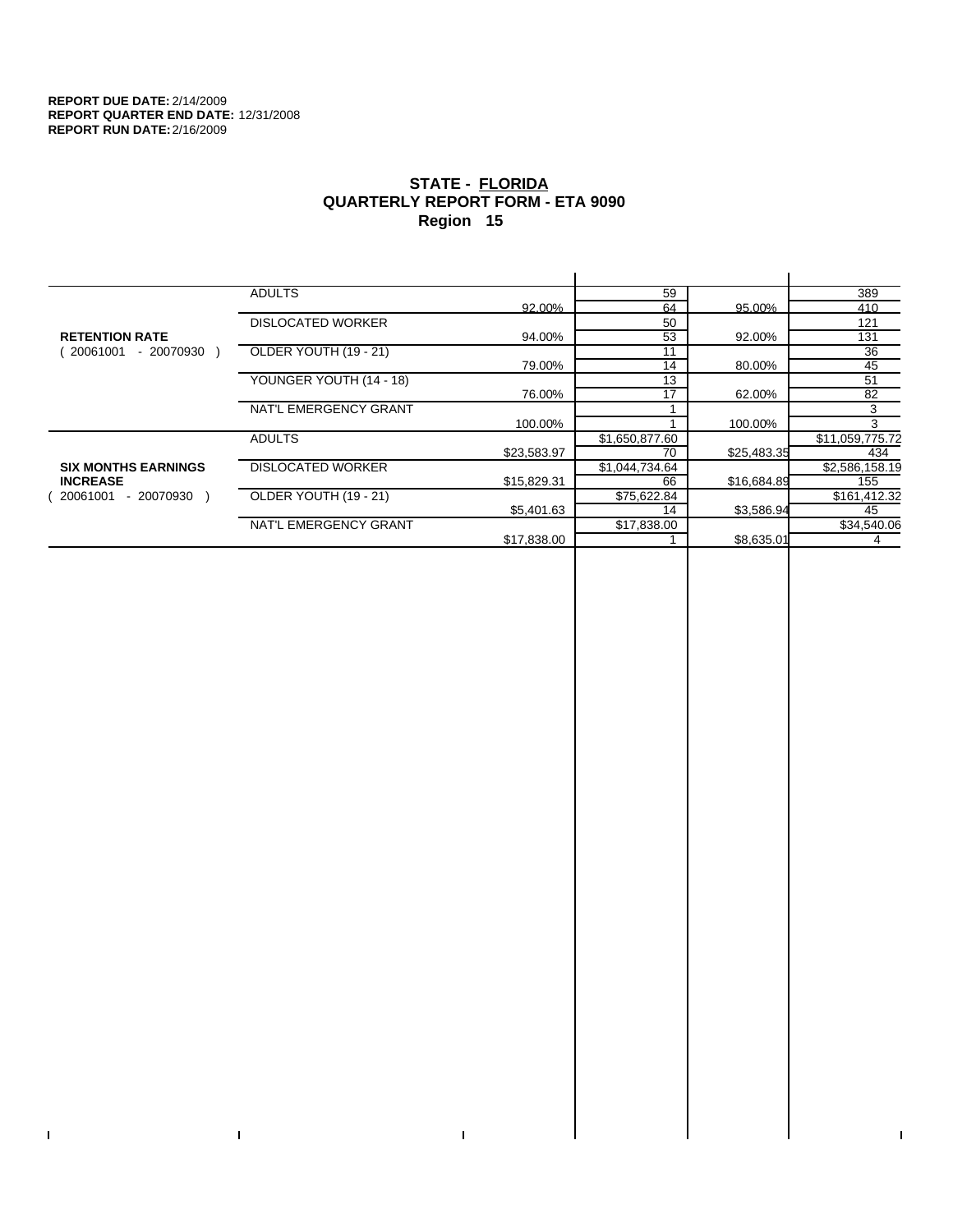**REPORT DUE DATE:** 2/14/2009
**REPORT QUARTER END DATE:** 12/31/2008
**REPORT RUN DATE:** 2/16/2009

## STATE - FLORIDA
## QUARTERLY REPORT FORM - ETA 9090
## Region 15

| | | | | | |
|---|---|---|---|---|---|
| **RETENTION RATE** ( 20061001 - 20070930 ) | ADULTS | | 59 | | 389 |
| | | 92.00% | 64 | 95.00% | 410 |
| | DISLOCATED WORKER | | 50 | | 121 |
| | | 94.00% | 53 | 92.00% | 131 |
| | OLDER YOUTH (19 - 21) | | 11 | | 36 |
| | | 79.00% | 14 | 80.00% | 45 |
| | YOUNGER YOUTH (14 - 18) | | 13 | | 51 |
| | | 76.00% | 17 | 62.00% | 82 |
| | NAT'L EMERGENCY GRANT | | 1 | | 3 |
| | | 100.00% | 1 | 100.00% | 3 |
| **SIX MONTHS EARNINGS INCREASE** ( 20061001 - 20070930 ) | ADULTS | | $1,650,877.60 | | $11,059,775.72 |
| | | $23,583.97 | 70 | $25,483.35 | 434 |
| | DISLOCATED WORKER | | $1,044,734.64 | | $2,586,158.19 |
| | | $15,829.31 | 66 | $16,684.89 | 155 |
| | OLDER YOUTH (19 - 21) | | $75,622.84 | | $161,412.32 |
| | | $5,401.63 | 14 | $3,586.94 | 45 |
| | NAT'L EMERGENCY GRANT | | $17,838.00 | | $34,540.06 |
| | | $17,838.00 | 1 | $8,635.01 | 4 |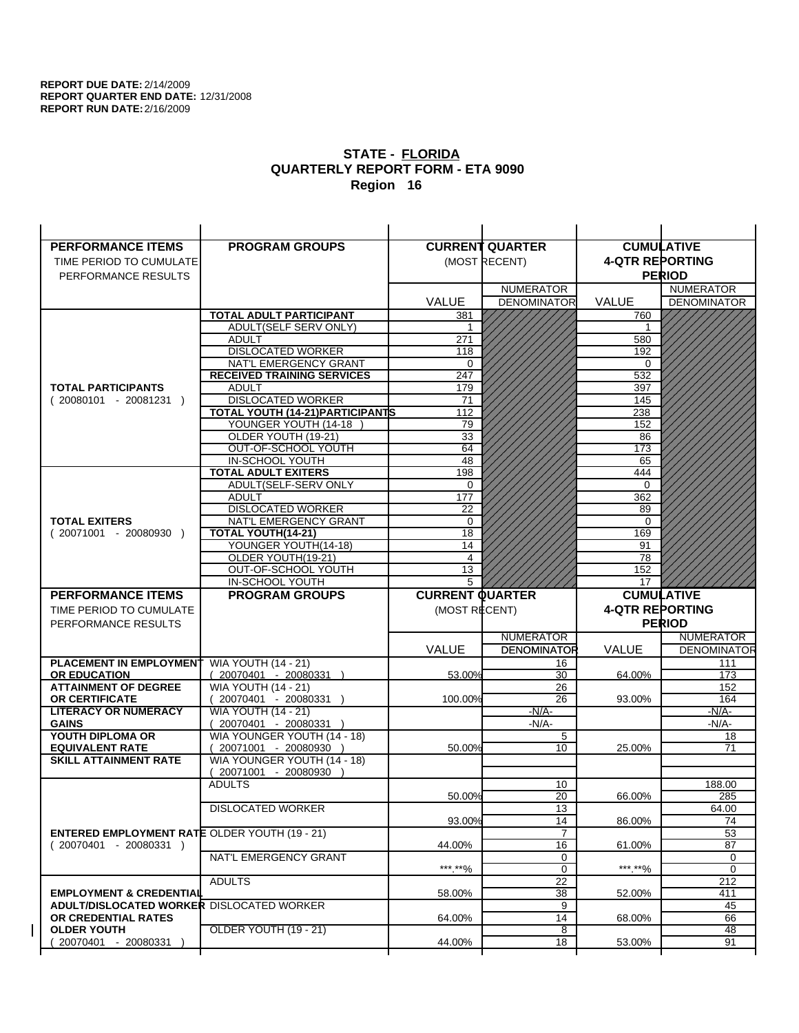**REPORT DUE DATE:** 2/14/2009
**REPORT QUARTER END DATE:** 12/31/2008
**REPORT RUN DATE:** 2/16/2009

## STATE - FLORIDA
## QUARTERLY REPORT FORM - ETA 9090
## Region 16

| PERFORMANCE ITEMS<br>TIME PERIOD TO CUMULATE PERFORMANCE RESULTS | PROGRAM GROUPS | CURRENT QUARTER (MOST RECENT) VALUE | NUMERATOR DENOMINATOR | CUMULATIVE 4-QTR REPORTING PERIOD VALUE | NUMERATOR DENOMINATOR |
|---|---|---|---|---|---|
| **TOTAL PARTICIPANTS** ( 20080101 - 20081231 ) | **TOTAL ADULT PARTICIPANT** | 381 | | 760 | |
| | ADULT(SELF SERV ONLY) | 1 | | 1 | |
| | ADULT | 271 | | 580 | |
| | DISLOCATED WORKER | 118 | | 192 | |
| | NAT'L EMERGENCY GRANT | 0 | | 0 | |
| | **RECEIVED TRAINING SERVICES** | 247 | | 532 | |
| | ADULT | 179 | | 397 | |
| | DISLOCATED WORKER | 71 | | 145 | |
| | **TOTAL YOUTH (14-21)PARTICIPANTS** | 112 | | 238 | |
| | YOUNGER YOUTH (14-18 ) | 79 | | 152 | |
| | OLDER YOUTH (19-21) | 33 | | 86 | |
| | OUT-OF-SCHOOL YOUTH | 64 | | 173 | |
| | IN-SCHOOL YOUTH | 48 | | 65 | |
| **TOTAL EXITERS** ( 20071001 - 20080930 ) | **TOTAL ADULT EXITERS** | 198 | | 444 | |
| | ADULT(SELF-SERV ONLY | 0 | | 0 | |
| | ADULT | 177 | | 362 | |
| | DISLOCATED WORKER | 22 | | 89 | |
| | NAT'L EMERGENCY GRANT | 0 | | 0 | |
| | **TOTAL YOUTH(14-21)** | 18 | | 169 | |
| | YOUNGER YOUTH(14-18) | 14 | | 91 | |
| | OLDER YOUTH(19-21) | 4 | | 78 | |
| | OUT-OF-SCHOOL YOUTH | 13 | | 152 | |
| | IN-SCHOOL YOUTH | 5 | | 17 | |

| PERFORMANCE ITEMS<br>TIME PERIOD TO CUMULATE PERFORMANCE RESULTS | PROGRAM GROUPS | CURRENT QUARTER (MOST RECENT) VALUE | NUMERATOR DENOMINATOR | CUMULATIVE 4-QTR REPORTING PERIOD VALUE | NUMERATOR DENOMINATOR |
|---|---|---|---|---|---|
| **PLACEMENT IN EMPLOYMENT OR EDUCATION** | WIA YOUTH (14 - 21) ( 20070401 - 20080331 ) | 53.00% | 16 / 30 | 64.00% | 111 / 173 |
| **ATTAINMENT OF DEGREE OR CERTIFICATE** | WIA YOUTH (14 - 21) ( 20070401 - 20080331 ) | 100.00% | 26 / 26 | 93.00% | 152 / 164 |
| **LITERACY OR NUMERACY GAINS** | WIA YOUTH (14 - 21) ( 20070401 - 20080331 ) | | -N/A- / -N/A- | | -N/A- / -N/A- |
| **YOUTH DIPLOMA OR EQUIVALENT RATE** | WIA YOUNGER YOUTH (14 - 18) ( 20071001 - 20080930 ) | 50.00% | 5 / 10 | 25.00% | 18 / 71 |
| **SKILL ATTAINMENT RATE** | WIA YOUNGER YOUTH (14 - 18) ( 20071001 - 20080930 ) | | | | |
| **ENTERED EMPLOYMENT RATE** ( 20070401 - 20080331 ) | ADULTS | 50.00% | 10 / 20 | 66.00% | 188.00 / 285 |
| | DISLOCATED WORKER | 93.00% | 13 / 14 | 86.00% | 64.00 / 74 |
| | OLDER YOUTH (19 - 21) | 44.00% | 7 / 16 | 61.00% | 53 / 87 |
| | NAT'L EMERGENCY GRANT | \*\*\*.\*\*% | 0 / 0 | \*\*\*.\*\*% | 0 / 0 |
| **EMPLOYMENT & CREDENTIAL ADULT/DISLOCATED WORKER OR CREDENTIAL RATES OLDER YOUTH** ( 20070401 - 20080331 ) | ADULTS | 58.00% | 22 / 38 | 52.00% | 212 / 411 |
| | DISLOCATED WORKER | 64.00% | 9 / 14 | 68.00% | 45 / 66 |
| | OLDER YOUTH (19 - 21) | 44.00% | 8 / 18 | 53.00% | 48 / 91 |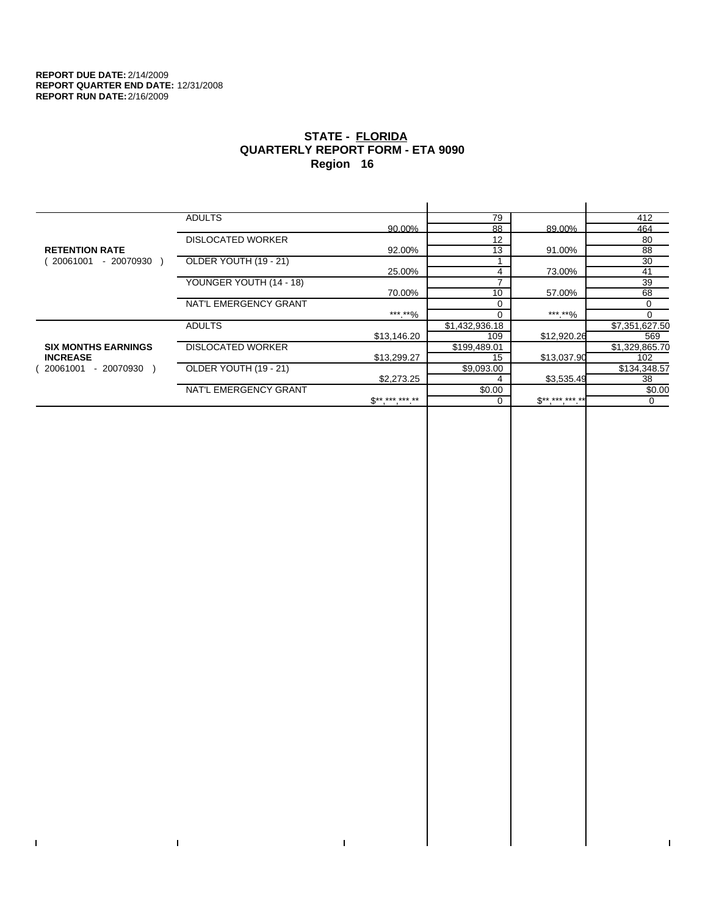**REPORT DUE DATE:** 2/14/2009
**REPORT QUARTER END DATE:** 12/31/2008
**REPORT RUN DATE:** 2/16/2009

# STATE - FLORIDA
## QUARTERLY REPORT FORM - ETA 9090
## Region 16

| | | | | | |
|---|---|---|---|---|---|
| **RETENTION RATE** ( 20061001 - 20070930 ) | ADULTS | | 79 | | 412 |
| | | 90.00% | 88 | 89.00% | 464 |
| | DISLOCATED WORKER | | 12 | | 80 |
| | | 92.00% | 13 | 91.00% | 88 |
| | OLDER YOUTH (19 - 21) | | 1 | | 30 |
| | | 25.00% | 4 | 73.00% | 41 |
| | YOUNGER YOUTH (14 - 18) | | 7 | | 39 |
| | | 70.00% | 10 | 57.00% | 68 |
| | NAT'L EMERGENCY GRANT | | 0 | | 0 |
| | | ***.**% | 0 | ***.**% | 0 |
| **SIX MONTHS EARNINGS INCREASE** ( 20061001 - 20070930 ) | ADULTS | | $1,432,936.18 | | $7,351,627.50 |
| | | $13,146.20 | 109 | $12,920.26 | 569 |
| | DISLOCATED WORKER | | $199,489.01 | | $1,329,865.70 |
| | | $13,299.27 | 15 | $13,037.90 | 102 |
| | OLDER YOUTH (19 - 21) | | $9,093.00 | | $134,348.57 |
| | | $2,273.25 | 4 | $3,535.49 | 38 |
| | NAT'L EMERGENCY GRANT | | $0.00 | | $0.00 |
| | | $**,***,***.** | 0 | $**,***,***.** | 0 |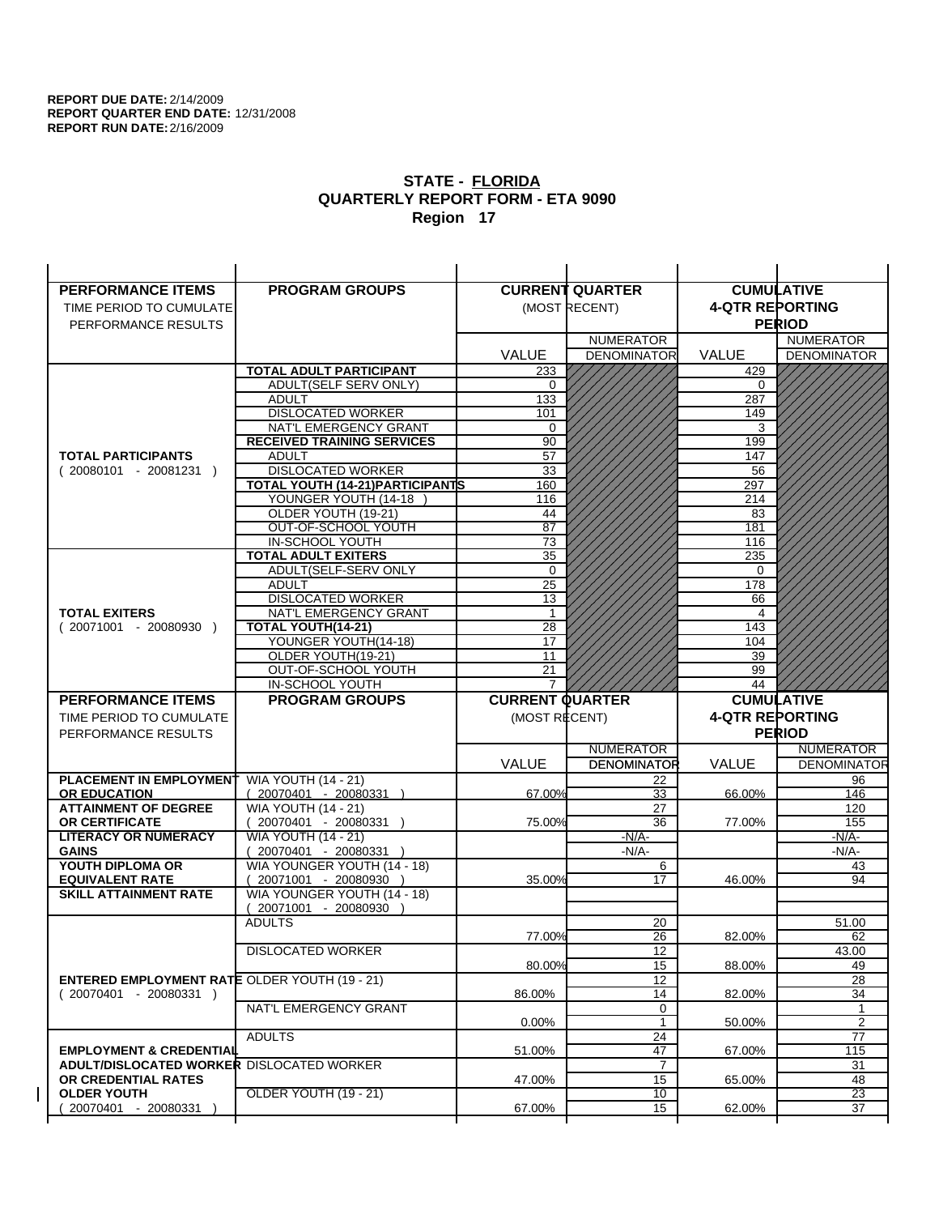**REPORT DUE DATE:** 2/14/2009
**REPORT QUARTER END DATE:** 12/31/2008
**REPORT RUN DATE:** 2/16/2009

## STATE - FLORIDA
## QUARTERLY REPORT FORM - ETA 9090
## Region 17

| PERFORMANCE ITEMS<br>TIME PERIOD TO CUMULATE PERFORMANCE RESULTS | PROGRAM GROUPS | CURRENT QUARTER (MOST RECENT) VALUE | CURRENT QUARTER NUMERATOR / DENOMINATOR | CUMULATIVE 4-QTR REPORTING PERIOD VALUE | CUMULATIVE NUMERATOR / DENOMINATOR |
|---|---|---|---|---|---|
| **TOTAL PARTICIPANTS** ( 20080101 - 20081231 ) | **TOTAL ADULT PARTICIPANT** | 233 | | 429 | |
| | ADULT(SELF SERV ONLY) | 0 | | 0 | |
| | ADULT | 133 | | 287 | |
| | DISLOCATED WORKER | 101 | | 149 | |
| | NAT'L EMERGENCY GRANT | 0 | | 3 | |
| | **RECEIVED TRAINING SERVICES** | 90 | | 199 | |
| | ADULT | 57 | | 147 | |
| | DISLOCATED WORKER | 33 | | 56 | |
| | **TOTAL YOUTH (14-21)PARTICIPANTS** | 160 | | 297 | |
| | YOUNGER YOUTH (14-18 ) | 116 | | 214 | |
| | OLDER YOUTH (19-21) | 44 | | 83 | |
| | OUT-OF-SCHOOL YOUTH | 87 | | 181 | |
| | IN-SCHOOL YOUTH | 73 | | 116 | |
| **TOTAL EXITERS** ( 20071001 - 20080930 ) | **TOTAL ADULT EXITERS** | 35 | | 235 | |
| | ADULT(SELF-SERV ONLY | 0 | | 0 | |
| | ADULT | 25 | | 178 | |
| | DISLOCATED WORKER | 13 | | 66 | |
| | NAT'L EMERGENCY GRANT | 1 | | 4 | |
| | **TOTAL YOUTH(14-21)** | 28 | | 143 | |
| | YOUNGER YOUTH(14-18) | 17 | | 104 | |
| | OLDER YOUTH(19-21) | 11 | | 39 | |
| | OUT-OF-SCHOOL YOUTH | 21 | | 99 | |
| | IN-SCHOOL YOUTH | 7 | | 44 | |

| PERFORMANCE ITEMS<br>TIME PERIOD TO CUMULATE PERFORMANCE RESULTS | PROGRAM GROUPS | CURRENT QUARTER (MOST RECENT) VALUE | CURRENT QUARTER NUMERATOR / DENOMINATOR | CUMULATIVE 4-QTR REPORTING PERIOD VALUE | CUMULATIVE NUMERATOR / DENOMINATOR |
|---|---|---|---|---|---|
| **PLACEMENT IN EMPLOYMENT OR EDUCATION** | WIA YOUTH (14 - 21) ( 20070401 - 20080331 ) | 67.00% | 22 / 33 | 66.00% | 96 / 146 |
| **ATTAINMENT OF DEGREE OR CERTIFICATE** | WIA YOUTH (14 - 21) ( 20070401 - 20080331 ) | 75.00% | 27 / 36 | 77.00% | 120 / 155 |
| **LITERACY OR NUMERACY GAINS** | WIA YOUTH (14 - 21) ( 20070401 - 20080331 ) | | -N/A- / -N/A- | | -N/A- / -N/A- |
| **YOUTH DIPLOMA OR EQUIVALENT RATE** | WIA YOUNGER YOUTH (14 - 18) ( 20071001 - 20080930 ) | 35.00% | 6 / 17 | 46.00% | 43 / 94 |
| **SKILL ATTAINMENT RATE** | WIA YOUNGER YOUTH (14 - 18) ( 20071001 - 20080930 ) | | | | |
| **ENTERED EMPLOYMENT RATE** ( 20070401 - 20080331 ) | ADULTS | 77.00% | 20 / 26 | 82.00% | 51.00 / 62 |
| | DISLOCATED WORKER | 80.00% | 12 / 15 | 88.00% | 43.00 / 49 |
| | OLDER YOUTH (19 - 21) | 86.00% | 12 / 14 | 82.00% | 28 / 34 |
| | NAT'L EMERGENCY GRANT | 0.00% | 0 / 1 | 50.00% | 1 / 2 |
| **EMPLOYMENT & CREDENTIAL ADULT/DISLOCATED WORKER OR CREDENTIAL RATES OLDER YOUTH** ( 20070401 - 20080331 ) | ADULTS | 51.00% | 24 / 47 | 67.00% | 77 / 115 |
| | DISLOCATED WORKER | 47.00% | 7 / 15 | 65.00% | 31 / 48 |
| | OLDER YOUTH (19 - 21) | 67.00% | 10 / 15 | 62.00% | 23 / 37 |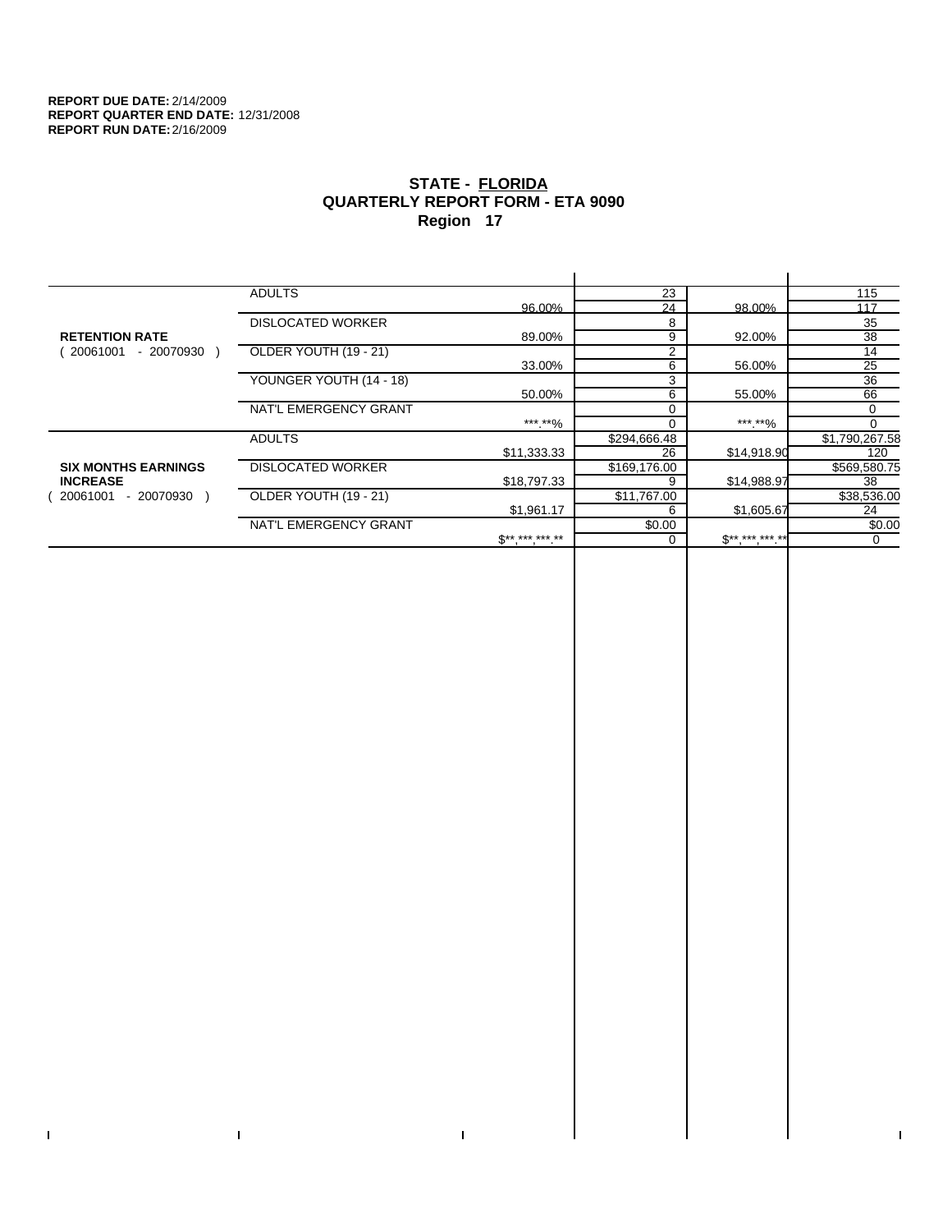**REPORT DUE DATE:** 2/14/2009
**REPORT QUARTER END DATE:** 12/31/2008
**REPORT RUN DATE:** 2/16/2009

## STATE - FLORIDA
## QUARTERLY REPORT FORM - ETA 9090
## Region 17

| | | | | | |
|---|---|---|---|---|---|
| **RETENTION RATE** ( 20061001 - 20070930 ) | ADULTS | 96.00% | 23 / 24 | 98.00% | 115 / 117 |
| | DISLOCATED WORKER | 89.00% | 8 / 9 | 92.00% | 35 / 38 |
| | OLDER YOUTH (19 - 21) | 33.00% | 2 / 6 | 56.00% | 14 / 25 |
| | YOUNGER YOUTH (14 - 18) | 50.00% | 3 / 6 | 55.00% | 36 / 66 |
| | NAT'L EMERGENCY GRANT | ***.**% | 0 / 0 | ***.**% | 0 / 0 |
| **SIX MONTHS EARNINGS INCREASE** ( 20061001 - 20070930 ) | ADULTS | $11,333.33 | $294,666.48 / 26 | $14,918.90 | $1,790,267.58 / 120 |
| | DISLOCATED WORKER | $18,797.33 | $169,176.00 / 9 | $14,988.97 | $569,580.75 / 38 |
| | OLDER YOUTH (19 - 21) | $1,961.17 | $11,767.00 / 6 | $1,605.67 | $38,536.00 / 24 |
| | NAT'L EMERGENCY GRANT | $**,***,***.** | $0.00 / 0 | $**,***,***.** | $0.00 / 0 |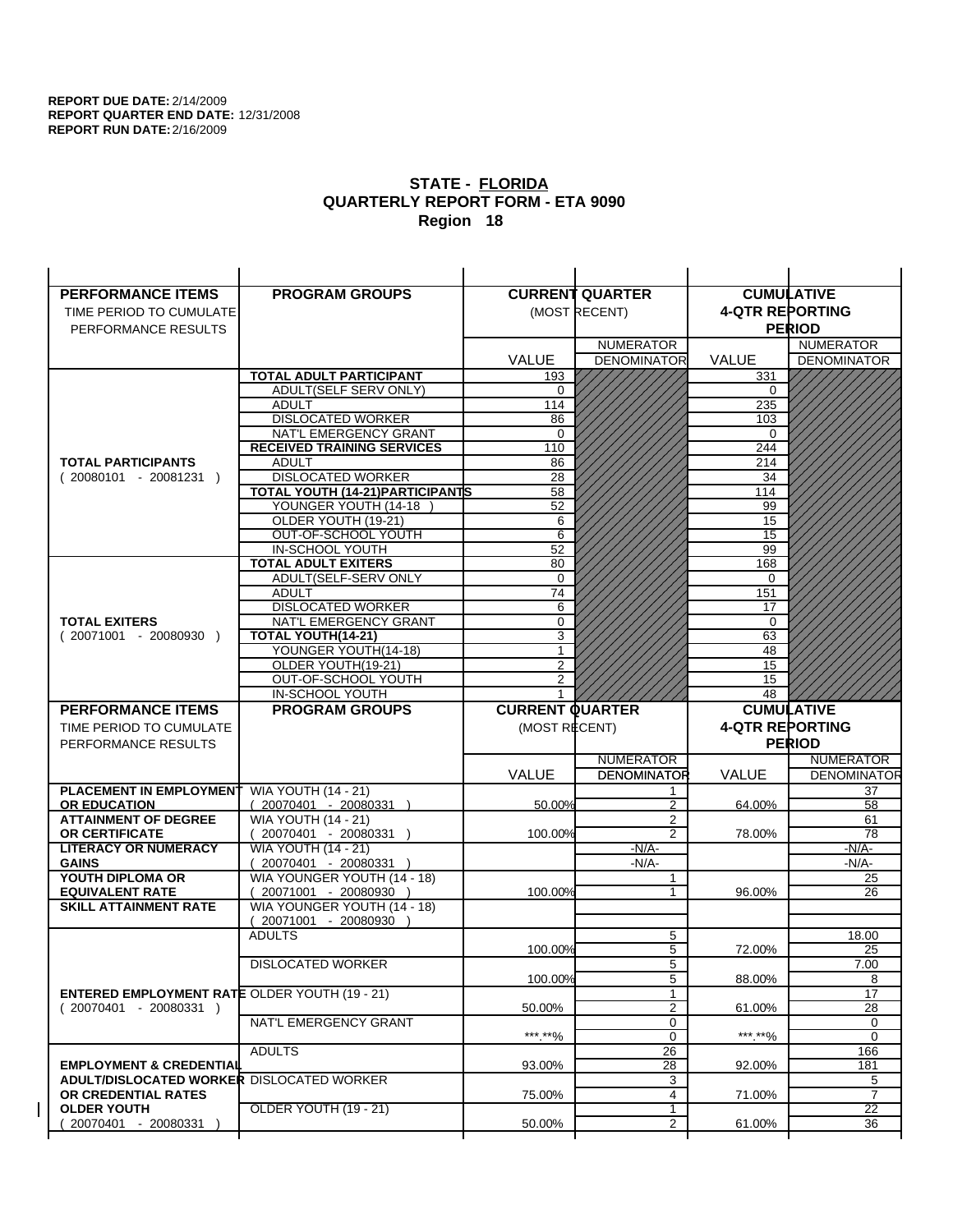**REPORT DUE DATE:** 2/14/2009
**REPORT QUARTER END DATE:** 12/31/2008
**REPORT RUN DATE:** 2/16/2009

## STATE - FLORIDA
## QUARTERLY REPORT FORM - ETA 9090
## Region 18

| PERFORMANCE ITEMS<br>TIME PERIOD TO CUMULATE PERFORMANCE RESULTS | PROGRAM GROUPS | CURRENT QUARTER (MOST RECENT) VALUE | NUMERATOR / DENOMINATOR | CUMULATIVE 4-QTR REPORTING PERIOD VALUE | NUMERATOR / DENOMINATOR |
|---|---|---|---|---|---|
| **TOTAL PARTICIPANTS** ( 20080101 - 20081231 ) | **TOTAL ADULT PARTICIPANT** | 193 | | 331 | |
| | ADULT(SELF SERV ONLY) | 0 | | 0 | |
| | ADULT | 114 | | 235 | |
| | DISLOCATED WORKER | 86 | | 103 | |
| | NAT'L EMERGENCY GRANT | 0 | | 0 | |
| | **RECEIVED TRAINING SERVICES** | 110 | | 244 | |
| | ADULT | 86 | | 214 | |
| | DISLOCATED WORKER | 28 | | 34 | |
| | **TOTAL YOUTH (14-21)PARTICIPANTS** | 58 | | 114 | |
| | YOUNGER YOUTH (14-18 ) | 52 | | 99 | |
| | OLDER YOUTH (19-21) | 6 | | 15 | |
| | OUT-OF-SCHOOL YOUTH | 6 | | 15 | |
| | IN-SCHOOL YOUTH | 52 | | 99 | |
| **TOTAL EXITERS** ( 20071001 - 20080930 ) | **TOTAL ADULT EXITERS** | 80 | | 168 | |
| | ADULT(SELF-SERV ONLY | 0 | | 0 | |
| | ADULT | 74 | | 151 | |
| | DISLOCATED WORKER | 6 | | 17 | |
| | NAT'L EMERGENCY GRANT | 0 | | 0 | |
| | **TOTAL YOUTH(14-21)** | 3 | | 63 | |
| | YOUNGER YOUTH(14-18) | 1 | | 48 | |
| | OLDER YOUTH(19-21) | 2 | | 15 | |
| | OUT-OF-SCHOOL YOUTH | 2 | | 15 | |
| | IN-SCHOOL YOUTH | 1 | | 48 | |

| PERFORMANCE ITEMS<br>TIME PERIOD TO CUMULATE PERFORMANCE RESULTS | PROGRAM GROUPS | CURRENT QUARTER (MOST RECENT) VALUE | NUMERATOR / DENOMINATOR | CUMULATIVE 4-QTR REPORTING PERIOD VALUE | NUMERATOR / DENOMINATOR |
|---|---|---|---|---|---|
| **PLACEMENT IN EMPLOYMENT OR EDUCATION** | WIA YOUTH (14 - 21) ( 20070401 - 20080331 ) | 50.00% | 1 / 2 | 64.00% | 37 / 58 |
| **ATTAINMENT OF DEGREE OR CERTIFICATE** | WIA YOUTH (14 - 21) ( 20070401 - 20080331 ) | 100.00% | 2 / 2 | 78.00% | 61 / 78 |
| **LITERACY OR NUMERACY GAINS** | WIA YOUTH (14 - 21) ( 20070401 - 20080331 ) | | -N/A- / -N/A- | | -N/A- / -N/A- |
| **YOUTH DIPLOMA OR EQUIVALENT RATE** | WIA YOUNGER YOUTH (14 - 18) ( 20071001 - 20080930 ) | 100.00% | 1 / 1 | 96.00% | 25 / 26 |
| **SKILL ATTAINMENT RATE** | WIA YOUNGER YOUTH (14 - 18) ( 20071001 - 20080930 ) | | | | |
| **ENTERED EMPLOYMENT RATE** ( 20070401 - 20080331 ) | ADULTS | 100.00% | 5 / 5 | 72.00% | 18.00 / 25 |
| | DISLOCATED WORKER | 100.00% | 5 / 5 | 88.00% | 7.00 / 8 |
| | OLDER YOUTH (19 - 21) | 50.00% | 1 / 2 | 61.00% | 17 / 28 |
| | NAT'L EMERGENCY GRANT | ***.**% | 0 / 0 | ***.**% | 0 / 0 |
| **EMPLOYMENT & CREDENTIAL ADULT/DISLOCATED WORKER OR CREDENTIAL RATES OLDER YOUTH** ( 20070401 - 20080331 ) | ADULTS | 93.00% | 26 / 28 | 92.00% | 166 / 181 |
| | DISLOCATED WORKER | 75.00% | 3 / 4 | 71.00% | 5 / 7 |
| | OLDER YOUTH (19 - 21) | 50.00% | 1 / 2 | 61.00% | 22 / 36 |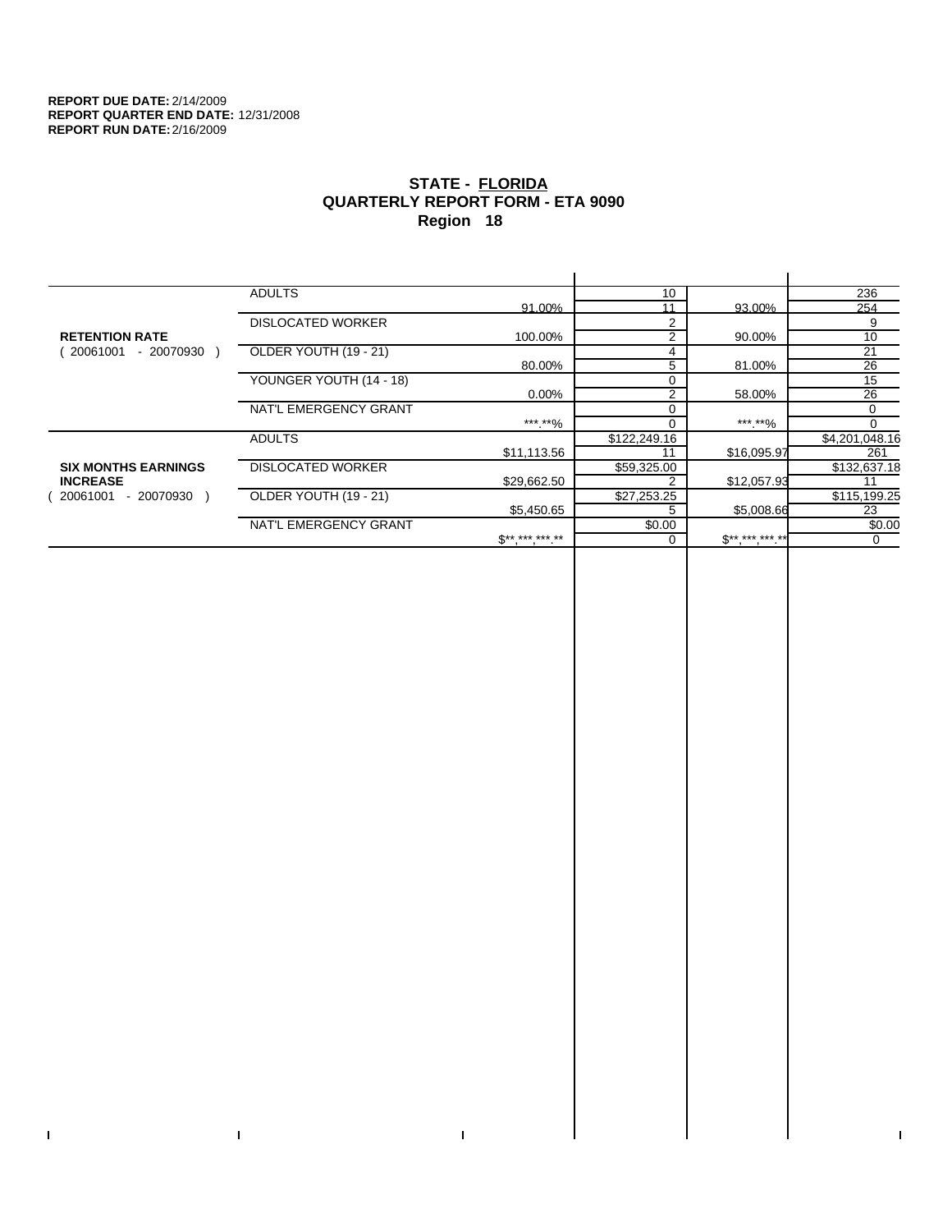**REPORT DUE DATE:** 2/14/2009
**REPORT QUARTER END DATE:** 12/31/2008
**REPORT RUN DATE:** 2/16/2009

# STATE - FLORIDA
## QUARTERLY REPORT FORM - ETA 9090
## Region 18

| | | | | | |
|---|---|---|---|---|---|
| **RETENTION RATE** ( 20061001 - 20070930 ) | ADULTS | 91.00% | 10 / 11 | 93.00% | 236 / 254 |
| | DISLOCATED WORKER | 100.00% | 2 / 2 | 90.00% | 9 / 10 |
| | OLDER YOUTH (19 - 21) | 80.00% | 4 / 5 | 81.00% | 21 / 26 |
| | YOUNGER YOUTH (14 - 18) | 0.00% | 0 / 2 | 58.00% | 15 / 26 |
| | NAT'L EMERGENCY GRANT | ***.**% | 0 / 0 | ***.**% | 0 / 0 |
| **SIX MONTHS EARNINGS INCREASE** ( 20061001 - 20070930 ) | ADULTS | $11,113.56 | $122,249.16 / 11 | $16,095.97 | $4,201,048.16 / 261 |
| | DISLOCATED WORKER | $29,662.50 | $59,325.00 / 2 | $12,057.93 | $132,637.18 / 11 |
| | OLDER YOUTH (19 - 21) | $5,450.65 | $27,253.25 / 5 | $5,008.66 | $115,199.25 / 23 |
| | NAT'L EMERGENCY GRANT | $**,***,***.** | $0.00 / 0 | $**,***,***.** | $0.00 / 0 |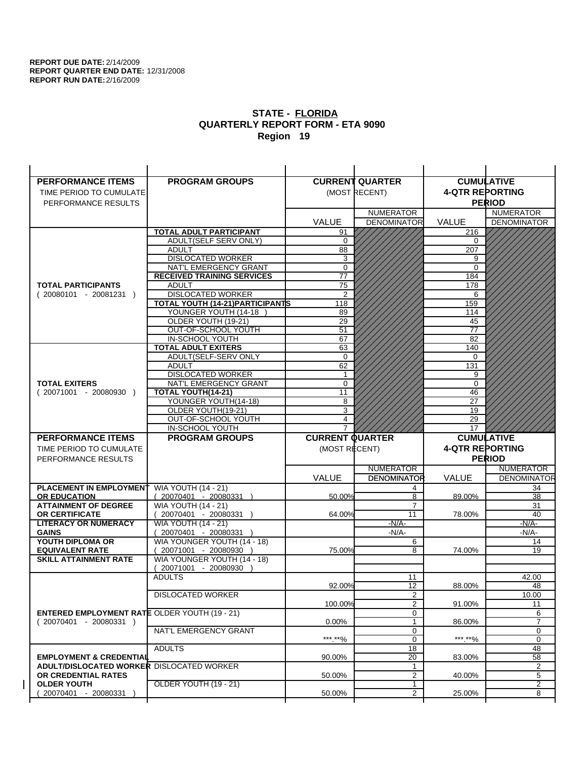**REPORT DUE DATE:** 2/14/2009
**REPORT QUARTER END DATE:** 12/31/2008
**REPORT RUN DATE:** 2/16/2009

## STATE - FLORIDA
## QUARTERLY REPORT FORM - ETA 9090
## Region 19

| PERFORMANCE ITEMS<br>TIME PERIOD TO CUMULATE PERFORMANCE RESULTS | PROGRAM GROUPS | CURRENT QUARTER (MOST RECENT) VALUE | NUMERATOR / DENOMINATOR | CUMULATIVE 4-QTR REPORTING PERIOD VALUE | NUMERATOR / DENOMINATOR |
|---|---|---|---|---|---|
| **TOTAL PARTICIPANTS** ( 20080101 - 20081231 ) | **TOTAL ADULT PARTICIPANT** | 91 | | 216 | |
| | ADULT(SELF SERV ONLY) | 0 | | 0 | |
| | ADULT | 88 | | 207 | |
| | DISLOCATED WORKER | 3 | | 9 | |
| | NAT'L EMERGENCY GRANT | 0 | | 0 | |
| | **RECEIVED TRAINING SERVICES** | 77 | | 184 | |
| | ADULT | 75 | | 178 | |
| | DISLOCATED WORKER | 2 | | 6 | |
| | **TOTAL YOUTH (14-21)PARTICIPANTS** | 118 | | 159 | |
| | YOUNGER YOUTH (14-18 ) | 89 | | 114 | |
| | OLDER YOUTH (19-21) | 29 | | 45 | |
| | OUT-OF-SCHOOL YOUTH | 51 | | 77 | |
| | IN-SCHOOL YOUTH | 67 | | 82 | |
| **TOTAL EXITERS** ( 20071001 - 20080930 ) | **TOTAL ADULT EXITERS** | 63 | | 140 | |
| | ADULT(SELF-SERV ONLY | 0 | | 0 | |
| | ADULT | 62 | | 131 | |
| | DISLOCATED WORKER | 1 | | 9 | |
| | NAT'L EMERGENCY GRANT | 0 | | 0 | |
| | **TOTAL YOUTH(14-21)** | 11 | | 46 | |
| | YOUNGER YOUTH(14-18) | 8 | | 27 | |
| | OLDER YOUTH(19-21) | 3 | | 19 | |
| | OUT-OF-SCHOOL YOUTH | 4 | | 29 | |
| | IN-SCHOOL YOUTH | 7 | | 17 | |

| PERFORMANCE ITEMS<br>TIME PERIOD TO CUMULATE PERFORMANCE RESULTS | PROGRAM GROUPS | CURRENT QUARTER (MOST RECENT) VALUE | NUMERATOR / DENOMINATOR | CUMULATIVE 4-QTR REPORTING PERIOD VALUE | NUMERATOR / DENOMINATOR |
|---|---|---|---|---|---|
| **PLACEMENT IN EMPLOYMENT OR EDUCATION** | WIA YOUTH (14 - 21) ( 20070401 - 20080331 ) | 50.00% | 4 / 8 | 89.00% | 34 / 38 |
| **ATTAINMENT OF DEGREE OR CERTIFICATE** | WIA YOUTH (14 - 21) ( 20070401 - 20080331 ) | 64.00% | 7 / 11 | 78.00% | 31 / 40 |
| **LITERACY OR NUMERACY GAINS** | WIA YOUTH (14 - 21) ( 20070401 - 20080331 ) | | -N/A- / -N/A- | | -N/A- / -N/A- |
| **YOUTH DIPLOMA OR EQUIVALENT RATE** | WIA YOUNGER YOUTH (14 - 18) ( 20071001 - 20080930 ) | 75.00% | 6 / 8 | 74.00% | 14 / 19 |
| **SKILL ATTAINMENT RATE** | WIA YOUNGER YOUTH (14 - 18) ( 20071001 - 20080930 ) | | | | |
| **ENTERED EMPLOYMENT RATE** ( 20070401 - 20080331 ) | ADULTS | 92.00% | 11 / 12 | 88.00% | 42.00 / 48 |
| | DISLOCATED WORKER | 100.00% | 2 / 2 | 91.00% | 10.00 / 11 |
| | OLDER YOUTH (19 - 21) | 0.00% | 0 / 1 | 86.00% | 6 / 7 |
| | NAT'L EMERGENCY GRANT | \*\*\*.\*\*% | 0 / 0 | \*\*\*.\*\*% | 0 / 0 |
| **EMPLOYMENT & CREDENTIAL ADULT/DISLOCATED WORKER OR CREDENTIAL RATES OLDER YOUTH** ( 20070401 - 20080331 ) | ADULTS | 90.00% | 18 / 20 | 83.00% | 48 / 58 |
| | DISLOCATED WORKER | 50.00% | 1 / 2 | 40.00% | 2 / 5 |
| | OLDER YOUTH (19 - 21) | 50.00% | 1 / 2 | 25.00% | 2 / 8 |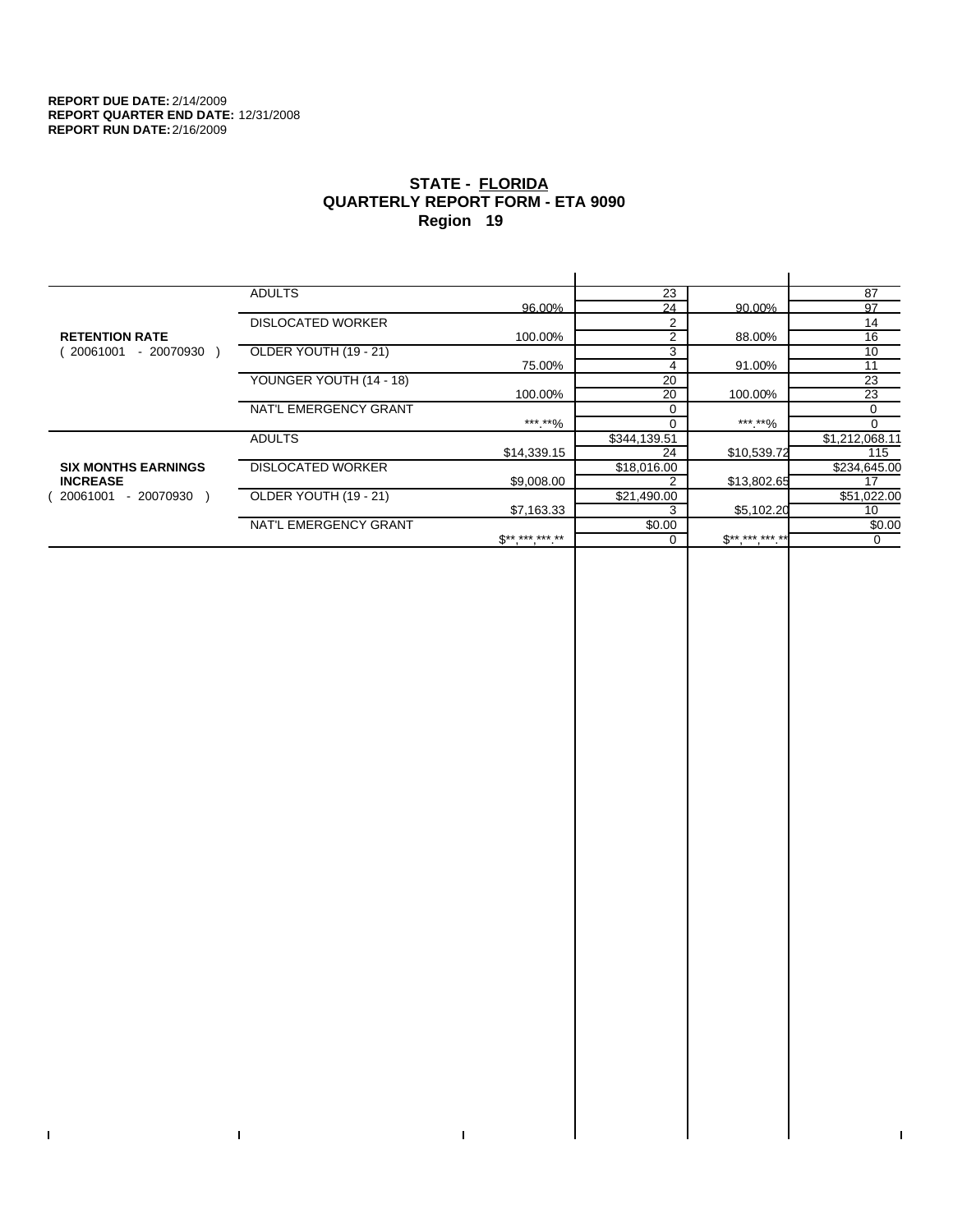**REPORT DUE DATE:** 2/14/2009
**REPORT QUARTER END DATE:** 12/31/2008
**REPORT RUN DATE:** 2/16/2009

# STATE - FLORIDA
## QUARTERLY REPORT FORM - ETA 9090
## Region 19

| | | | | | |
|---|---|---|---|---|---|
| **RETENTION RATE** ( 20061001 - 20070930 ) | ADULTS | 96.00% | 23 / 24 | 90.00% | 87 / 97 |
| | DISLOCATED WORKER | 100.00% | 2 / 2 | 88.00% | 14 / 16 |
| | OLDER YOUTH (19 - 21) | 75.00% | 3 / 4 | 91.00% | 10 / 11 |
| | YOUNGER YOUTH (14 - 18) | 100.00% | 20 / 20 | 100.00% | 23 / 23 |
| | NAT'L EMERGENCY GRANT | ***.**% | 0 / 0 | ***.**% | 0 / 0 |
| **SIX MONTHS EARNINGS INCREASE** ( 20061001 - 20070930 ) | ADULTS | $14,339.15 | $344,139.51 / 24 | $10,539.72 | $1,212,068.11 / 115 |
| | DISLOCATED WORKER | $9,008.00 | $18,016.00 / 2 | $13,802.65 | $234,645.00 / 17 |
| | OLDER YOUTH (19 - 21) | $7,163.33 | $21,490.00 / 3 | $5,102.20 | $51,022.00 / 10 |
| | NAT'L EMERGENCY GRANT | $**,***,***.** | $0.00 / 0 | $**,***,***.** | $0.00 / 0 |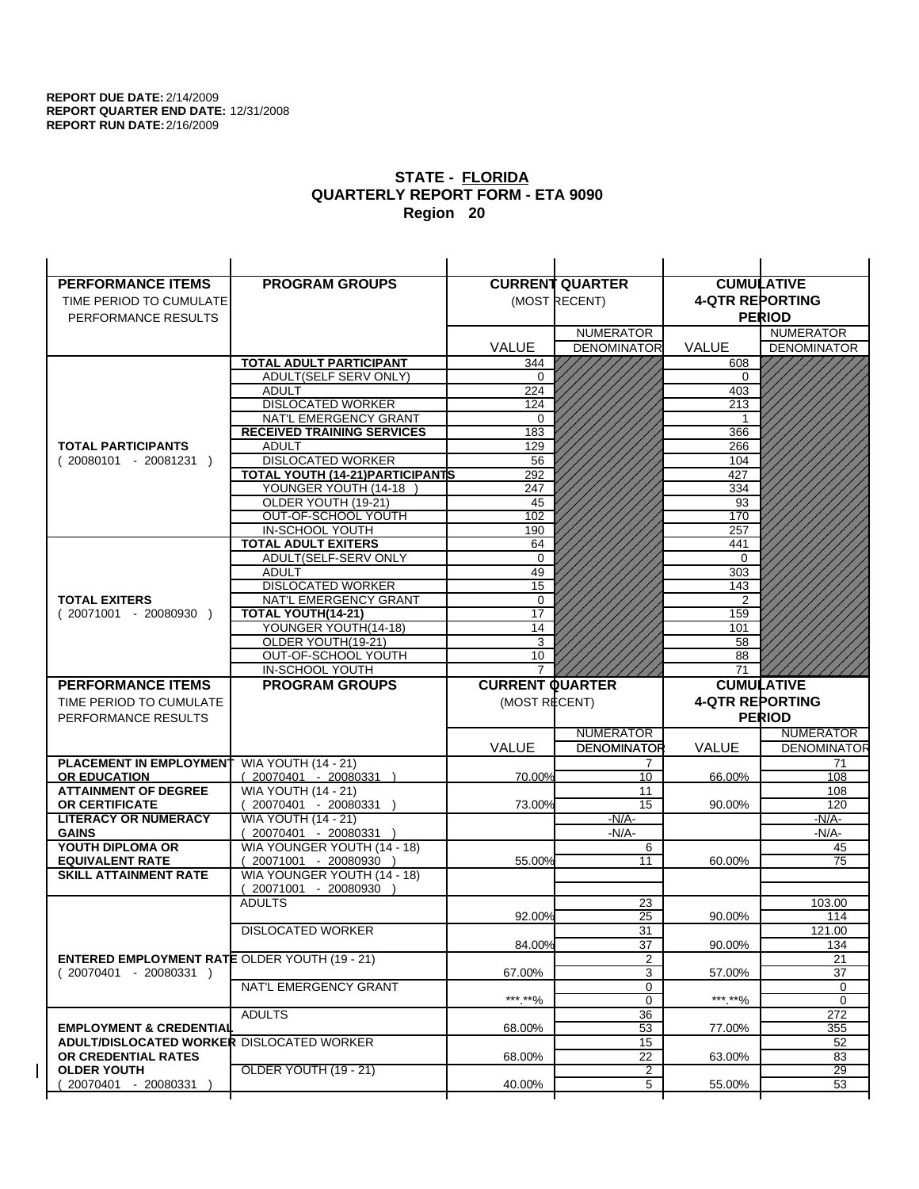**REPORT DUE DATE:** 2/14/2009
**REPORT QUARTER END DATE:** 12/31/2008
**REPORT RUN DATE:** 2/16/2009

## STATE - FLORIDA
## QUARTERLY REPORT FORM - ETA 9090
## Region 20

| PERFORMANCE ITEMS<br>TIME PERIOD TO CUMULATE PERFORMANCE RESULTS | PROGRAM GROUPS | CURRENT QUARTER (MOST RECENT) VALUE | CURRENT QUARTER NUMERATOR DENOMINATOR | CUMULATIVE 4-QTR REPORTING PERIOD VALUE | CUMULATIVE NUMERATOR DENOMINATOR |
|---|---|---|---|---|---|
| **TOTAL PARTICIPANTS** ( 20080101 - 20081231 ) | **TOTAL ADULT PARTICIPANT** | 344 | | 608 | |
| | ADULT(SELF SERV ONLY) | 0 | | 0 | |
| | ADULT | 224 | | 403 | |
| | DISLOCATED WORKER | 124 | | 213 | |
| | NAT'L EMERGENCY GRANT | 0 | | 1 | |
| | **RECEIVED TRAINING SERVICES** | 183 | | 366 | |
| | ADULT | 129 | | 266 | |
| | DISLOCATED WORKER | 56 | | 104 | |
| | **TOTAL YOUTH (14-21)PARTICIPANTS** | 292 | | 427 | |
| | YOUNGER YOUTH (14-18 ) | 247 | | 334 | |
| | OLDER YOUTH (19-21) | 45 | | 93 | |
| | OUT-OF-SCHOOL YOUTH | 102 | | 170 | |
| | IN-SCHOOL YOUTH | 190 | | 257 | |
| **TOTAL EXITERS** ( 20071001 - 20080930 ) | **TOTAL ADULT EXITERS** | 64 | | 441 | |
| | ADULT(SELF-SERV ONLY | 0 | | 0 | |
| | ADULT | 49 | | 303 | |
| | DISLOCATED WORKER | 15 | | 143 | |
| | NAT'L EMERGENCY GRANT | 0 | | 2 | |
| | **TOTAL YOUTH(14-21)** | 17 | | 159 | |
| | YOUNGER YOUTH(14-18) | 14 | | 101 | |
| | OLDER YOUTH(19-21) | 3 | | 58 | |
| | OUT-OF-SCHOOL YOUTH | 10 | | 88 | |
| | IN-SCHOOL YOUTH | 7 | | 71 | |

| PERFORMANCE ITEMS<br>TIME PERIOD TO CUMULATE PERFORMANCE RESULTS | PROGRAM GROUPS | CURRENT QUARTER (MOST RECENT) VALUE | CURRENT QUARTER NUMERATOR DENOMINATOR | CUMULATIVE 4-QTR REPORTING PERIOD VALUE | CUMULATIVE NUMERATOR DENOMINATOR |
|---|---|---|---|---|---|
| **PLACEMENT IN EMPLOYMENT OR EDUCATION** | WIA YOUTH (14 - 21) ( 20070401 - 20080331 ) | 70.00% | 7<br>10 | 66.00% | 71<br>108 |
| **ATTAINMENT OF DEGREE OR CERTIFICATE** | WIA YOUTH (14 - 21) ( 20070401 - 20080331 ) | 73.00% | 11<br>15 | 90.00% | 108<br>120 |
| **LITERACY OR NUMERACY GAINS** | WIA YOUTH (14 - 21) ( 20070401 - 20080331 ) | | -N/A-<br>-N/A- | | -N/A-<br>-N/A- |
| **YOUTH DIPLOMA OR EQUIVALENT RATE** | WIA YOUNGER YOUTH (14 - 18) ( 20071001 - 20080930 ) | 55.00% | 6<br>11 | 60.00% | 45<br>75 |
| **SKILL ATTAINMENT RATE** | WIA YOUNGER YOUTH (14 - 18) ( 20071001 - 20080930 ) | | | | |
| **ENTERED EMPLOYMENT RATE** ( 20070401 - 20080331 ) | ADULTS | 92.00% | 23<br>25 | 90.00% | 103.00<br>114 |
| | DISLOCATED WORKER | 84.00% | 31<br>37 | 90.00% | 121.00<br>134 |
| | OLDER YOUTH (19 - 21) | 67.00% | 2<br>3 | 57.00% | 21<br>37 |
| | NAT'L EMERGENCY GRANT | ***.**% | 0<br>0 | ***.**% | 0<br>0 |
| **EMPLOYMENT & CREDENTIAL ADULT/DISLOCATED WORKER OR CREDENTIAL RATES OLDER YOUTH** ( 20070401 - 20080331 ) | ADULTS | 68.00% | 36<br>53 | 77.00% | 272<br>355 |
| | DISLOCATED WORKER | 68.00% | 15<br>22 | 63.00% | 52<br>83 |
| | OLDER YOUTH (19 - 21) | 40.00% | 2<br>5 | 55.00% | 29<br>53 |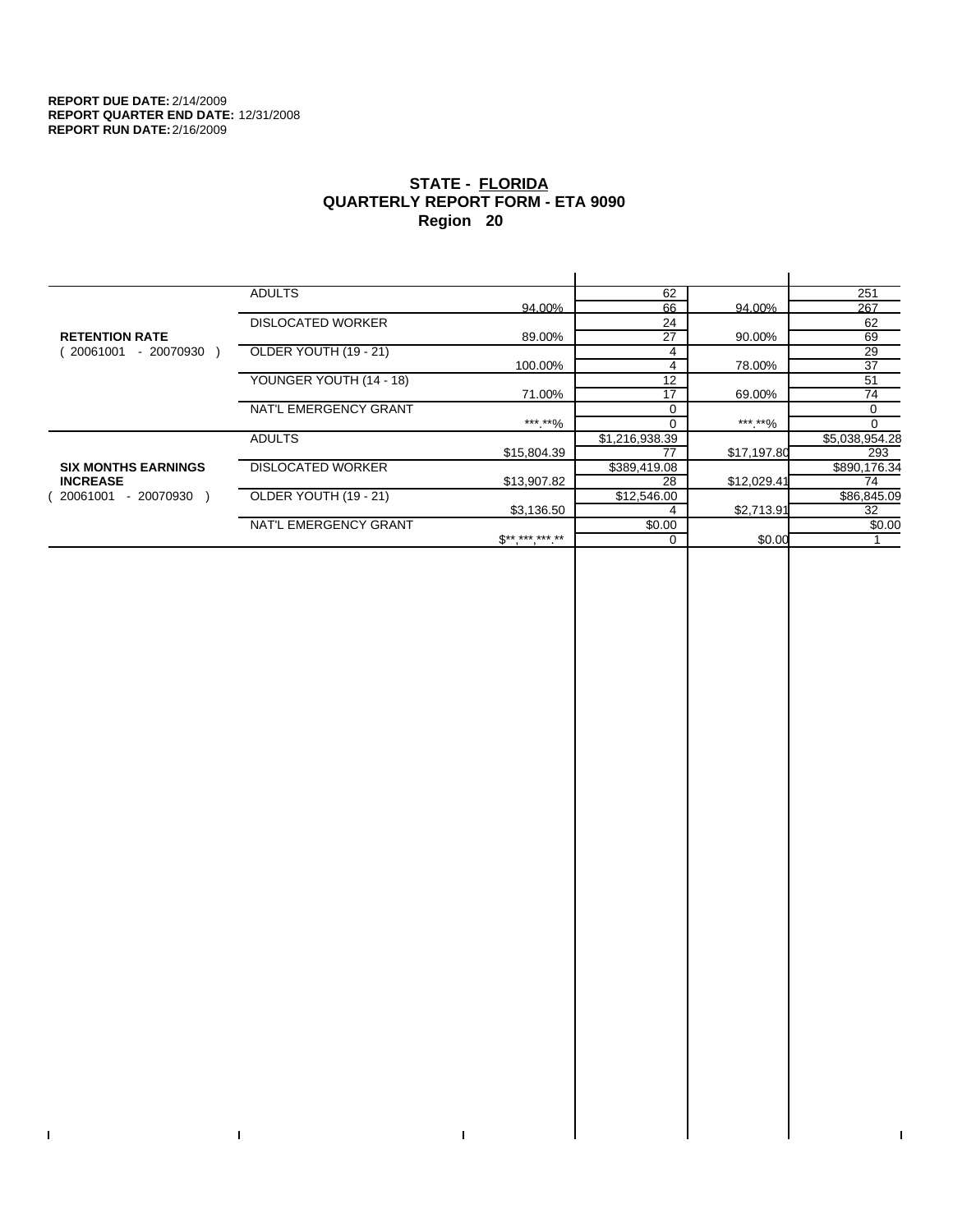**REPORT DUE DATE:** 2/14/2009
**REPORT QUARTER END DATE:** 12/31/2008
**REPORT RUN DATE:** 2/16/2009

# STATE - FLORIDA
## QUARTERLY REPORT FORM - ETA 9090
## Region 20

| | | | | | |
|---|---|---|---|---|---|
| **RETENTION RATE** ( 20061001 - 20070930 ) | ADULTS | | 62 | | 251 |
| | | 94.00% | 66 | 94.00% | 267 |
| | DISLOCATED WORKER | | 24 | | 62 |
| | | 89.00% | 27 | 90.00% | 69 |
| | OLDER YOUTH (19 - 21) | | 4 | | 29 |
| | | 100.00% | 4 | 78.00% | 37 |
| | YOUNGER YOUTH (14 - 18) | | 12 | | 51 |
| | | 71.00% | 17 | 69.00% | 74 |
| | NAT'L EMERGENCY GRANT | | 0 | | 0 |
| | | ***.**% | 0 | ***.**% | 0 |
| **SIX MONTHS EARNINGS INCREASE** ( 20061001 - 20070930 ) | ADULTS | | $1,216,938.39 | | $5,038,954.28 |
| | | $15,804.39 | 77 | $17,197.80 | 293 |
| | DISLOCATED WORKER | | $389,419.08 | | $890,176.34 |
| | | $13,907.82 | 28 | $12,029.41 | 74 |
| | OLDER YOUTH (19 - 21) | | $12,546.00 | | $86,845.09 |
| | | $3,136.50 | 4 | $2,713.91 | 32 |
| | NAT'L EMERGENCY GRANT | | $0.00 | | $0.00 |
| | | $**,***,***.** | 0 | $0.00 | 1 |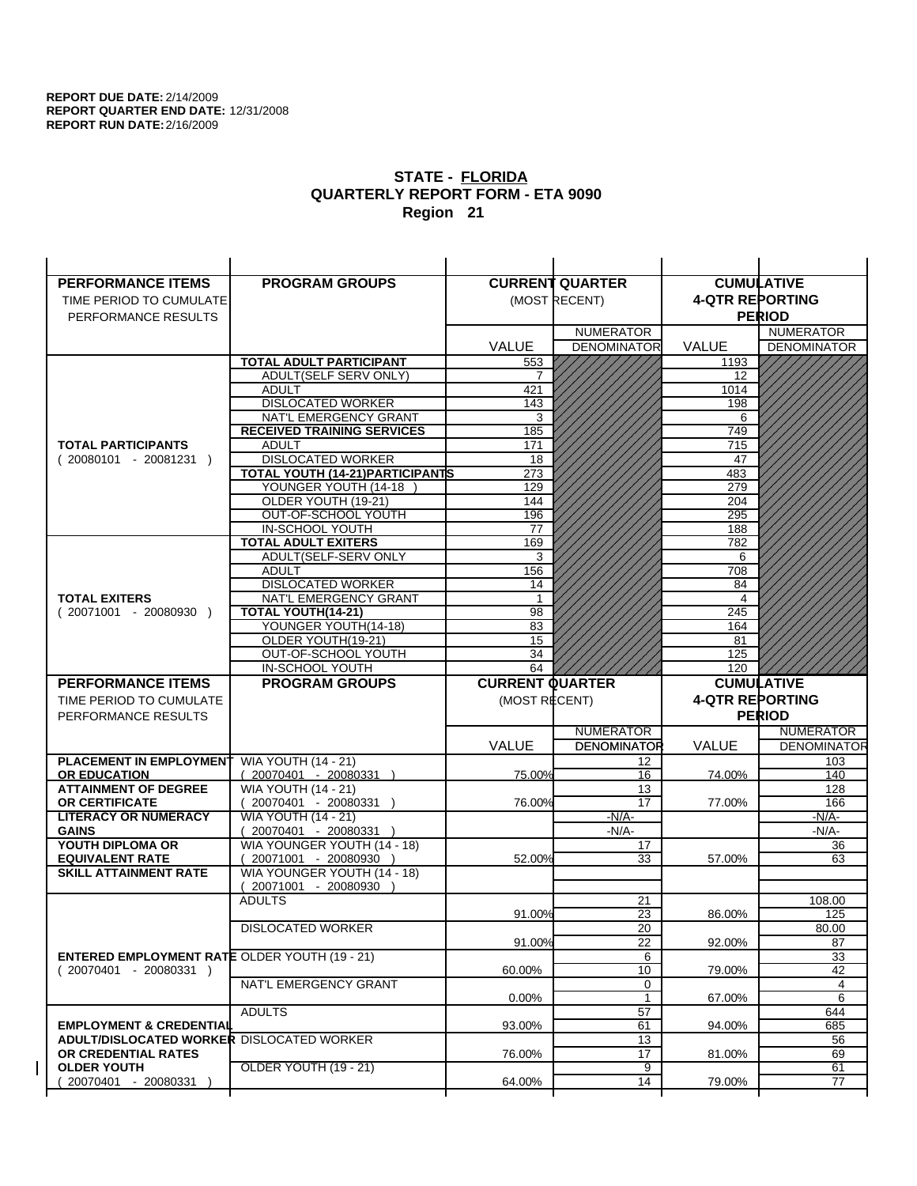**REPORT DUE DATE:** 2/14/2009
**REPORT QUARTER END DATE:** 12/31/2008
**REPORT RUN DATE:** 2/16/2009

# STATE - FLORIDA
## QUARTERLY REPORT FORM - ETA 9090
## Region 21

| PERFORMANCE ITEMS<br>TIME PERIOD TO CUMULATE PERFORMANCE RESULTS | PROGRAM GROUPS | CURRENT QUARTER (MOST RECENT) | | CUMULATIVE 4-QTR REPORTING PERIOD | |
|---|---|---|---|---|---|
| | | VALUE | NUMERATOR<br>DENOMINATOR | VALUE | NUMERATOR<br>DENOMINATOR |
| **TOTAL PARTICIPANTS**<br>( 20080101 - 20081231 ) | **TOTAL ADULT PARTICIPANT** | 553 | | 1193 | |
| | ADULT(SELF SERV ONLY) | 7 | | 12 | |
| | ADULT | 421 | | 1014 | |
| | DISLOCATED WORKER | 143 | | 198 | |
| | NAT'L EMERGENCY GRANT | 3 | | 6 | |
| | **RECEIVED TRAINING SERVICES** | 185 | | 749 | |
| | ADULT | 171 | | 715 | |
| | DISLOCATED WORKER | 18 | | 47 | |
| | **TOTAL YOUTH (14-21)PARTICIPANTS** | 273 | | 483 | |
| | YOUNGER YOUTH (14-18 ) | 129 | | 279 | |
| | OLDER YOUTH (19-21) | 144 | | 204 | |
| | OUT-OF-SCHOOL YOUTH | 196 | | 295 | |
| | IN-SCHOOL YOUTH | 77 | | 188 | |
| **TOTAL EXITERS**<br>( 20071001 - 20080930 ) | **TOTAL ADULT EXITERS** | 169 | | 782 | |
| | ADULT(SELF-SERV ONLY | 3 | | 6 | |
| | ADULT | 156 | | 708 | |
| | DISLOCATED WORKER | 14 | | 84 | |
| | NAT'L EMERGENCY GRANT | 1 | | 4 | |
| | **TOTAL YOUTH(14-21)** | 98 | | 245 | |
| | YOUNGER YOUTH(14-18) | 83 | | 164 | |
| | OLDER YOUTH(19-21) | 15 | | 81 | |
| | OUT-OF-SCHOOL YOUTH | 34 | | 125 | |
| | IN-SCHOOL YOUTH | 64 | | 120 | |

| PERFORMANCE ITEMS<br>TIME PERIOD TO CUMULATE PERFORMANCE RESULTS | PROGRAM GROUPS | CURRENT QUARTER (MOST RECENT) | | CUMULATIVE 4-QTR REPORTING PERIOD | |
|---|---|---|---|---|---|
| | | VALUE | NUMERATOR<br>DENOMINATOR | VALUE | NUMERATOR<br>DENOMINATOR |
| **PLACEMENT IN EMPLOYMENT OR EDUCATION** | WIA YOUTH (14 - 21)<br>( 20070401 - 20080331 ) | 75.00% | 12<br>16 | 74.00% | 103<br>140 |
| **ATTAINMENT OF DEGREE OR CERTIFICATE** | WIA YOUTH (14 - 21)<br>( 20070401 - 20080331 ) | 76.00% | 13<br>17 | 77.00% | 128<br>166 |
| **LITERACY OR NUMERACY GAINS** | WIA YOUTH (14 - 21)<br>( 20070401 - 20080331 ) | | -N/A-<br>-N/A- | | -N/A-<br>-N/A- |
| **YOUTH DIPLOMA OR EQUIVALENT RATE** | WIA YOUNGER YOUTH (14 - 18)<br>( 20071001 - 20080930 ) | 52.00% | 17<br>33 | 57.00% | 36<br>63 |
| **SKILL ATTAINMENT RATE** | WIA YOUNGER YOUTH (14 - 18)<br>( 20071001 - 20080930 ) | | | | |
| **ENTERED EMPLOYMENT RATE**<br>( 20070401 - 20080331 ) | ADULTS | 91.00% | 21<br>23 | 86.00% | 108.00<br>125 |
| | DISLOCATED WORKER | 91.00% | 20<br>22 | 92.00% | 80.00<br>87 |
| | OLDER YOUTH (19 - 21) | 60.00% | 6<br>10 | 79.00% | 33<br>42 |
| | NAT'L EMERGENCY GRANT | 0.00% | 0<br>1 | 67.00% | 4<br>6 |
| **EMPLOYMENT & CREDENTIAL ADULT/DISLOCATED WORKER OR CREDENTIAL RATES OLDER YOUTH**<br>( 20070401 - 20080331 ) | ADULTS | 93.00% | 57<br>61 | 94.00% | 644<br>685 |
| | DISLOCATED WORKER | 76.00% | 13<br>17 | 81.00% | 56<br>69 |
| | OLDER YOUTH (19 - 21) | 64.00% | 9<br>14 | 79.00% | 61<br>77 |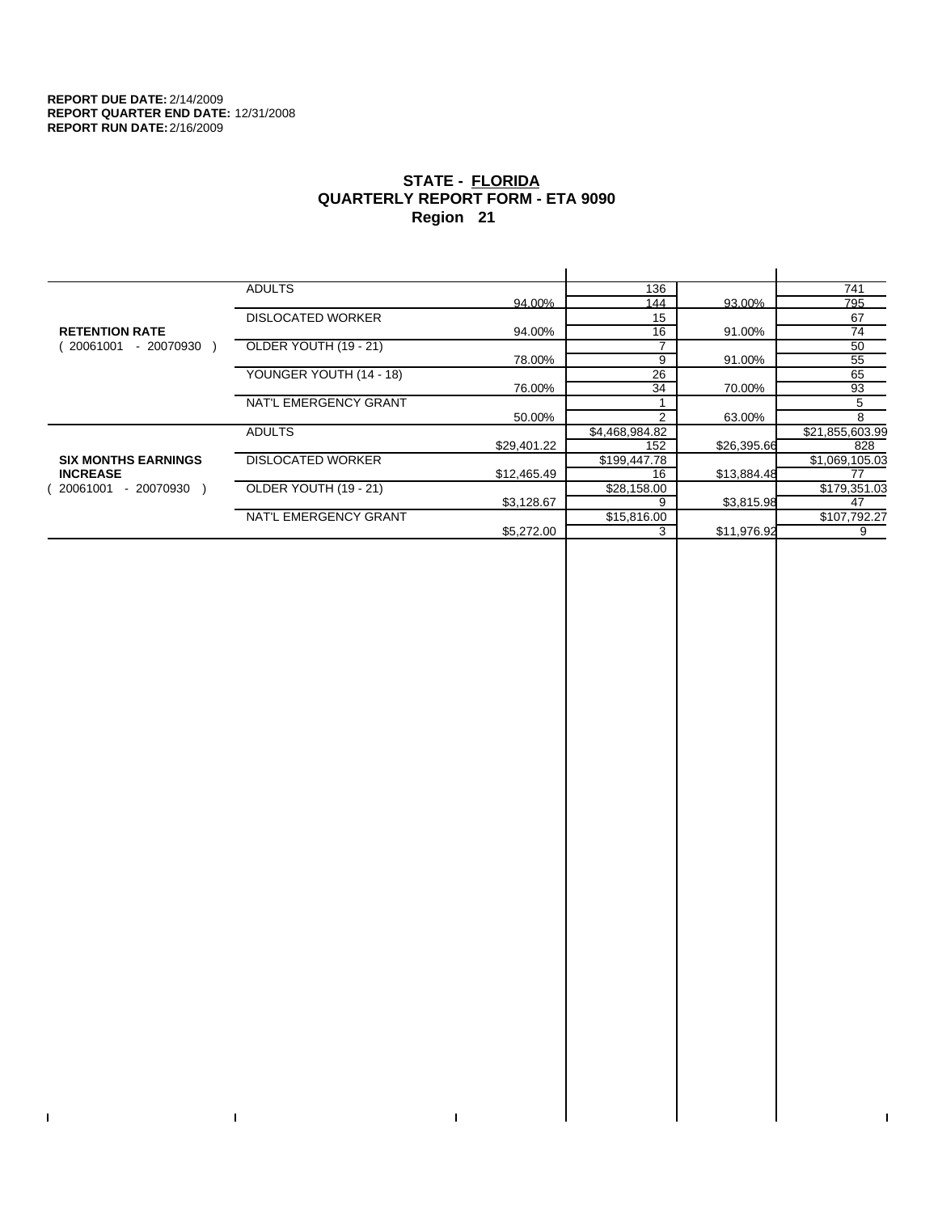**REPORT DUE DATE:** 2/14/2009
**REPORT QUARTER END DATE:** 12/31/2008
**REPORT RUN DATE:** 2/16/2009

## STATE - FLORIDA
## QUARTERLY REPORT FORM - ETA 9090
## Region 21

| | | | | | |
|---|---|---|---|---|---|
| **RETENTION RATE** ( 20061001 - 20070930 ) | ADULTS | | 136 | | 741 |
| | | 94.00% | 144 | 93.00% | 795 |
| | DISLOCATED WORKER | | 15 | | 67 |
| | | 94.00% | 16 | 91.00% | 74 |
| | OLDER YOUTH (19 - 21) | | 7 | | 50 |
| | | 78.00% | 9 | 91.00% | 55 |
| | YOUNGER YOUTH (14 - 18) | | 26 | | 65 |
| | | 76.00% | 34 | 70.00% | 93 |
| | NAT'L EMERGENCY GRANT | | 1 | | 5 |
| | | 50.00% | 2 | 63.00% | 8 |
| **SIX MONTHS EARNINGS INCREASE** ( 20061001 - 20070930 ) | ADULTS | | $4,468,984.82 | | $21,855,603.99 |
| | | $29,401.22 | 152 | $26,395.66 | 828 |
| | DISLOCATED WORKER | | $199,447.78 | | $1,069,105.03 |
| | | $12,465.49 | 16 | $13,884.48 | 77 |
| | OLDER YOUTH (19 - 21) | | $28,158.00 | | $179,351.03 |
| | | $3,128.67 | 9 | $3,815.98 | 47 |
| | NAT'L EMERGENCY GRANT | | $15,816.00 | | $107,792.27 |
| | | $5,272.00 | 3 | $11,976.92 | 9 |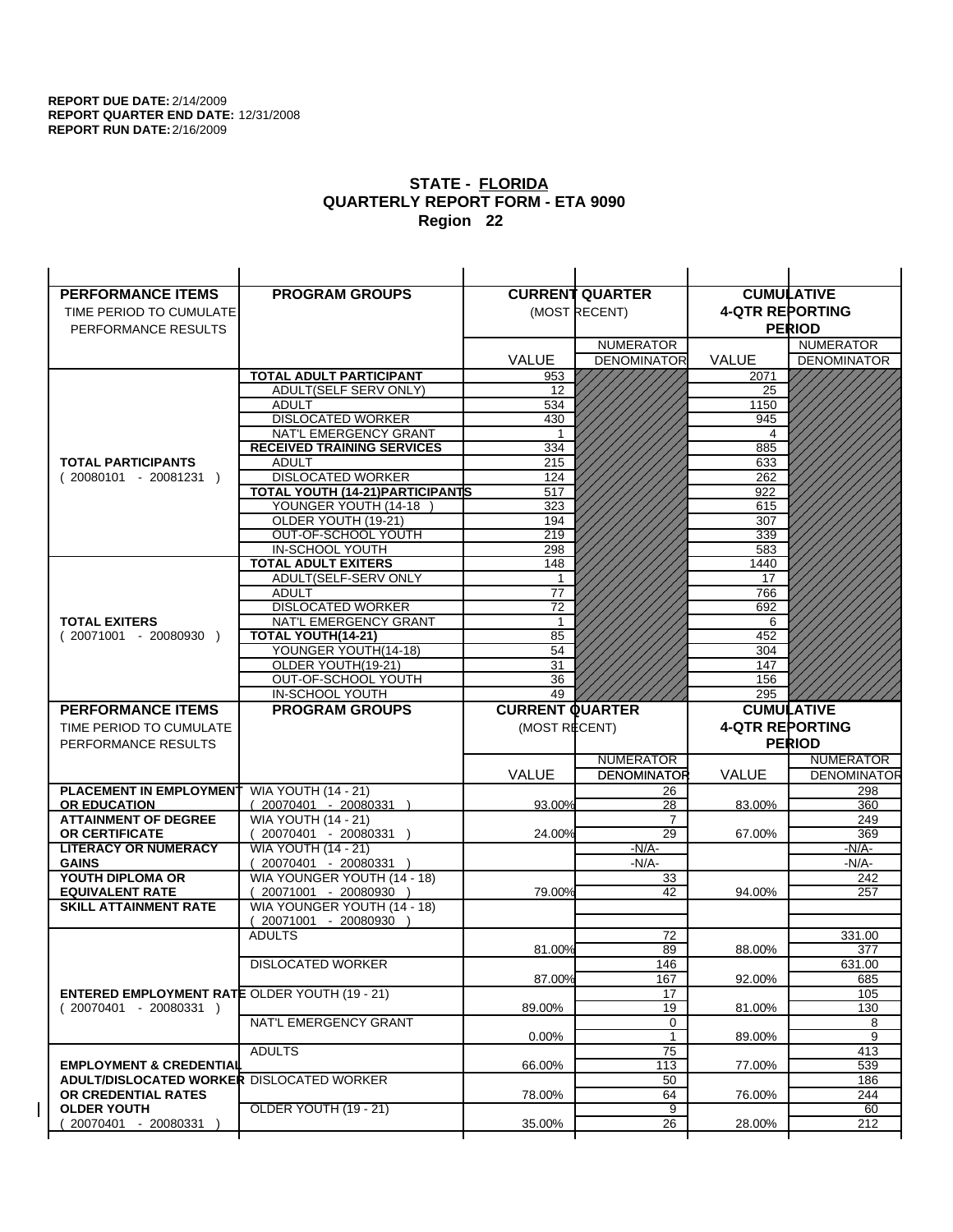**REPORT DUE DATE:** 2/14/2009
**REPORT QUARTER END DATE:** 12/31/2008
**REPORT RUN DATE:** 2/16/2009

## STATE - FLORIDA
## QUARTERLY REPORT FORM - ETA 9090
## Region 22

| PERFORMANCE ITEMS<br>TIME PERIOD TO CUMULATE PERFORMANCE RESULTS | PROGRAM GROUPS | CURRENT QUARTER (MOST RECENT) VALUE | NUMERATOR / DENOMINATOR | CUMULATIVE 4-QTR REPORTING PERIOD VALUE | NUMERATOR / DENOMINATOR |
|---|---|---|---|---|---|
| **TOTAL PARTICIPANTS** ( 20080101 - 20081231 ) | **TOTAL ADULT PARTICIPANT** | 953 | | 2071 | |
| | ADULT(SELF SERV ONLY) | 12 | | 25 | |
| | ADULT | 534 | | 1150 | |
| | DISLOCATED WORKER | 430 | | 945 | |
| | NAT'L EMERGENCY GRANT | 1 | | 4 | |
| | **RECEIVED TRAINING SERVICES** | 334 | | 885 | |
| | ADULT | 215 | | 633 | |
| | DISLOCATED WORKER | 124 | | 262 | |
| | **TOTAL YOUTH (14-21)PARTICIPANTS** | 517 | | 922 | |
| | YOUNGER YOUTH (14-18 ) | 323 | | 615 | |
| | OLDER YOUTH (19-21) | 194 | | 307 | |
| | OUT-OF-SCHOOL YOUTH | 219 | | 339 | |
| | IN-SCHOOL YOUTH | 298 | | 583 | |
| **TOTAL EXITERS** ( 20071001 - 20080930 ) | **TOTAL ADULT EXITERS** | 148 | | 1440 | |
| | ADULT(SELF-SERV ONLY | 1 | | 17 | |
| | ADULT | 77 | | 766 | |
| | DISLOCATED WORKER | 72 | | 692 | |
| | NAT'L EMERGENCY GRANT | 1 | | 6 | |
| | **TOTAL YOUTH(14-21)** | 85 | | 452 | |
| | YOUNGER YOUTH(14-18) | 54 | | 304 | |
| | OLDER YOUTH(19-21) | 31 | | 147 | |
| | OUT-OF-SCHOOL YOUTH | 36 | | 156 | |
| | IN-SCHOOL YOUTH | 49 | | 295 | |

| PERFORMANCE ITEMS<br>TIME PERIOD TO CUMULATE PERFORMANCE RESULTS | PROGRAM GROUPS | CURRENT QUARTER (MOST RECENT) VALUE | NUMERATOR / DENOMINATOR | CUMULATIVE 4-QTR REPORTING PERIOD VALUE | NUMERATOR / DENOMINATOR |
|---|---|---|---|---|---|
| **PLACEMENT IN EMPLOYMENT OR EDUCATION** | WIA YOUTH (14 - 21) ( 20070401 - 20080331 ) | 93.00% | 26 / 28 | 83.00% | 298 / 360 |
| **ATTAINMENT OF DEGREE OR CERTIFICATE** | WIA YOUTH (14 - 21) ( 20070401 - 20080331 ) | 24.00% | 7 / 29 | 67.00% | 249 / 369 |
| **LITERACY OR NUMERACY GAINS** | WIA YOUTH (14 - 21) ( 20070401 - 20080331 ) | | -N/A- / -N/A- | | -N/A- / -N/A- |
| **YOUTH DIPLOMA OR EQUIVALENT RATE** | WIA YOUNGER YOUTH (14 - 18) ( 20071001 - 20080930 ) | 79.00% | 33 / 42 | 94.00% | 242 / 257 |
| **SKILL ATTAINMENT RATE** | WIA YOUNGER YOUTH (14 - 18) ( 20071001 - 20080930 ) | | | | |
| **ENTERED EMPLOYMENT RATE** ( 20070401 - 20080331 ) | ADULTS | 81.00% | 72 / 89 | 88.00% | 331.00 / 377 |
| | DISLOCATED WORKER | 87.00% | 146 / 167 | 92.00% | 631.00 / 685 |
| | OLDER YOUTH (19 - 21) | 89.00% | 17 / 19 | 81.00% | 105 / 130 |
| | NAT'L EMERGENCY GRANT | 0.00% | 0 / 1 | 89.00% | 8 / 9 |
| **EMPLOYMENT & CREDENTIAL ADULT/DISLOCATED WORKER OR CREDENTIAL RATES OLDER YOUTH** ( 20070401 - 20080331 ) | ADULTS | 66.00% | 75 / 113 | 77.00% | 413 / 539 |
| | DISLOCATED WORKER | 78.00% | 50 / 64 | 76.00% | 186 / 244 |
| | OLDER YOUTH (19 - 21) | 35.00% | 9 / 26 | 28.00% | 60 / 212 |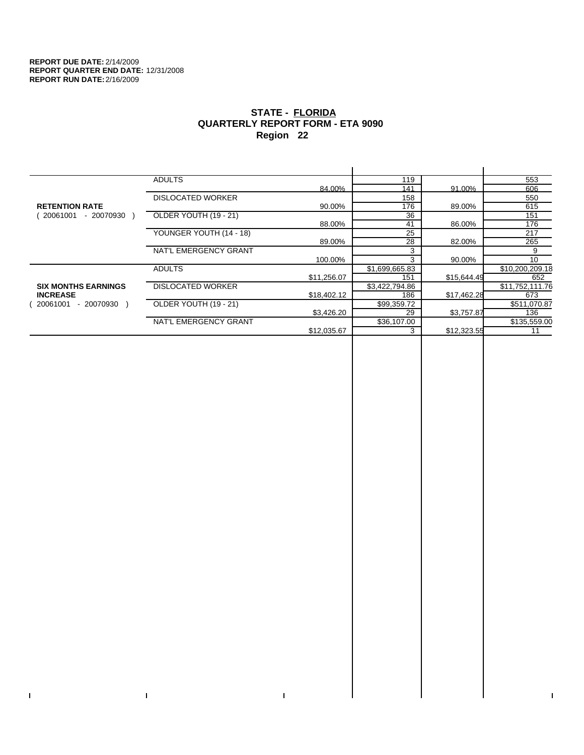**REPORT DUE DATE:** 2/14/2009
**REPORT QUARTER END DATE:** 12/31/2008
**REPORT RUN DATE:** 2/16/2009

## STATE - FLORIDA
## QUARTERLY REPORT FORM - ETA 9090
## Region 22

| | | | | | |
|---|---|---|---|---|---|
| **RETENTION RATE** ( 20061001 - 20070930 ) | ADULTS | | 119 | | 553 |
| | | 84.00% | 141 | 91.00% | 606 |
| | DISLOCATED WORKER | | 158 | | 550 |
| | | 90.00% | 176 | 89.00% | 615 |
| | OLDER YOUTH (19 - 21) | | 36 | | 151 |
| | | 88.00% | 41 | 86.00% | 176 |
| | YOUNGER YOUTH (14 - 18) | | 25 | | 217 |
| | | 89.00% | 28 | 82.00% | 265 |
| | NAT'L EMERGENCY GRANT | | 3 | | 9 |
| | | 100.00% | 3 | 90.00% | 10 |
| **SIX MONTHS EARNINGS INCREASE** ( 20061001 - 20070930 ) | ADULTS | | $1,699,665.83 | | $10,200,209.18 |
| | | $11,256.07 | 151 | $15,644.49 | 652 |
| | DISLOCATED WORKER | | $3,422,794.86 | | $11,752,111.76 |
| | | $18,402.12 | 186 | $17,462.28 | 673 |
| | OLDER YOUTH (19 - 21) | | $99,359.72 | | $511,070.87 |
| | | $3,426.20 | 29 | $3,757.87 | 136 |
| | NAT'L EMERGENCY GRANT | | $36,107.00 | | $135,559.00 |
| | | $12,035.67 | 3 | $12,323.55 | 11 |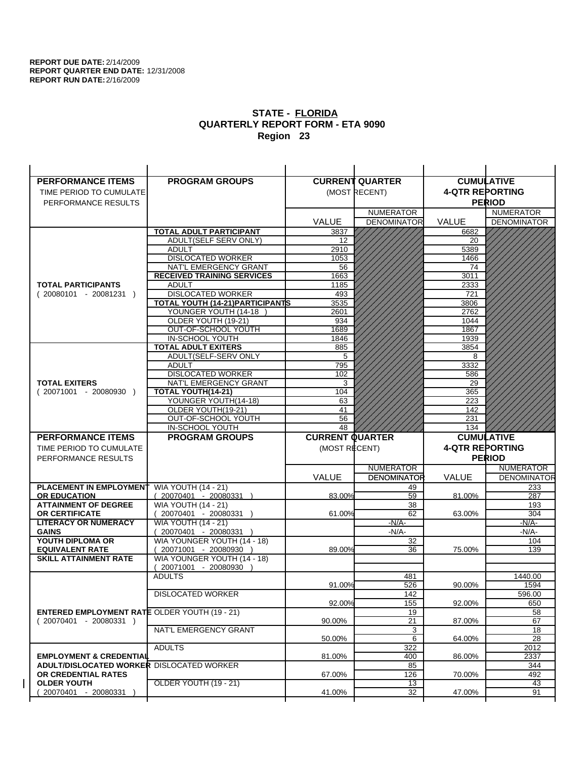**REPORT DUE DATE:** 2/14/2009
**REPORT QUARTER END DATE:** 12/31/2008
**REPORT RUN DATE:** 2/16/2009

## STATE - FLORIDA
## QUARTERLY REPORT FORM - ETA 9090
## Region 23

| PERFORMANCE ITEMS<br>TIME PERIOD TO CUMULATE<br>PERFORMANCE RESULTS | PROGRAM GROUPS | CURRENT QUARTER (MOST RECENT) VALUE | NUMERATOR / DENOMINATOR | CUMULATIVE 4-QTR REPORTING PERIOD VALUE | NUMERATOR / DENOMINATOR |
|---|---|---|---|---|---|
| **TOTAL PARTICIPANTS** ( 20080101 - 20081231 ) | **TOTAL ADULT PARTICIPANT** | 3837 | | 6682 | |
| | ADULT(SELF SERV ONLY) | 12 | | 20 | |
| | ADULT | 2910 | | 5389 | |
| | DISLOCATED WORKER | 1053 | | 1466 | |
| | NAT'L EMERGENCY GRANT | 56 | | 74 | |
| | **RECEIVED TRAINING SERVICES** | 1663 | | 3011 | |
| | ADULT | 1185 | | 2333 | |
| | DISLOCATED WORKER | 493 | | 721 | |
| | **TOTAL YOUTH (14-21)PARTICIPANTS** | 3535 | | 3806 | |
| | YOUNGER YOUTH (14-18 ) | 2601 | | 2762 | |
| | OLDER YOUTH (19-21) | 934 | | 1044 | |
| | OUT-OF-SCHOOL YOUTH | 1689 | | 1867 | |
| | IN-SCHOOL YOUTH | 1846 | | 1939 | |
| **TOTAL EXITERS** ( 20071001 - 20080930 ) | **TOTAL ADULT EXITERS** | 885 | | 3854 | |
| | ADULT(SELF-SERV ONLY | 5 | | 8 | |
| | ADULT | 795 | | 3332 | |
| | DISLOCATED WORKER | 102 | | 586 | |
| | NAT'L EMERGENCY GRANT | 3 | | 29 | |
| | **TOTAL YOUTH(14-21)** | 104 | | 365 | |
| | YOUNGER YOUTH(14-18) | 63 | | 223 | |
| | OLDER YOUTH(19-21) | 41 | | 142 | |
| | OUT-OF-SCHOOL YOUTH | 56 | | 231 | |
| | IN-SCHOOL YOUTH | 48 | | 134 | |

| PERFORMANCE ITEMS<br>TIME PERIOD TO CUMULATE<br>PERFORMANCE RESULTS | PROGRAM GROUPS | CURRENT QUARTER (MOST RECENT) VALUE | NUMERATOR / DENOMINATOR | CUMULATIVE 4-QTR REPORTING PERIOD VALUE | NUMERATOR / DENOMINATOR |
|---|---|---|---|---|---|
| **PLACEMENT IN EMPLOYMENT OR EDUCATION** | WIA YOUTH (14 - 21) ( 20070401 - 20080331 ) | 83.00% | 49 / 59 | 81.00% | 233 / 287 |
| **ATTAINMENT OF DEGREE OR CERTIFICATE** | WIA YOUTH (14 - 21) ( 20070401 - 20080331 ) | 61.00% | 38 / 62 | 63.00% | 193 / 304 |
| **LITERACY OR NUMERACY GAINS** | WIA YOUTH (14 - 21) ( 20070401 - 20080331 ) | | -N/A- / -N/A- | | -N/A- / -N/A- |
| **YOUTH DIPLOMA OR EQUIVALENT RATE** | WIA YOUNGER YOUTH (14 - 18) ( 20071001 - 20080930 ) | 89.00% | 32 / 36 | 75.00% | 104 / 139 |
| **SKILL ATTAINMENT RATE** | WIA YOUNGER YOUTH (14 - 18) ( 20071001 - 20080930 ) | | | | |
| **ENTERED EMPLOYMENT RATE** ( 20070401 - 20080331 ) | ADULTS | 91.00% | 481 / 526 | 90.00% | 1440.00 / 1594 |
| | DISLOCATED WORKER | 92.00% | 142 / 155 | 92.00% | 596.00 / 650 |
| | OLDER YOUTH (19 - 21) | 90.00% | 19 / 21 | 87.00% | 58 / 67 |
| | NAT'L EMERGENCY GRANT | 50.00% | 3 / 6 | 64.00% | 18 / 28 |
| **EMPLOYMENT & CREDENTIAL ADULT/DISLOCATED WORKER OR CREDENTIAL RATES OLDER YOUTH** ( 20070401 - 20080331 ) | ADULTS | 81.00% | 322 / 400 | 86.00% | 2012 / 2337 |
| | DISLOCATED WORKER | 67.00% | 85 / 126 | 70.00% | 344 / 492 |
| | OLDER YOUTH (19 - 21) | 41.00% | 13 / 32 | 47.00% | 43 / 91 |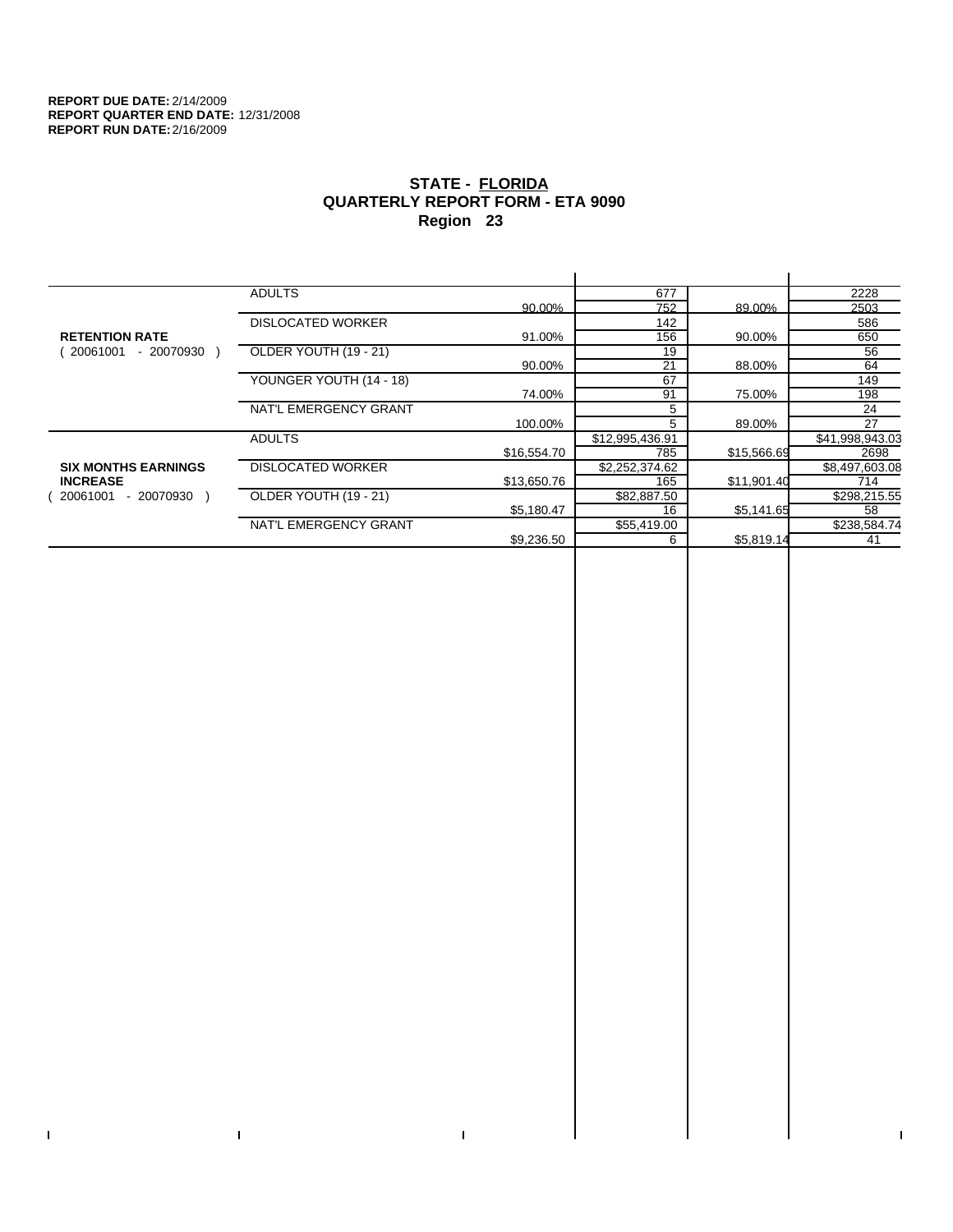**REPORT DUE DATE:** 2/14/2009
**REPORT QUARTER END DATE:** 12/31/2008
**REPORT RUN DATE:** 2/16/2009

# STATE - FLORIDA
## QUARTERLY REPORT FORM - ETA 9090
## Region 23

| | | | | | |
|---|---|---|---|---|---|
| **RETENTION RATE** ( 20061001 - 20070930 ) | ADULTS | | 677 | | 2228 |
| | | 90.00% | 752 | 89.00% | 2503 |
| | DISLOCATED WORKER | | 142 | | 586 |
| | | 91.00% | 156 | 90.00% | 650 |
| | OLDER YOUTH (19 - 21) | | 19 | | 56 |
| | | 90.00% | 21 | 88.00% | 64 |
| | YOUNGER YOUTH (14 - 18) | | 67 | | 149 |
| | | 74.00% | 91 | 75.00% | 198 |
| | NAT'L EMERGENCY GRANT | | 5 | | 24 |
| | | 100.00% | 5 | 89.00% | 27 |
| **SIX MONTHS EARNINGS INCREASE** ( 20061001 - 20070930 ) | ADULTS | | $12,995,436.91 | | $41,998,943.03 |
| | | $16,554.70 | 785 | $15,566.69 | 2698 |
| | DISLOCATED WORKER | | $2,252,374.62 | | $8,497,603.08 |
| | | $13,650.76 | 165 | $11,901.40 | 714 |
| | OLDER YOUTH (19 - 21) | | $82,887.50 | | $298,215.55 |
| | | $5,180.47 | 16 | $5,141.65 | 58 |
| | NAT'L EMERGENCY GRANT | | $55,419.00 | | $238,584.74 |
| | | $9,236.50 | 6 | $5,819.14 | 41 |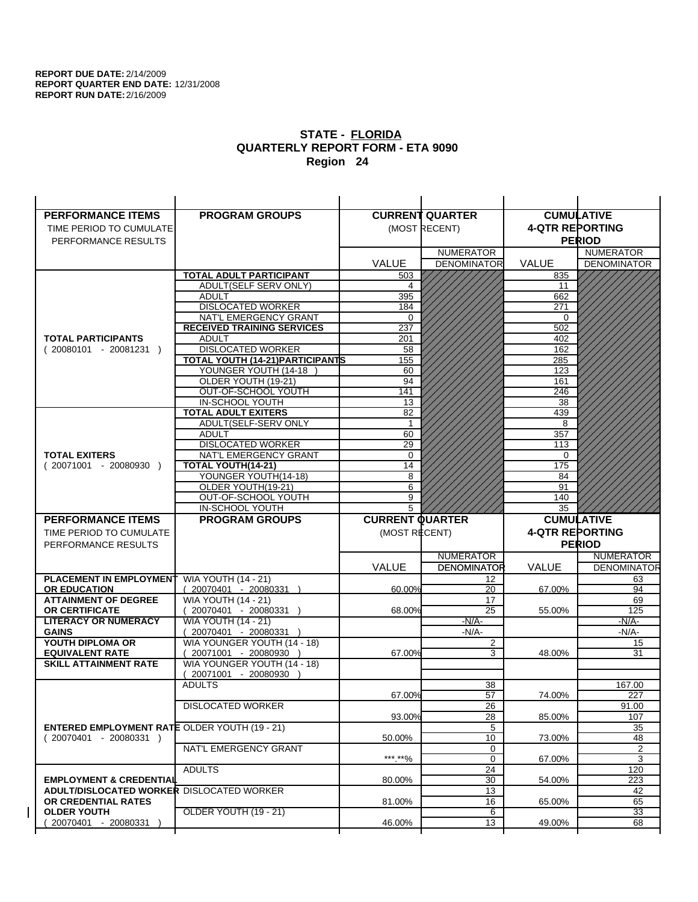**REPORT DUE DATE:** 2/14/2009
**REPORT QUARTER END DATE:** 12/31/2008
**REPORT RUN DATE:** 2/16/2009

# STATE - FLORIDA
## QUARTERLY REPORT FORM - ETA 9090
## Region 24

| PERFORMANCE ITEMS<br>TIME PERIOD TO CUMULATE PERFORMANCE RESULTS | PROGRAM GROUPS | CURRENT QUARTER (MOST RECENT) VALUE | CURRENT QUARTER NUMERATOR DENOMINATOR | CUMULATIVE 4-QTR REPORTING PERIOD VALUE | CUMULATIVE NUMERATOR DENOMINATOR |
|---|---|---|---|---|---|
| **TOTAL PARTICIPANTS** ( 20080101 - 20081231 ) | **TOTAL ADULT PARTICIPANT** | 503 | | 835 | |
| | ADULT(SELF SERV ONLY) | 4 | | 11 | |
| | ADULT | 395 | | 662 | |
| | DISLOCATED WORKER | 184 | | 271 | |
| | NAT'L EMERGENCY GRANT | 0 | | 0 | |
| | **RECEIVED TRAINING SERVICES** | 237 | | 502 | |
| | ADULT | 201 | | 402 | |
| | DISLOCATED WORKER | 58 | | 162 | |
| | **TOTAL YOUTH (14-21)PARTICIPANTS** | 155 | | 285 | |
| | YOUNGER YOUTH (14-18 ) | 60 | | 123 | |
| | OLDER YOUTH (19-21) | 94 | | 161 | |
| | OUT-OF-SCHOOL YOUTH | 141 | | 246 | |
| | IN-SCHOOL YOUTH | 13 | | 38 | |
| **TOTAL EXITERS** ( 20071001 - 20080930 ) | **TOTAL ADULT EXITERS** | 82 | | 439 | |
| | ADULT(SELF-SERV ONLY | 1 | | 8 | |
| | ADULT | 60 | | 357 | |
| | DISLOCATED WORKER | 29 | | 113 | |
| | NAT'L EMERGENCY GRANT | 0 | | 0 | |
| | **TOTAL YOUTH(14-21)** | 14 | | 175 | |
| | YOUNGER YOUTH(14-18) | 8 | | 84 | |
| | OLDER YOUTH(19-21) | 6 | | 91 | |
| | OUT-OF-SCHOOL YOUTH | 9 | | 140 | |
| | IN-SCHOOL YOUTH | 5 | | 35 | |

| PERFORMANCE ITEMS<br>TIME PERIOD TO CUMULATE PERFORMANCE RESULTS | PROGRAM GROUPS | CURRENT QUARTER (MOST RECENT) VALUE | CURRENT QUARTER NUMERATOR / DENOMINATOR | CUMULATIVE 4-QTR REPORTING PERIOD VALUE | CUMULATIVE NUMERATOR / DENOMINATOR |
|---|---|---|---|---|---|
| **PLACEMENT IN EMPLOYMENT OR EDUCATION** | WIA YOUTH (14 - 21) ( 20070401 - 20080331 ) | 60.00% | 12 / 20 | 67.00% | 63 / 94 |
| **ATTAINMENT OF DEGREE OR CERTIFICATE** | WIA YOUTH (14 - 21) ( 20070401 - 20080331 ) | 68.00% | 17 / 25 | 55.00% | 69 / 125 |
| **LITERACY OR NUMERACY GAINS** | WIA YOUTH (14 - 21) ( 20070401 - 20080331 ) | | -N/A- / -N/A- | | -N/A- / -N/A- |
| **YOUTH DIPLOMA OR EQUIVALENT RATE** | WIA YOUNGER YOUTH (14 - 18) ( 20071001 - 20080930 ) | 67.00% | 2 / 3 | 48.00% | 15 / 31 |
| **SKILL ATTAINMENT RATE** | WIA YOUNGER YOUTH (14 - 18) ( 20071001 - 20080930 ) | | | | |
| **ENTERED EMPLOYMENT RATE** ( 20070401 - 20080331 ) | ADULTS | 67.00% | 38 / 57 | 74.00% | 167.00 / 227 |
| | DISLOCATED WORKER | 93.00% | 26 / 28 | 85.00% | 91.00 / 107 |
| | OLDER YOUTH (19 - 21) | 50.00% | 5 / 10 | 73.00% | 35 / 48 |
| | NAT'L EMERGENCY GRANT | ***.**% | 0 / 0 | 67.00% | 2 / 3 |
| **EMPLOYMENT & CREDENTIAL ADULT/DISLOCATED WORKER OR CREDENTIAL RATES OLDER YOUTH** ( 20070401 - 20080331 ) | ADULTS | 80.00% | 24 / 30 | 54.00% | 120 / 223 |
| | DISLOCATED WORKER | 81.00% | 13 / 16 | 65.00% | 42 / 65 |
| | OLDER YOUTH (19 - 21) | 46.00% | 6 / 13 | 49.00% | 33 / 68 |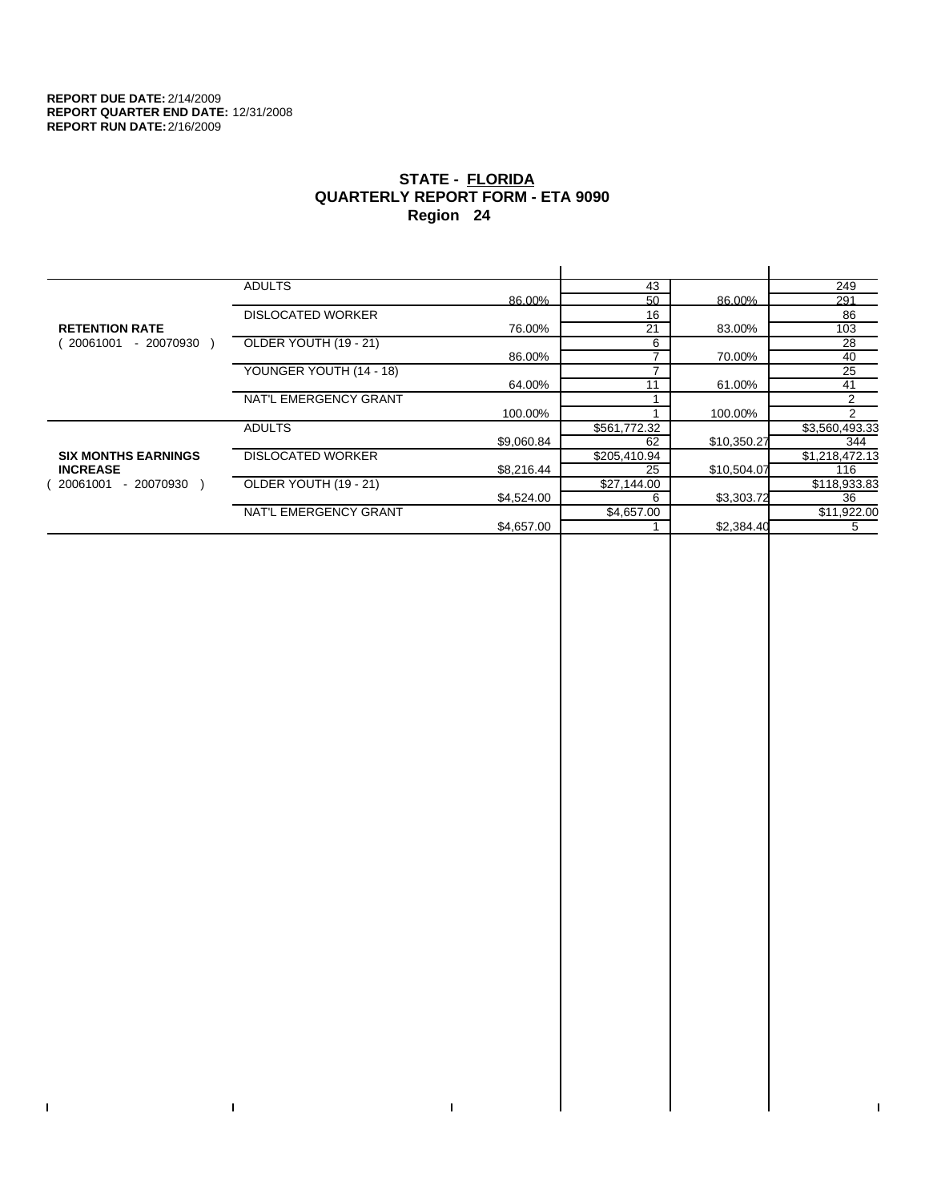**REPORT DUE DATE:** 2/14/2009
**REPORT QUARTER END DATE:** 12/31/2008
**REPORT RUN DATE:** 2/16/2009

# STATE - FLORIDA
## QUARTERLY REPORT FORM - ETA 9090
## Region 24

| | | | | | |
|---|---|---|---|---|---|
| **RETENTION RATE** ( 20061001 - 20070930 ) | ADULTS | 86.00% | 43 / 50 | 86.00% | 249 / 291 |
| | DISLOCATED WORKER | 76.00% | 16 / 21 | 83.00% | 86 / 103 |
| | OLDER YOUTH (19 - 21) | 86.00% | 6 / 7 | 70.00% | 28 / 40 |
| | YOUNGER YOUTH (14 - 18) | 64.00% | 7 / 11 | 61.00% | 25 / 41 |
| | NAT'L EMERGENCY GRANT | 100.00% | 1 / 1 | 100.00% | 2 / 2 |
| **SIX MONTHS EARNINGS INCREASE** ( 20061001 - 20070930 ) | ADULTS | $9,060.84 | $561,772.32 / 62 | $10,350.27 | $3,560,493.33 / 344 |
| | DISLOCATED WORKER | $8,216.44 | $205,410.94 / 25 | $10,504.07 | $1,218,472.13 / 116 |
| | OLDER YOUTH (19 - 21) | $4,524.00 | $27,144.00 / 6 | $3,303.72 | $118,933.83 / 36 |
| | NAT'L EMERGENCY GRANT | $4,657.00 | $4,657.00 / 1 | $2,384.40 | $11,922.00 / 5 |